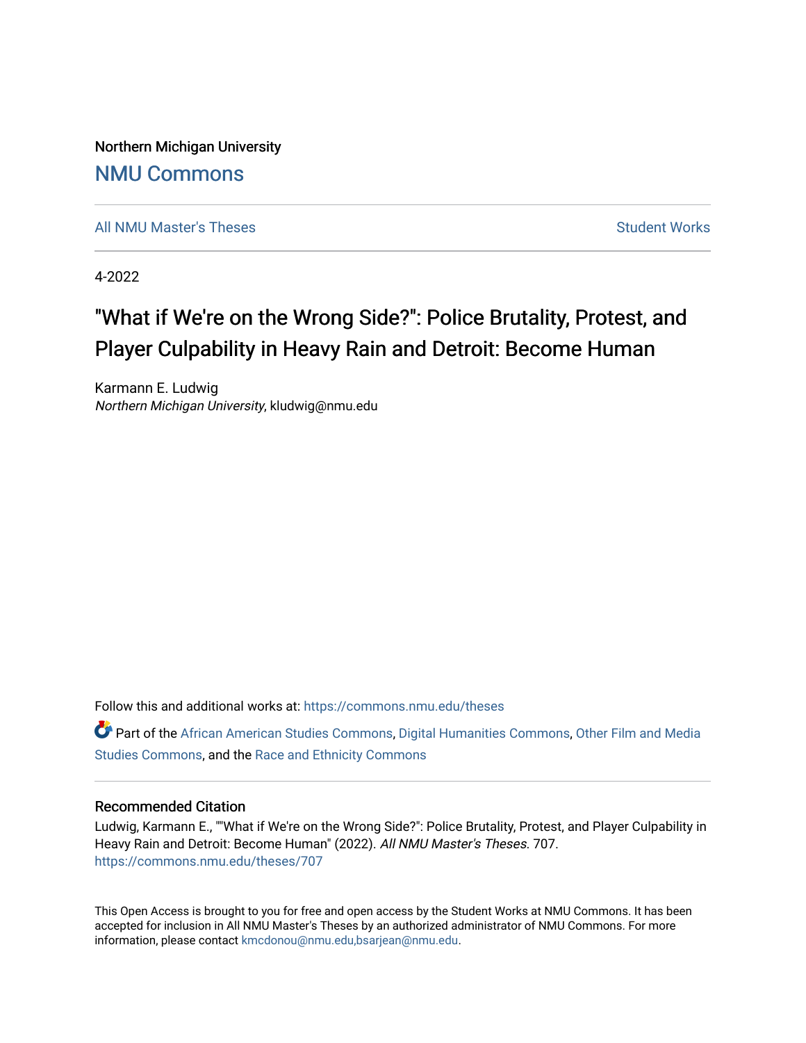Northern Michigan University

# NMU Commons

All NMU Master's Theses | Student Works

4-2022

## "What if We're on the Wrong Side?": Police Brutality, Protest, and Player Culpability in Heavy Rain and Detroit: Become Human

Karmann E. Ludwig
*Northern Michigan University*, kludwig@nmu.edu

Follow this and additional works at: https://commons.nmu.edu/theses

Part of the African American Studies Commons, Digital Humanities Commons, Other Film and Media Studies Commons, and the Race and Ethnicity Commons

### Recommended Citation

Ludwig, Karmann E., ""What if We're on the Wrong Side?": Police Brutality, Protest, and Player Culpability in Heavy Rain and Detroit: Become Human" (2022). *All NMU Master's Theses*. 707.
https://commons.nmu.edu/theses/707

This Open Access is brought to you for free and open access by the Student Works at NMU Commons. It has been accepted for inclusion in All NMU Master's Theses by an authorized administrator of NMU Commons. For more information, please contact kmcdonou@nmu.edu,bsarjean@nmu.edu.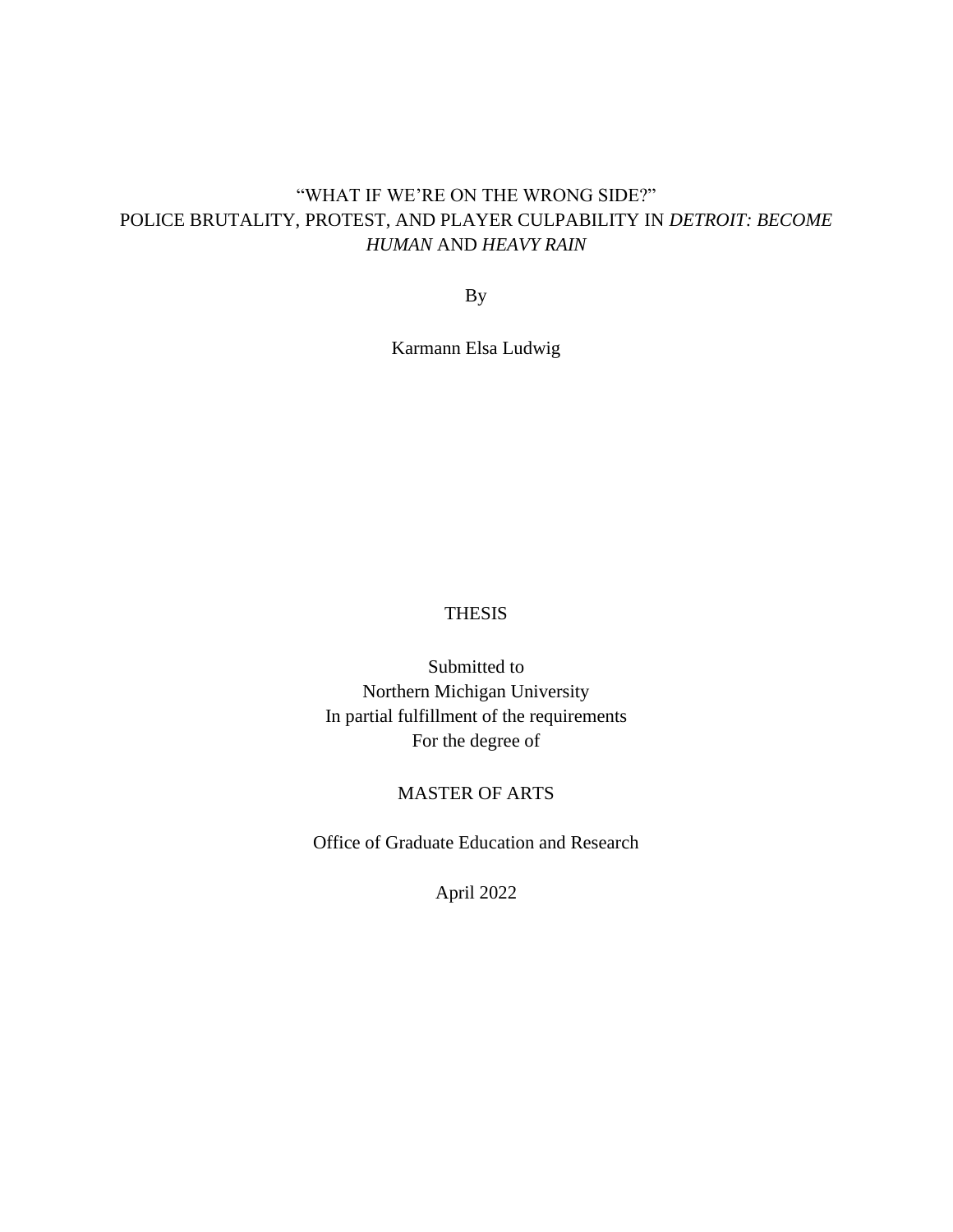# "WHAT IF WE'RE ON THE WRONG SIDE?"
# POLICE BRUTALITY, PROTEST, AND PLAYER CULPABILITY IN *DETROIT: BECOME HUMAN* AND *HEAVY RAIN*

By

Karmann Elsa Ludwig

THESIS

Submitted to
Northern Michigan University
In partial fulfillment of the requirements
For the degree of

MASTER OF ARTS

Office of Graduate Education and Research

April 2022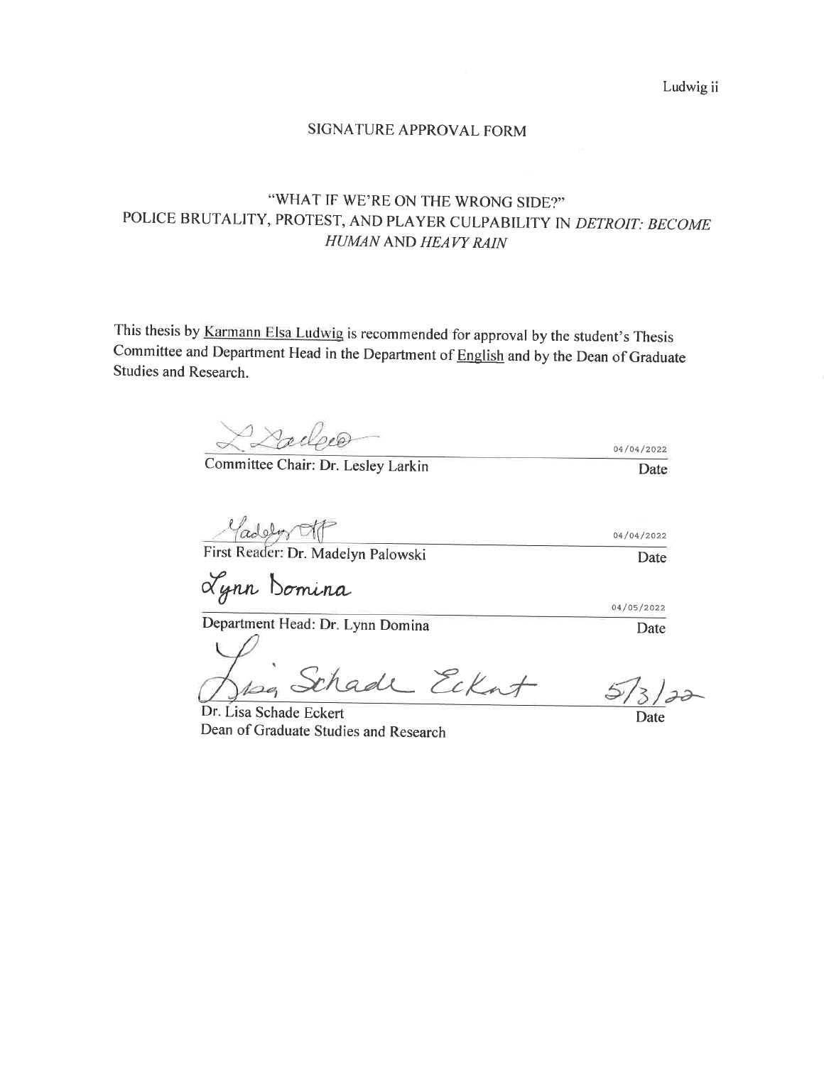## SIGNATURE APPROVAL FORM

### "WHAT IF WE'RE ON THE WRONG SIDE?" POLICE BRUTALITY, PROTEST, AND PLAYER CULPABILITY IN *DETROIT: BECOME HUMAN* AND *HEAVY RAIN*

This thesis by Karmann Elsa Ludwig is recommended for approval by the student's Thesis Committee and Department Head in the Department of English and by the Dean of Graduate Studies and Research.

| | |
|---|---|
| Committee Chair: Dr. Lesley Larkin | 04/04/2022 |
| | Date |
| First Reader: Dr. Madelyn Palowski | 04/04/2022 |
| | Date |
| Department Head: Dr. Lynn Domina | 04/05/2022 |
| | Date |
| Dr. Lisa Schade Eckert<br>Dean of Graduate Studies and Research | 5/3/22 |
| | Date |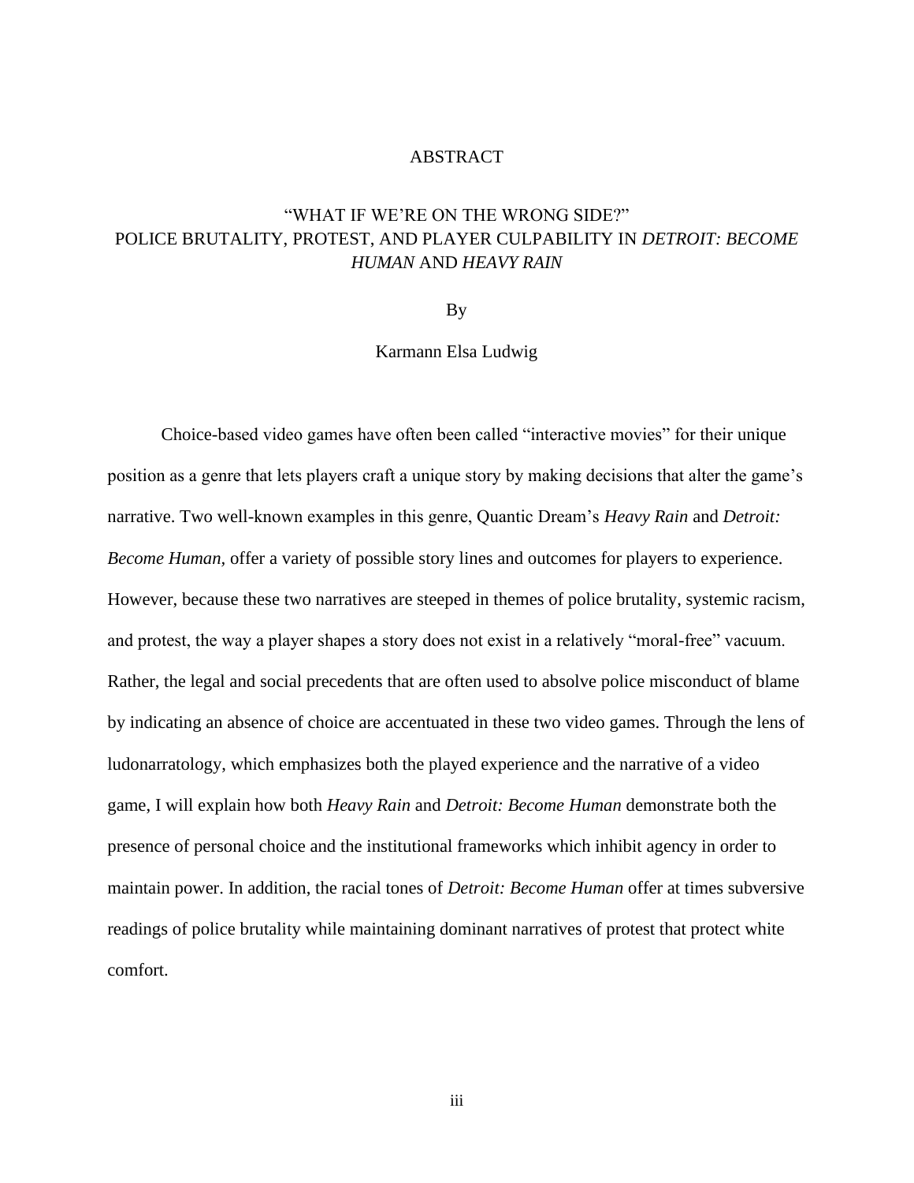# ABSTRACT

## "WHAT IF WE'RE ON THE WRONG SIDE?" POLICE BRUTALITY, PROTEST, AND PLAYER CULPABILITY IN *DETROIT: BECOME HUMAN* AND *HEAVY RAIN*

By

Karmann Elsa Ludwig

Choice-based video games have often been called "interactive movies" for their unique position as a genre that lets players craft a unique story by making decisions that alter the game's narrative. Two well-known examples in this genre, Quantic Dream's *Heavy Rain* and *Detroit: Become Human,* offer a variety of possible story lines and outcomes for players to experience. However, because these two narratives are steeped in themes of police brutality, systemic racism, and protest, the way a player shapes a story does not exist in a relatively "moral-free" vacuum. Rather, the legal and social precedents that are often used to absolve police misconduct of blame by indicating an absence of choice are accentuated in these two video games. Through the lens of ludonarratology, which emphasizes both the played experience and the narrative of a video game, I will explain how both *Heavy Rain* and *Detroit: Become Human* demonstrate both the presence of personal choice and the institutional frameworks which inhibit agency in order to maintain power. In addition, the racial tones of *Detroit: Become Human* offer at times subversive readings of police brutality while maintaining dominant narratives of protest that protect white comfort.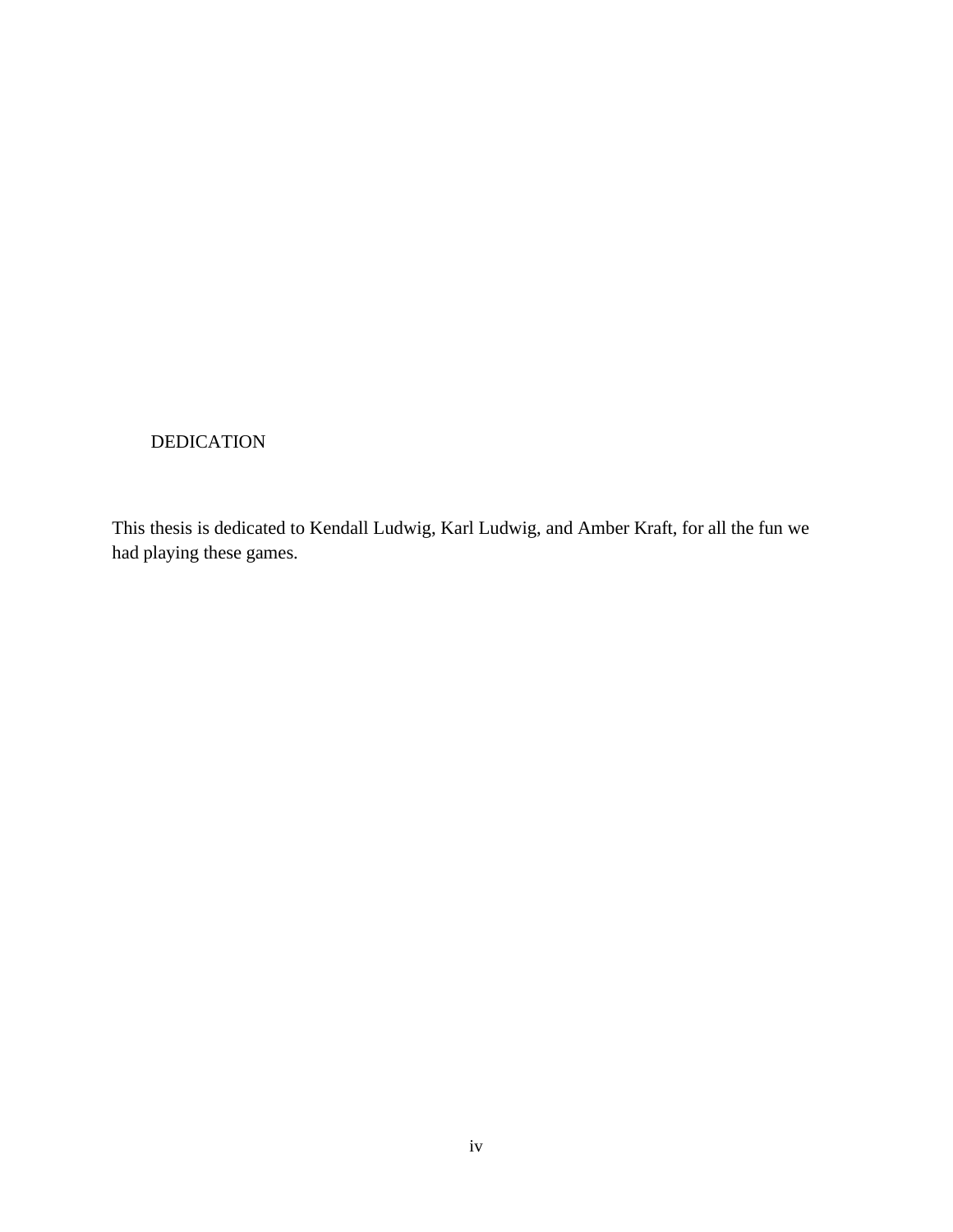# DEDICATION

This thesis is dedicated to Kendall Ludwig, Karl Ludwig, and Amber Kraft, for all the fun we had playing these games.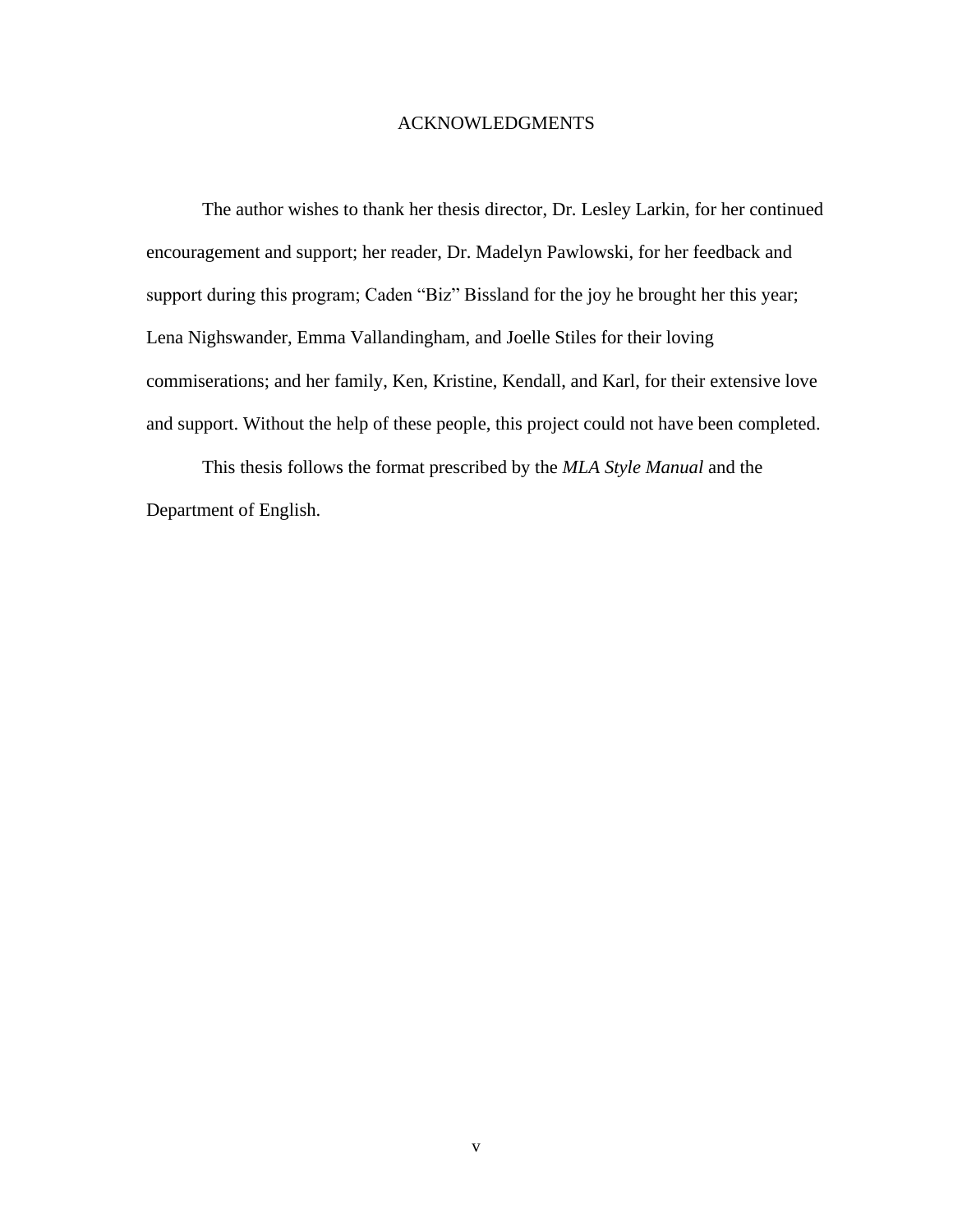# ACKNOWLEDGMENTS

The author wishes to thank her thesis director, Dr. Lesley Larkin, for her continued encouragement and support; her reader, Dr. Madelyn Pawlowski, for her feedback and support during this program; Caden “Biz” Bissland for the joy he brought her this year; Lena Nighswander, Emma Vallandingham, and Joelle Stiles for their loving commiserations; and her family, Ken, Kristine, Kendall, and Karl, for their extensive love and support. Without the help of these people, this project could not have been completed.

This thesis follows the format prescribed by the *MLA Style Manual* and the Department of English.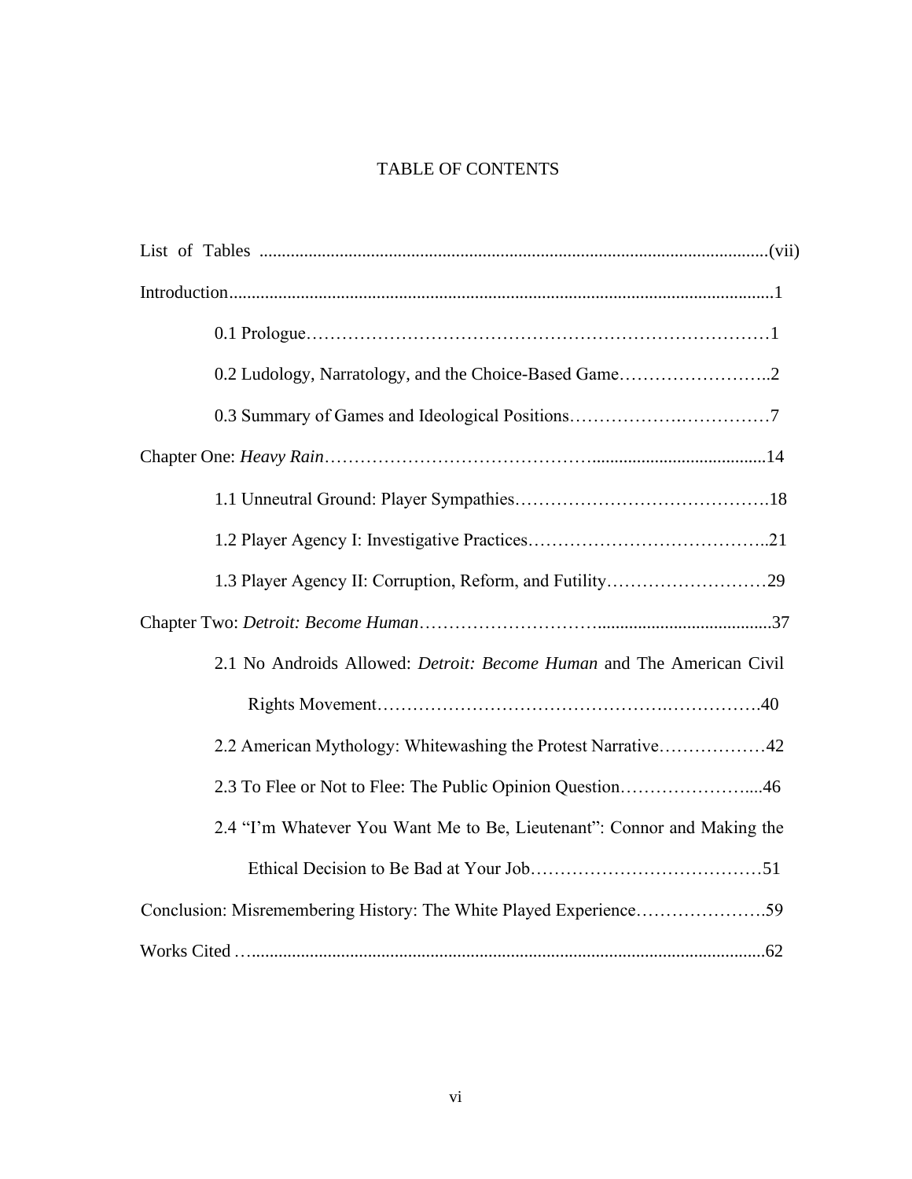# TABLE OF CONTENTS

List of Tables ................................................................................................................(vii)

Introduction.........................................................................................................................1

- 0.1 Prologue……………………………………………………………………1
- 0.2 Ludology, Narratology, and the Choice-Based Game……………………..2
- 0.3 Summary of Games and Ideological Positions…………………….………7

Chapter One: *Heavy Rain*……………………………………........................................14

- 1.1 Unneutral Ground: Player Sympathies…………………………………….18
- 1.2 Player Agency I: Investigative Practices………………………………...21
- 1.3 Player Agency II: Corruption, Reform, and Futility………………………29

Chapter Two: *Detroit: Become Human*……………………….......................................37

- 2.1 No Androids Allowed: *Detroit: Become Human* and The American Civil Rights Movement…………………………………….…………….40
- 2.2 American Mythology: Whitewashing the Protest Narrative………………42
- 2.3 To Flee or Not to Flee: The Public Opinion Question…………………....46
- 2.4 "I'm Whatever You Want Me to Be, Lieutenant": Connor and Making the Ethical Decision to Be Bad at Your Job…………………………………51

Conclusion: Misremembering History: The White Played Experience………………….59

Works Cited ….................................................................................................................62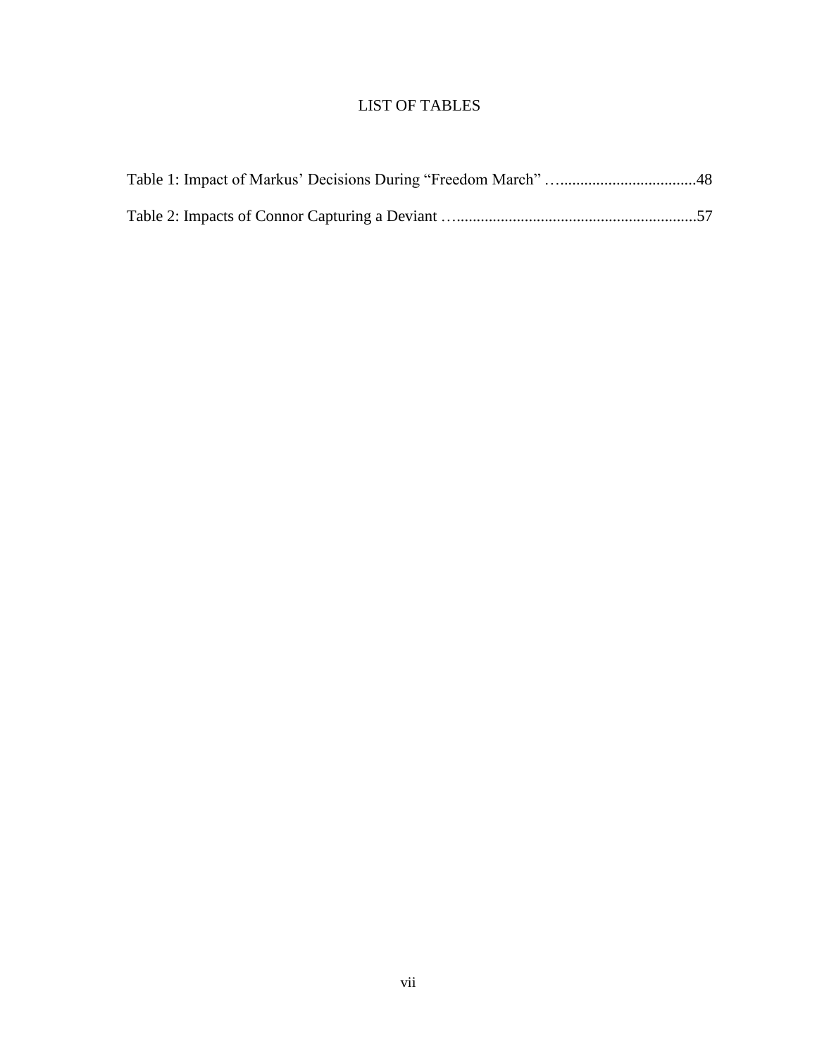# LIST OF TABLES

Table 1: Impact of Markus' Decisions During "Freedom March" …................................48

Table 2: Impacts of Connor Capturing a Deviant …..........................................................57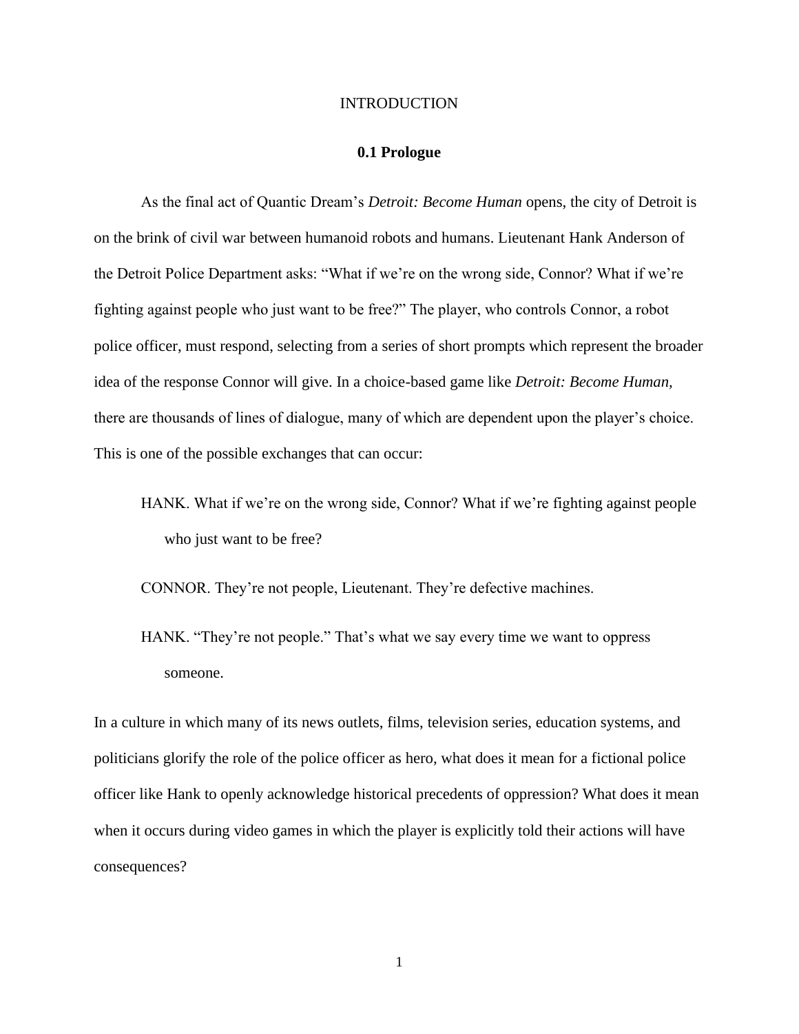# INTRODUCTION

## 0.1 Prologue

As the final act of Quantic Dream's *Detroit: Become Human* opens, the city of Detroit is on the brink of civil war between humanoid robots and humans. Lieutenant Hank Anderson of the Detroit Police Department asks: "What if we're on the wrong side, Connor? What if we're fighting against people who just want to be free?" The player, who controls Connor, a robot police officer, must respond, selecting from a series of short prompts which represent the broader idea of the response Connor will give. In a choice-based game like *Detroit: Become Human,* there are thousands of lines of dialogue, many of which are dependent upon the player's choice. This is one of the possible exchanges that can occur:

> HANK. What if we're on the wrong side, Connor? What if we're fighting against people who just want to be free?
>
> CONNOR. They're not people, Lieutenant. They're defective machines.
>
> HANK. "They're not people." That's what we say every time we want to oppress someone.

In a culture in which many of its news outlets, films, television series, education systems, and politicians glorify the role of the police officer as hero, what does it mean for a fictional police officer like Hank to openly acknowledge historical precedents of oppression? What does it mean when it occurs during video games in which the player is explicitly told their actions will have consequences?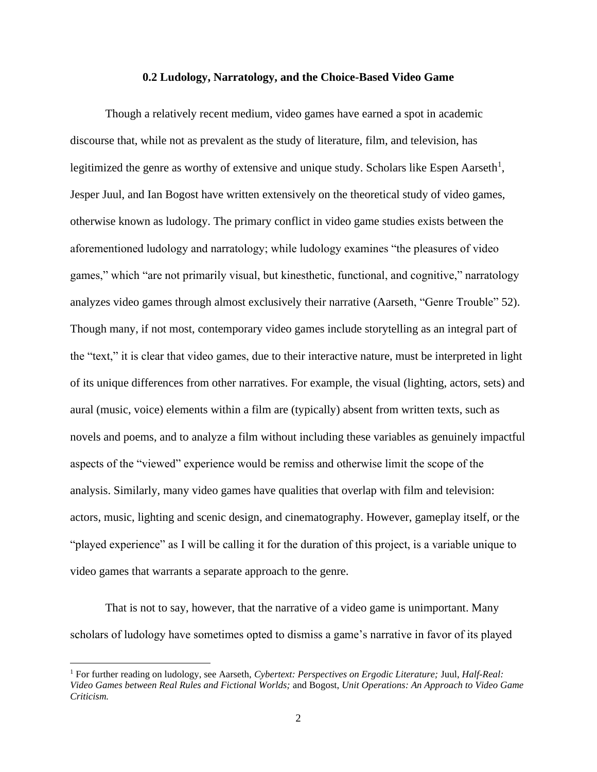### 0.2 Ludology, Narratology, and the Choice-Based Video Game

Though a relatively recent medium, video games have earned a spot in academic discourse that, while not as prevalent as the study of literature, film, and television, has legitimized the genre as worthy of extensive and unique study. Scholars like Espen Aarseth[1], Jesper Juul, and Ian Bogost have written extensively on the theoretical study of video games, otherwise known as ludology. The primary conflict in video game studies exists between the aforementioned ludology and narratology; while ludology examines "the pleasures of video games," which "are not primarily visual, but kinesthetic, functional, and cognitive," narratology analyzes video games through almost exclusively their narrative (Aarseth, "Genre Trouble" 52). Though many, if not most, contemporary video games include storytelling as an integral part of the "text," it is clear that video games, due to their interactive nature, must be interpreted in light of its unique differences from other narratives. For example, the visual (lighting, actors, sets) and aural (music, voice) elements within a film are (typically) absent from written texts, such as novels and poems, and to analyze a film without including these variables as genuinely impactful aspects of the "viewed" experience would be remiss and otherwise limit the scope of the analysis. Similarly, many video games have qualities that overlap with film and television: actors, music, lighting and scenic design, and cinematography. However, gameplay itself, or the "played experience" as I will be calling it for the duration of this project, is a variable unique to video games that warrants a separate approach to the genre.

That is not to say, however, that the narrative of a video game is unimportant. Many scholars of ludology have sometimes opted to dismiss a game's narrative in favor of its played

[1] For further reading on ludology, see Aarseth, *Cybertext: Perspectives on Ergodic Literature;* Juul, *Half-Real: Video Games between Real Rules and Fictional Worlds;* and Bogost, *Unit Operations: An Approach to Video Game Criticism.*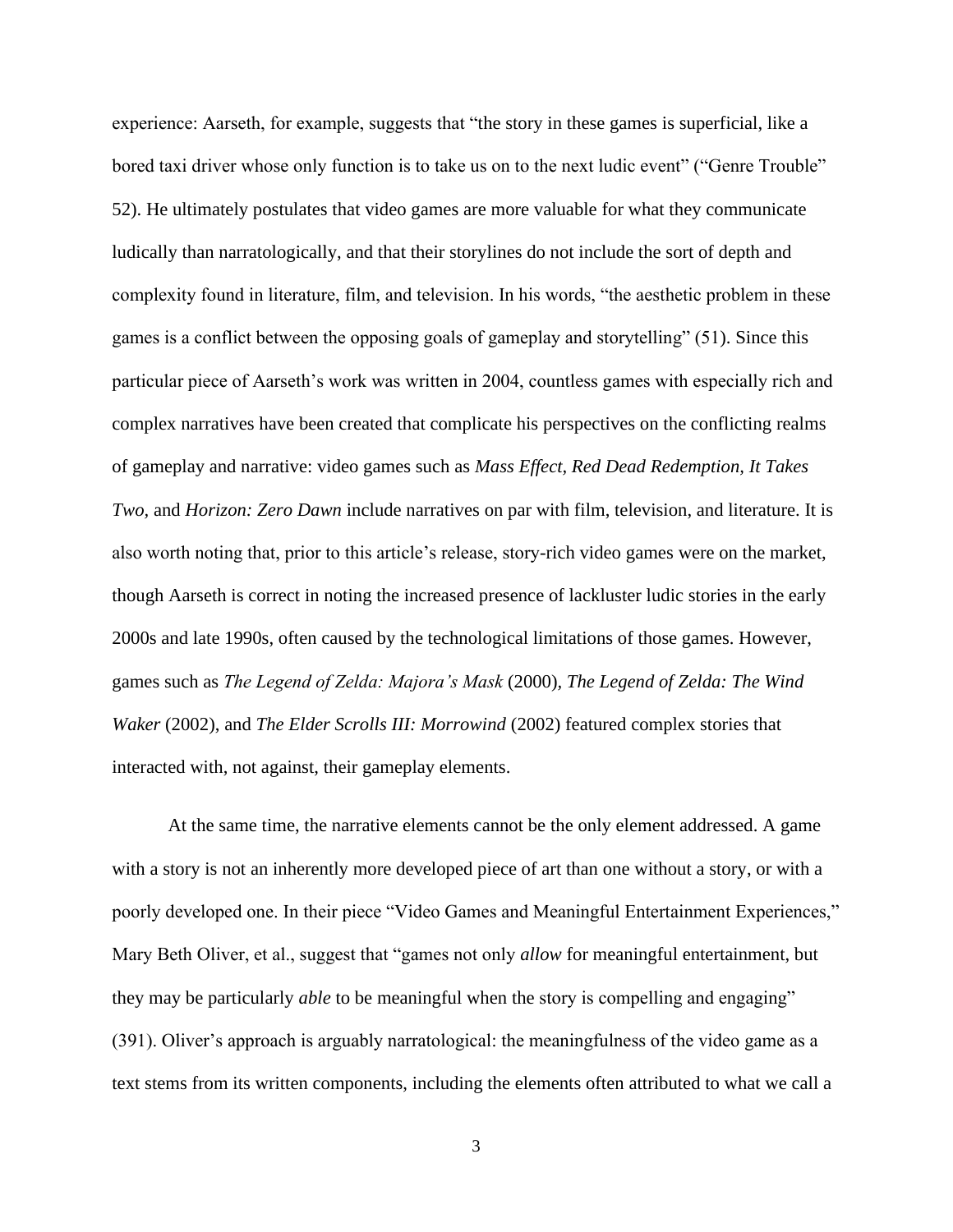experience: Aarseth, for example, suggests that "the story in these games is superficial, like a bored taxi driver whose only function is to take us on to the next ludic event" ("Genre Trouble" 52). He ultimately postulates that video games are more valuable for what they communicate ludically than narratologically, and that their storylines do not include the sort of depth and complexity found in literature, film, and television. In his words, "the aesthetic problem in these games is a conflict between the opposing goals of gameplay and storytelling" (51). Since this particular piece of Aarseth's work was written in 2004, countless games with especially rich and complex narratives have been created that complicate his perspectives on the conflicting realms of gameplay and narrative: video games such as *Mass Effect, Red Dead Redemption, It Takes Two,* and *Horizon: Zero Dawn* include narratives on par with film, television, and literature. It is also worth noting that, prior to this article's release, story-rich video games were on the market, though Aarseth is correct in noting the increased presence of lackluster ludic stories in the early 2000s and late 1990s, often caused by the technological limitations of those games. However, games such as *The Legend of Zelda: Majora's Mask* (2000), *The Legend of Zelda: The Wind Waker* (2002), and *The Elder Scrolls III: Morrowind* (2002) featured complex stories that interacted with, not against, their gameplay elements.

At the same time, the narrative elements cannot be the only element addressed. A game with a story is not an inherently more developed piece of art than one without a story, or with a poorly developed one. In their piece "Video Games and Meaningful Entertainment Experiences," Mary Beth Oliver, et al., suggest that "games not only *allow* for meaningful entertainment, but they may be particularly *able* to be meaningful when the story is compelling and engaging" (391). Oliver's approach is arguably narratological: the meaningfulness of the video game as a text stems from its written components, including the elements often attributed to what we call a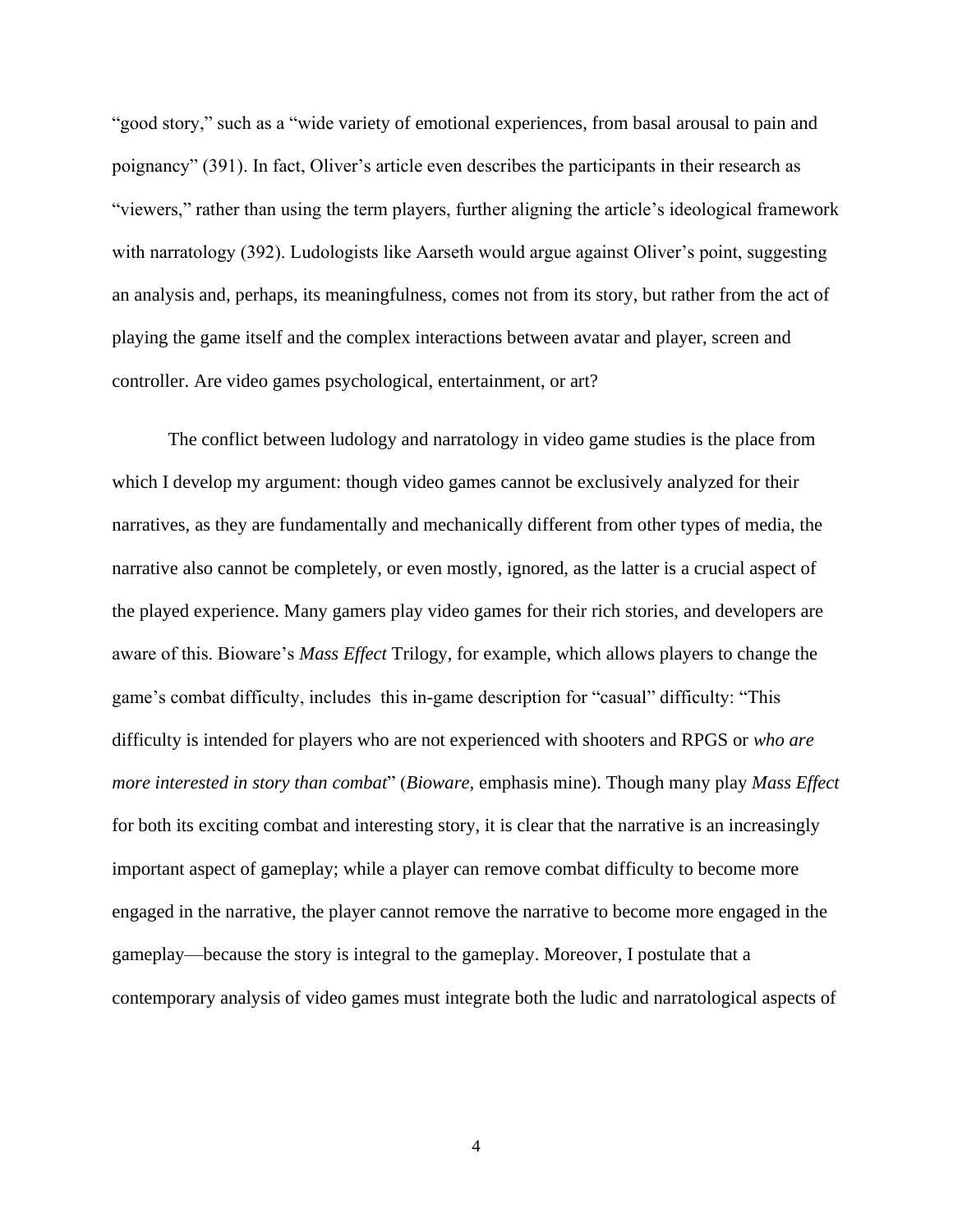"good story," such as a "wide variety of emotional experiences, from basal arousal to pain and poignancy" (391). In fact, Oliver's article even describes the participants in their research as "viewers," rather than using the term players, further aligning the article's ideological framework with narratology (392). Ludologists like Aarseth would argue against Oliver's point, suggesting an analysis and, perhaps, its meaningfulness, comes not from its story, but rather from the act of playing the game itself and the complex interactions between avatar and player, screen and controller. Are video games psychological, entertainment, or art?

The conflict between ludology and narratology in video game studies is the place from which I develop my argument: though video games cannot be exclusively analyzed for their narratives, as they are fundamentally and mechanically different from other types of media, the narrative also cannot be completely, or even mostly, ignored, as the latter is a crucial aspect of the played experience. Many gamers play video games for their rich stories, and developers are aware of this. Bioware's *Mass Effect* Trilogy, for example, which allows players to change the game's combat difficulty, includes this in-game description for "casual" difficulty: "This difficulty is intended for players who are not experienced with shooters and RPGS or *who are more interested in story than combat*" (*Bioware*, emphasis mine). Though many play *Mass Effect* for both its exciting combat and interesting story, it is clear that the narrative is an increasingly important aspect of gameplay; while a player can remove combat difficulty to become more engaged in the narrative, the player cannot remove the narrative to become more engaged in the gameplay—because the story is integral to the gameplay. Moreover, I postulate that a contemporary analysis of video games must integrate both the ludic and narratological aspects of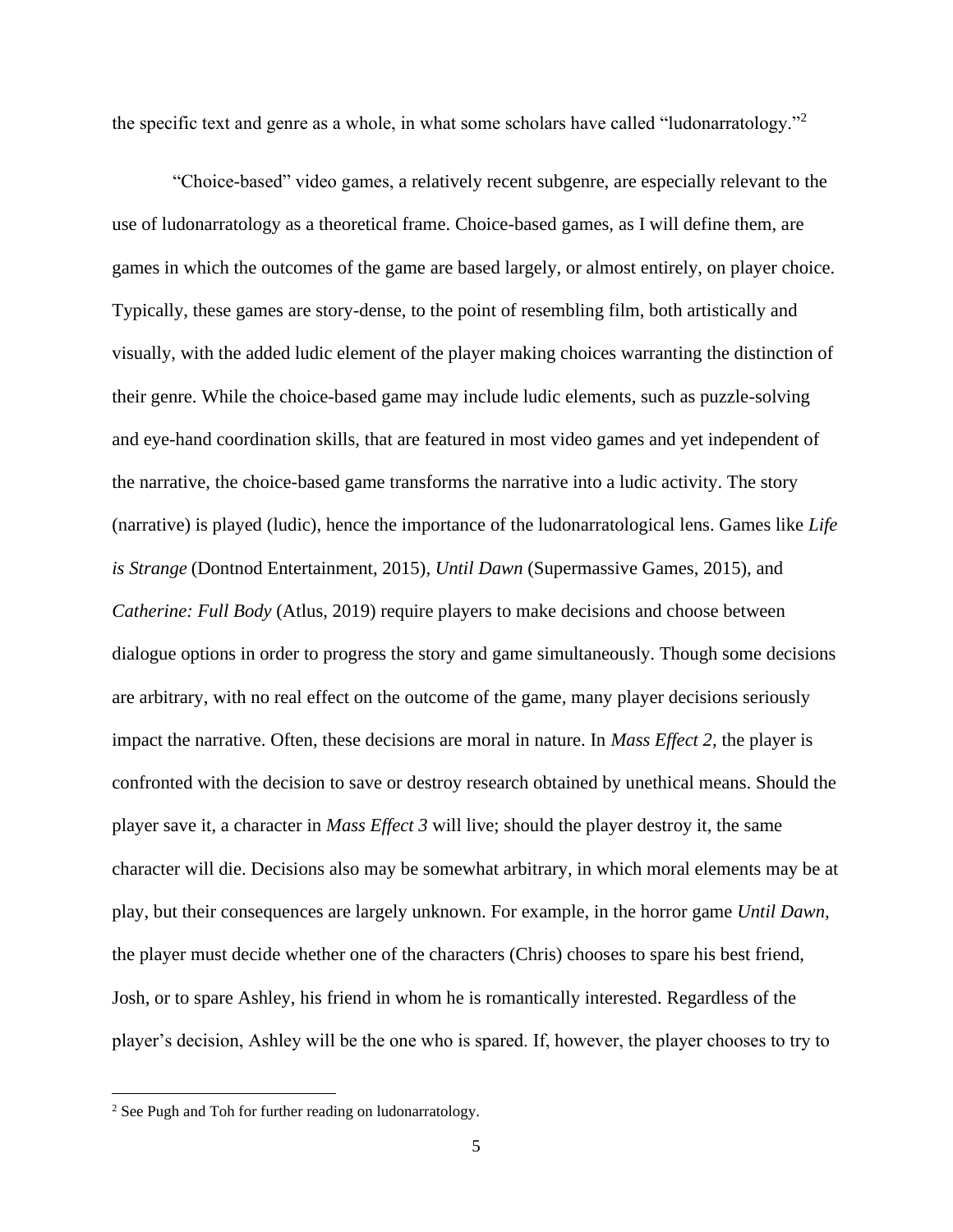the specific text and genre as a whole, in what some scholars have called "ludonarratology."[2]

"Choice-based" video games, a relatively recent subgenre, are especially relevant to the use of ludonarratology as a theoretical frame. Choice-based games, as I will define them, are games in which the outcomes of the game are based largely, or almost entirely, on player choice. Typically, these games are story-dense, to the point of resembling film, both artistically and visually, with the added ludic element of the player making choices warranting the distinction of their genre. While the choice-based game may include ludic elements, such as puzzle-solving and eye-hand coordination skills, that are featured in most video games and yet independent of the narrative, the choice-based game transforms the narrative into a ludic activity. The story (narrative) is played (ludic), hence the importance of the ludonarratological lens. Games like *Life is Strange* (Dontnod Entertainment, 2015), *Until Dawn* (Supermassive Games, 2015), and *Catherine: Full Body* (Atlus, 2019) require players to make decisions and choose between dialogue options in order to progress the story and game simultaneously. Though some decisions are arbitrary, with no real effect on the outcome of the game, many player decisions seriously impact the narrative. Often, these decisions are moral in nature. In *Mass Effect 2*, the player is confronted with the decision to save or destroy research obtained by unethical means. Should the player save it, a character in *Mass Effect 3* will live; should the player destroy it, the same character will die. Decisions also may be somewhat arbitrary, in which moral elements may be at play, but their consequences are largely unknown. For example, in the horror game *Until Dawn*, the player must decide whether one of the characters (Chris) chooses to spare his best friend, Josh, or to spare Ashley, his friend in whom he is romantically interested. Regardless of the player's decision, Ashley will be the one who is spared. If, however, the player chooses to try to

[2] See Pugh and Toh for further reading on ludonarratology.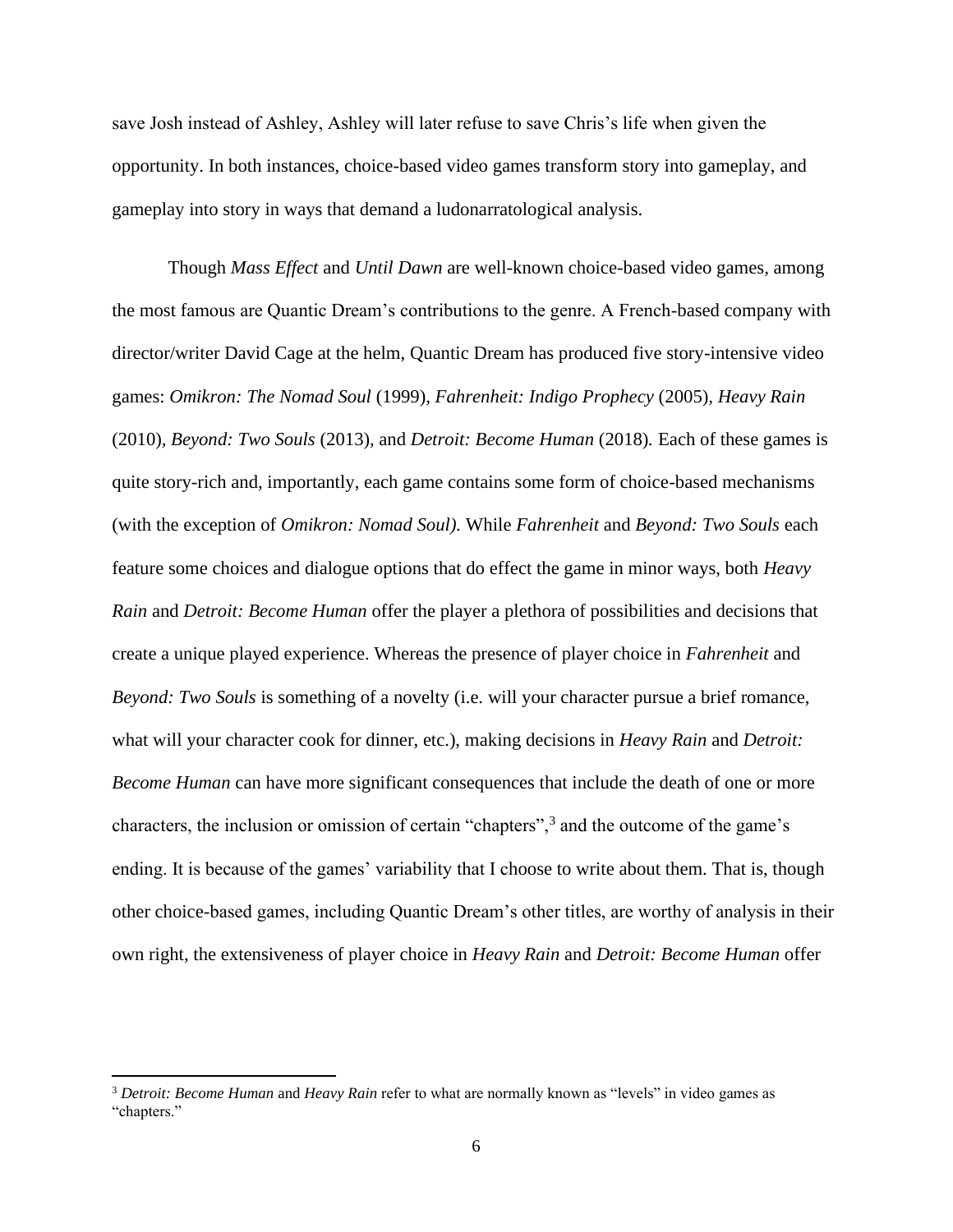save Josh instead of Ashley, Ashley will later refuse to save Chris's life when given the opportunity. In both instances, choice-based video games transform story into gameplay, and gameplay into story in ways that demand a ludonarratological analysis.

Though *Mass Effect* and *Until Dawn* are well-known choice-based video games, among the most famous are Quantic Dream's contributions to the genre. A French-based company with director/writer David Cage at the helm, Quantic Dream has produced five story-intensive video games: *Omikron: The Nomad Soul* (1999), *Fahrenheit: Indigo Prophecy* (2005), *Heavy Rain* (2010), *Beyond: Two Souls* (2013), and *Detroit: Become Human* (2018). Each of these games is quite story-rich and, importantly, each game contains some form of choice-based mechanisms (with the exception of *Omikron: Nomad Soul).* While *Fahrenheit* and *Beyond: Two Souls* each feature some choices and dialogue options that do effect the game in minor ways, both *Heavy Rain* and *Detroit: Become Human* offer the player a plethora of possibilities and decisions that create a unique played experience. Whereas the presence of player choice in *Fahrenheit* and *Beyond: Two Souls* is something of a novelty (i.e. will your character pursue a brief romance, what will your character cook for dinner, etc.), making decisions in *Heavy Rain* and *Detroit: Become Human* can have more significant consequences that include the death of one or more characters, the inclusion or omission of certain "chapters",[3] and the outcome of the game's ending. It is because of the games' variability that I choose to write about them. That is, though other choice-based games, including Quantic Dream's other titles, are worthy of analysis in their own right, the extensiveness of player choice in *Heavy Rain* and *Detroit: Become Human* offer

[3] *Detroit: Become Human* and *Heavy Rain* refer to what are normally known as "levels" in video games as "chapters."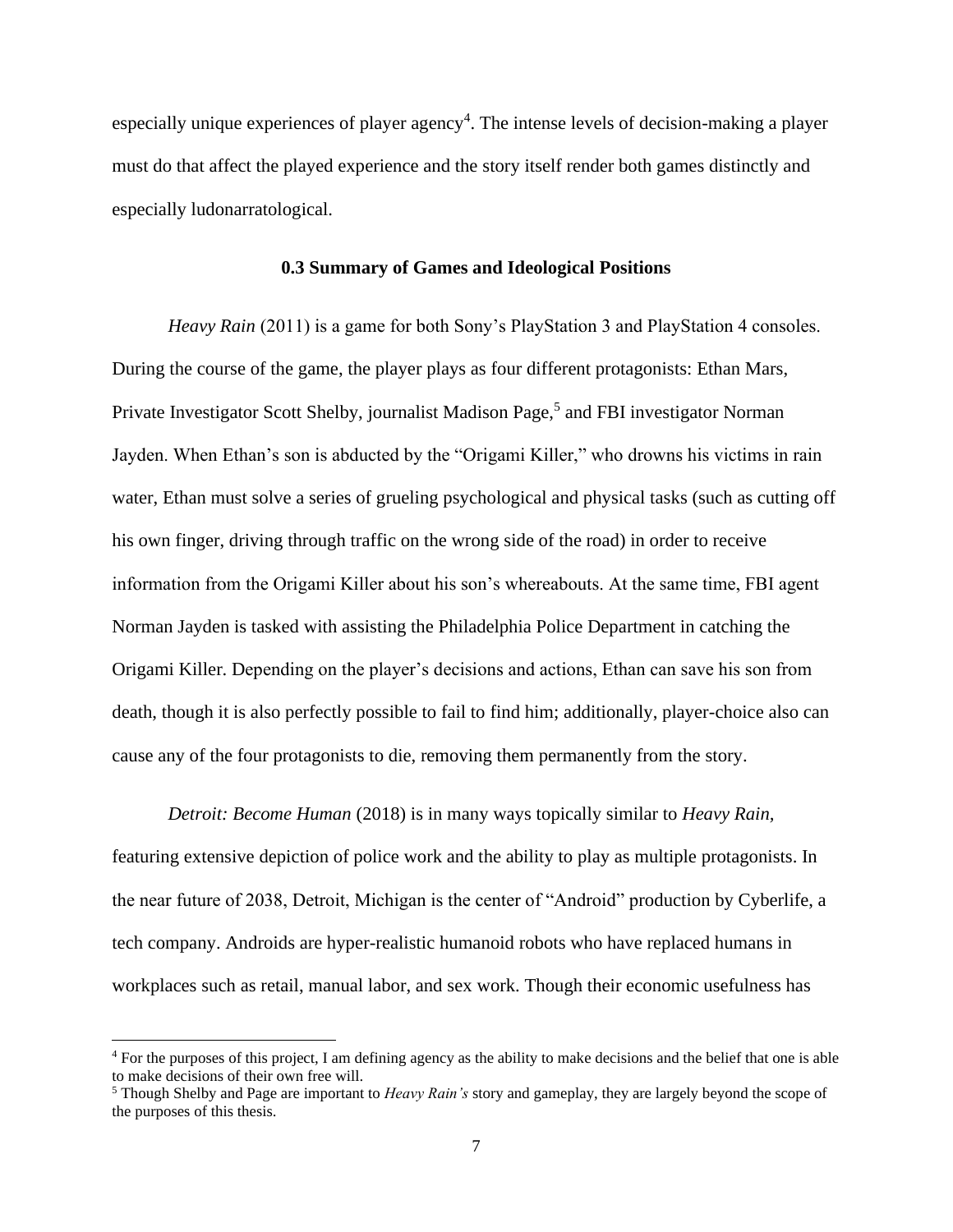especially unique experiences of player agency[4]. The intense levels of decision-making a player must do that affect the played experience and the story itself render both games distinctly and especially ludonarratological.

### 0.3 Summary of Games and Ideological Positions

*Heavy Rain* (2011) is a game for both Sony's PlayStation 3 and PlayStation 4 consoles. During the course of the game, the player plays as four different protagonists: Ethan Mars, Private Investigator Scott Shelby, journalist Madison Page,[5] and FBI investigator Norman Jayden. When Ethan's son is abducted by the "Origami Killer," who drowns his victims in rain water, Ethan must solve a series of grueling psychological and physical tasks (such as cutting off his own finger, driving through traffic on the wrong side of the road) in order to receive information from the Origami Killer about his son's whereabouts. At the same time, FBI agent Norman Jayden is tasked with assisting the Philadelphia Police Department in catching the Origami Killer. Depending on the player's decisions and actions, Ethan can save his son from death, though it is also perfectly possible to fail to find him; additionally, player-choice also can cause any of the four protagonists to die, removing them permanently from the story.

*Detroit: Become Human* (2018) is in many ways topically similar to *Heavy Rain*, featuring extensive depiction of police work and the ability to play as multiple protagonists. In the near future of 2038, Detroit, Michigan is the center of "Android" production by Cyberlife, a tech company. Androids are hyper-realistic humanoid robots who have replaced humans in workplaces such as retail, manual labor, and sex work. Though their economic usefulness has

---

[4] For the purposes of this project, I am defining agency as the ability to make decisions and the belief that one is able to make decisions of their own free will.

[5] Though Shelby and Page are important to *Heavy Rain's* story and gameplay, they are largely beyond the scope of the purposes of this thesis.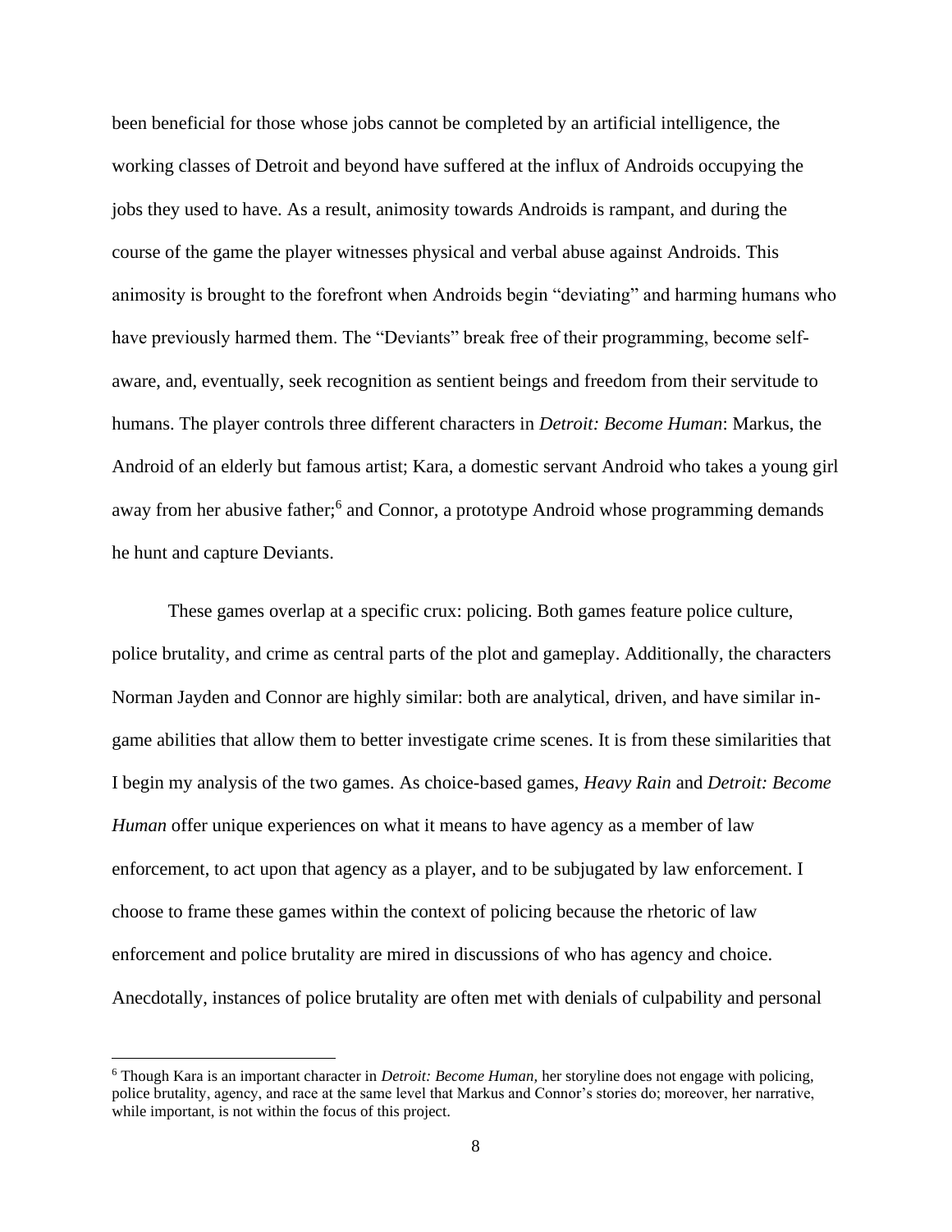been beneficial for those whose jobs cannot be completed by an artificial intelligence, the working classes of Detroit and beyond have suffered at the influx of Androids occupying the jobs they used to have. As a result, animosity towards Androids is rampant, and during the course of the game the player witnesses physical and verbal abuse against Androids. This animosity is brought to the forefront when Androids begin "deviating" and harming humans who have previously harmed them. The "Deviants" break free of their programming, become self-aware, and, eventually, seek recognition as sentient beings and freedom from their servitude to humans. The player controls three different characters in *Detroit: Become Human*: Markus, the Android of an elderly but famous artist; Kara, a domestic servant Android who takes a young girl away from her abusive father;[6] and Connor, a prototype Android whose programming demands he hunt and capture Deviants.

These games overlap at a specific crux: policing. Both games feature police culture, police brutality, and crime as central parts of the plot and gameplay. Additionally, the characters Norman Jayden and Connor are highly similar: both are analytical, driven, and have similar in-game abilities that allow them to better investigate crime scenes. It is from these similarities that I begin my analysis of the two games. As choice-based games, *Heavy Rain* and *Detroit: Become Human* offer unique experiences on what it means to have agency as a member of law enforcement, to act upon that agency as a player, and to be subjugated by law enforcement. I choose to frame these games within the context of policing because the rhetoric of law enforcement and police brutality are mired in discussions of who has agency and choice. Anecdotally, instances of police brutality are often met with denials of culpability and personal

[6] Though Kara is an important character in *Detroit: Become Human*, her storyline does not engage with policing, police brutality, agency, and race at the same level that Markus and Connor's stories do; moreover, her narrative, while important, is not within the focus of this project.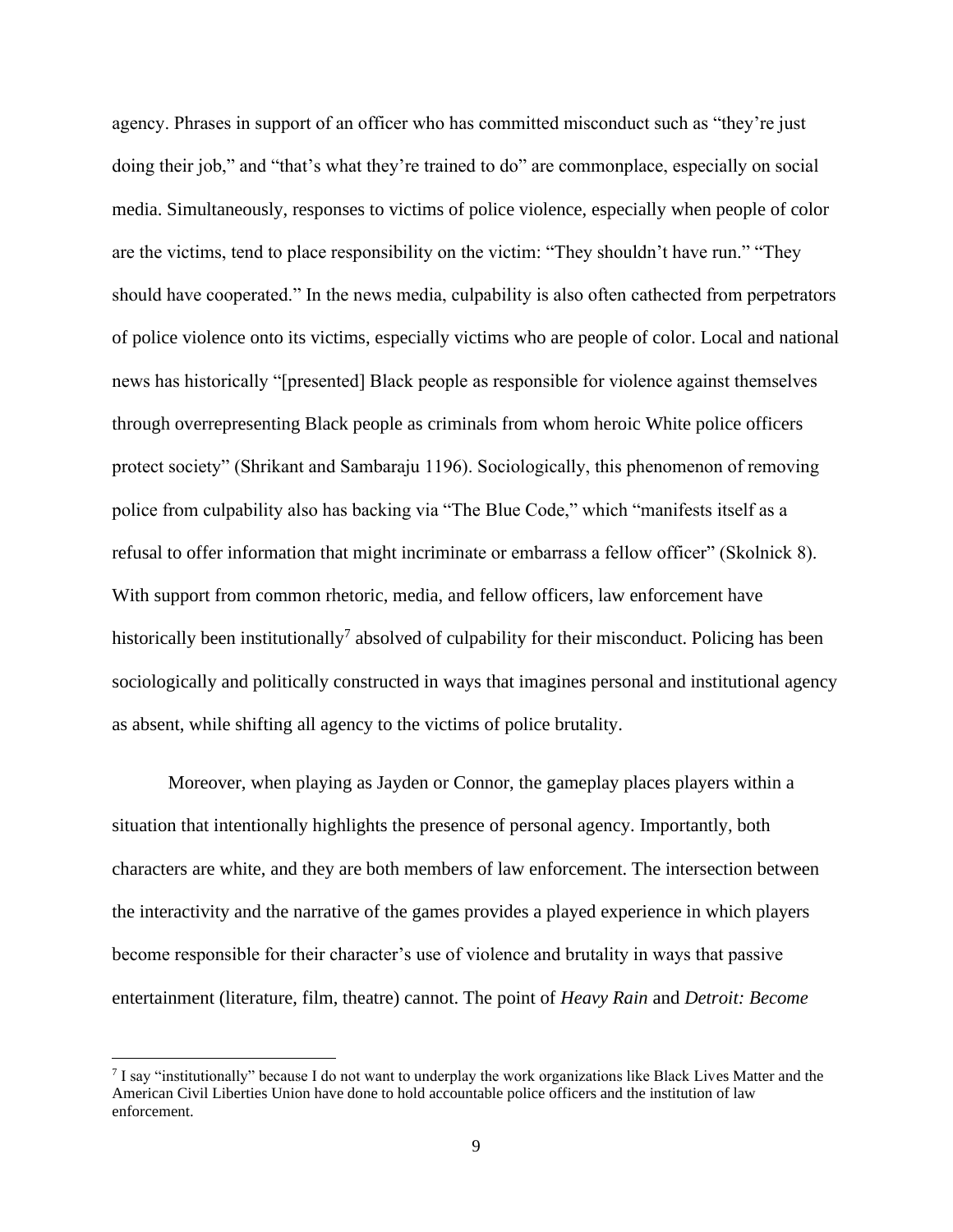agency. Phrases in support of an officer who has committed misconduct such as "they're just doing their job," and "that's what they're trained to do" are commonplace, especially on social media. Simultaneously, responses to victims of police violence, especially when people of color are the victims, tend to place responsibility on the victim: "They shouldn't have run." "They should have cooperated." In the news media, culpability is also often cathected from perpetrators of police violence onto its victims, especially victims who are people of color. Local and national news has historically "[presented] Black people as responsible for violence against themselves through overrepresenting Black people as criminals from whom heroic White police officers protect society" (Shrikant and Sambaraju 1196). Sociologically, this phenomenon of removing police from culpability also has backing via "The Blue Code," which "manifests itself as a refusal to offer information that might incriminate or embarrass a fellow officer" (Skolnick 8). With support from common rhetoric, media, and fellow officers, law enforcement have historically been institutionally[7] absolved of culpability for their misconduct. Policing has been sociologically and politically constructed in ways that imagines personal and institutional agency as absent, while shifting all agency to the victims of police brutality.

Moreover, when playing as Jayden or Connor, the gameplay places players within a situation that intentionally highlights the presence of personal agency. Importantly, both characters are white, and they are both members of law enforcement. The intersection between the interactivity and the narrative of the games provides a played experience in which players become responsible for their character's use of violence and brutality in ways that passive entertainment (literature, film, theatre) cannot. The point of *Heavy Rain* and *Detroit: Become*

[7] I say "institutionally" because I do not want to underplay the work organizations like Black Lives Matter and the American Civil Liberties Union have done to hold accountable police officers and the institution of law enforcement.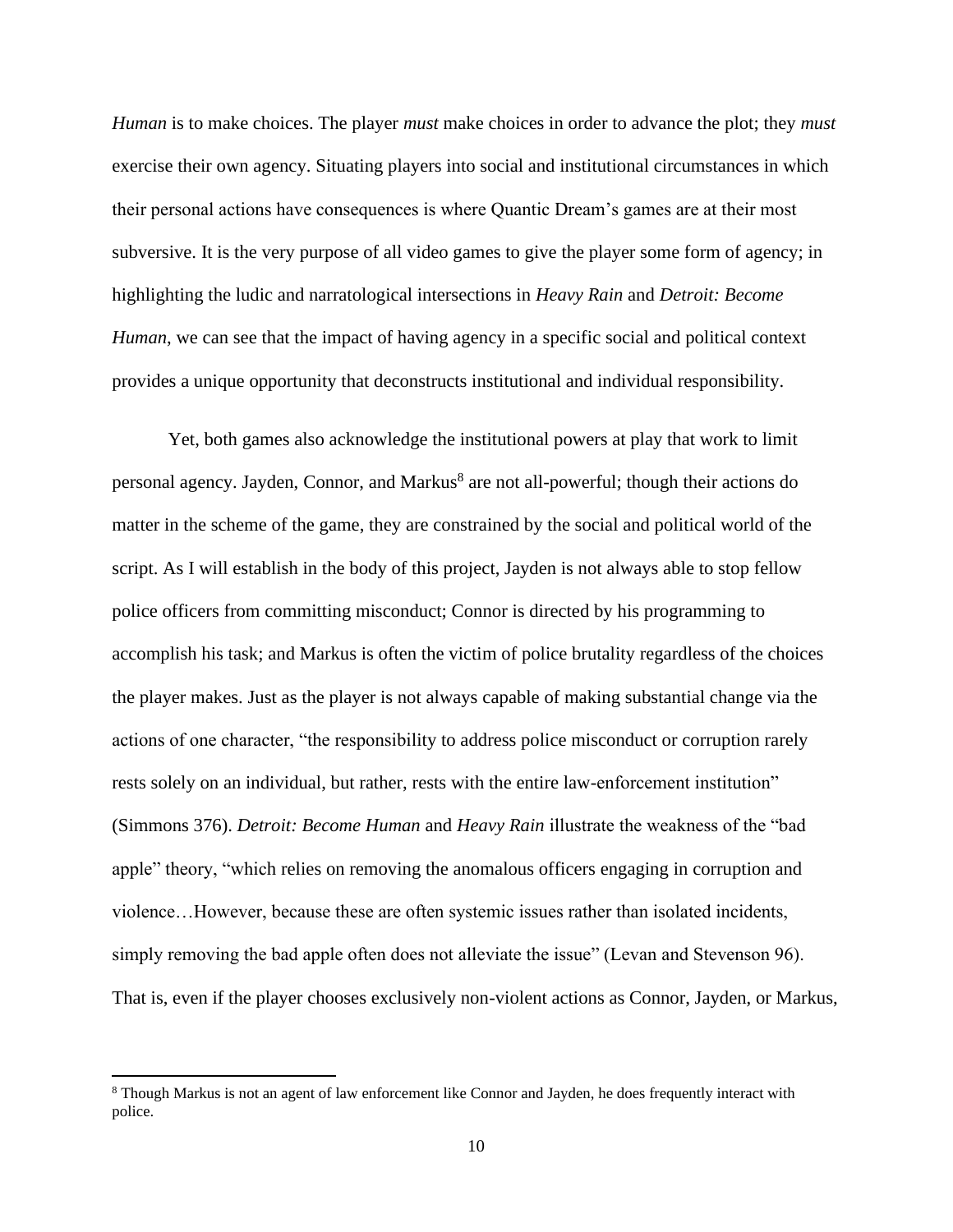*Human* is to make choices. The player *must* make choices in order to advance the plot; they *must* exercise their own agency. Situating players into social and institutional circumstances in which their personal actions have consequences is where Quantic Dream's games are at their most subversive. It is the very purpose of all video games to give the player some form of agency; in highlighting the ludic and narratological intersections in *Heavy Rain* and *Detroit: Become Human*, we can see that the impact of having agency in a specific social and political context provides a unique opportunity that deconstructs institutional and individual responsibility.

Yet, both games also acknowledge the institutional powers at play that work to limit personal agency. Jayden, Connor, and Markus[8] are not all-powerful; though their actions do matter in the scheme of the game, they are constrained by the social and political world of the script. As I will establish in the body of this project, Jayden is not always able to stop fellow police officers from committing misconduct; Connor is directed by his programming to accomplish his task; and Markus is often the victim of police brutality regardless of the choices the player makes. Just as the player is not always capable of making substantial change via the actions of one character, "the responsibility to address police misconduct or corruption rarely rests solely on an individual, but rather, rests with the entire law-enforcement institution" (Simmons 376). *Detroit: Become Human* and *Heavy Rain* illustrate the weakness of the "bad apple" theory, "which relies on removing the anomalous officers engaging in corruption and violence…However, because these are often systemic issues rather than isolated incidents, simply removing the bad apple often does not alleviate the issue" (Levan and Stevenson 96). That is, even if the player chooses exclusively non-violent actions as Connor, Jayden, or Markus,

[8] Though Markus is not an agent of law enforcement like Connor and Jayden, he does frequently interact with police.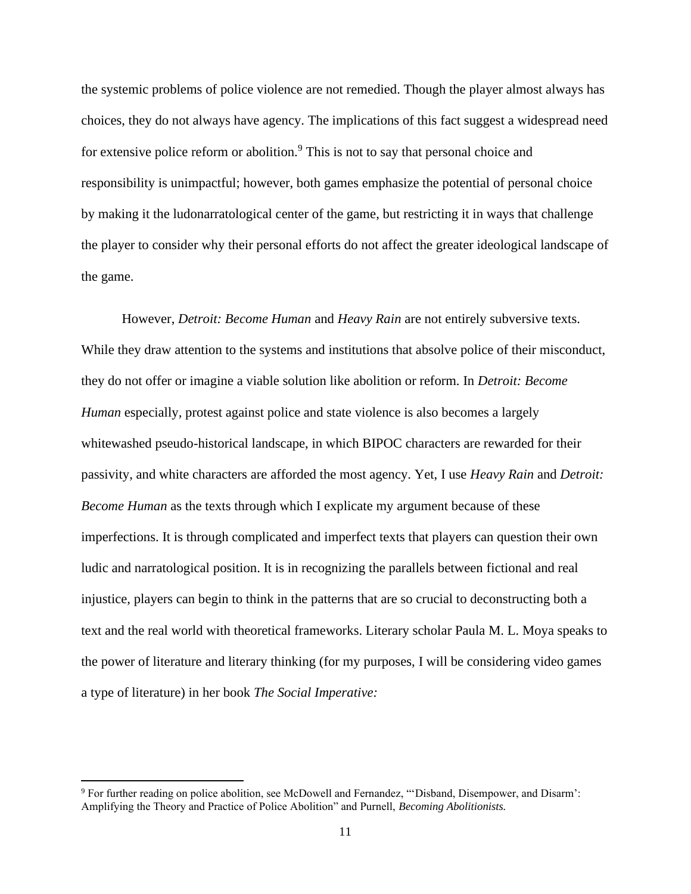the systemic problems of police violence are not remedied. Though the player almost always has choices, they do not always have agency. The implications of this fact suggest a widespread need for extensive police reform or abolition.[9] This is not to say that personal choice and responsibility is unimpactful; however, both games emphasize the potential of personal choice by making it the ludonarratological center of the game, but restricting it in ways that challenge the player to consider why their personal efforts do not affect the greater ideological landscape of the game.

However, *Detroit: Become Human* and *Heavy Rain* are not entirely subversive texts. While they draw attention to the systems and institutions that absolve police of their misconduct, they do not offer or imagine a viable solution like abolition or reform. In *Detroit: Become Human* especially, protest against police and state violence is also becomes a largely whitewashed pseudo-historical landscape, in which BIPOC characters are rewarded for their passivity, and white characters are afforded the most agency. Yet, I use *Heavy Rain* and *Detroit: Become Human* as the texts through which I explicate my argument because of these imperfections. It is through complicated and imperfect texts that players can question their own ludic and narratological position. It is in recognizing the parallels between fictional and real injustice, players can begin to think in the patterns that are so crucial to deconstructing both a text and the real world with theoretical frameworks. Literary scholar Paula M. L. Moya speaks to the power of literature and literary thinking (for my purposes, I will be considering video games a type of literature) in her book *The Social Imperative:*

[9] For further reading on police abolition, see McDowell and Fernandez, "'Disband, Disempower, and Disarm': Amplifying the Theory and Practice of Police Abolition" and Purnell, *Becoming Abolitionists.*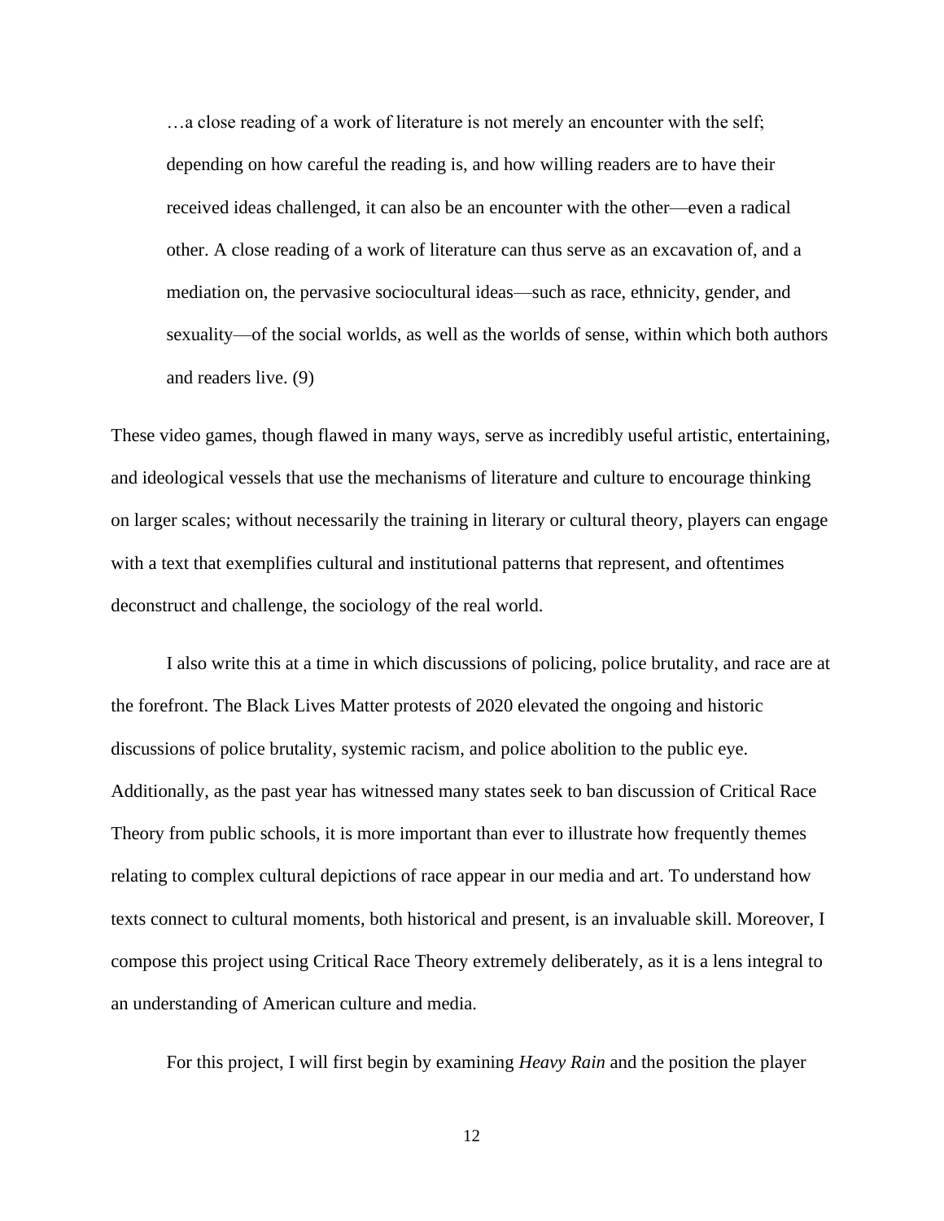> …a close reading of a work of literature is not merely an encounter with the self; depending on how careful the reading is, and how willing readers are to have their received ideas challenged, it can also be an encounter with the other—even a radical other. A close reading of a work of literature can thus serve as an excavation of, and a mediation on, the pervasive sociocultural ideas—such as race, ethnicity, gender, and sexuality—of the social worlds, as well as the worlds of sense, within which both authors and readers live. (9)

These video games, though flawed in many ways, serve as incredibly useful artistic, entertaining, and ideological vessels that use the mechanisms of literature and culture to encourage thinking on larger scales; without necessarily the training in literary or cultural theory, players can engage with a text that exemplifies cultural and institutional patterns that represent, and oftentimes deconstruct and challenge, the sociology of the real world.

I also write this at a time in which discussions of policing, police brutality, and race are at the forefront. The Black Lives Matter protests of 2020 elevated the ongoing and historic discussions of police brutality, systemic racism, and police abolition to the public eye. Additionally, as the past year has witnessed many states seek to ban discussion of Critical Race Theory from public schools, it is more important than ever to illustrate how frequently themes relating to complex cultural depictions of race appear in our media and art. To understand how texts connect to cultural moments, both historical and present, is an invaluable skill. Moreover, I compose this project using Critical Race Theory extremely deliberately, as it is a lens integral to an understanding of American culture and media.

For this project, I will first begin by examining *Heavy Rain* and the position the player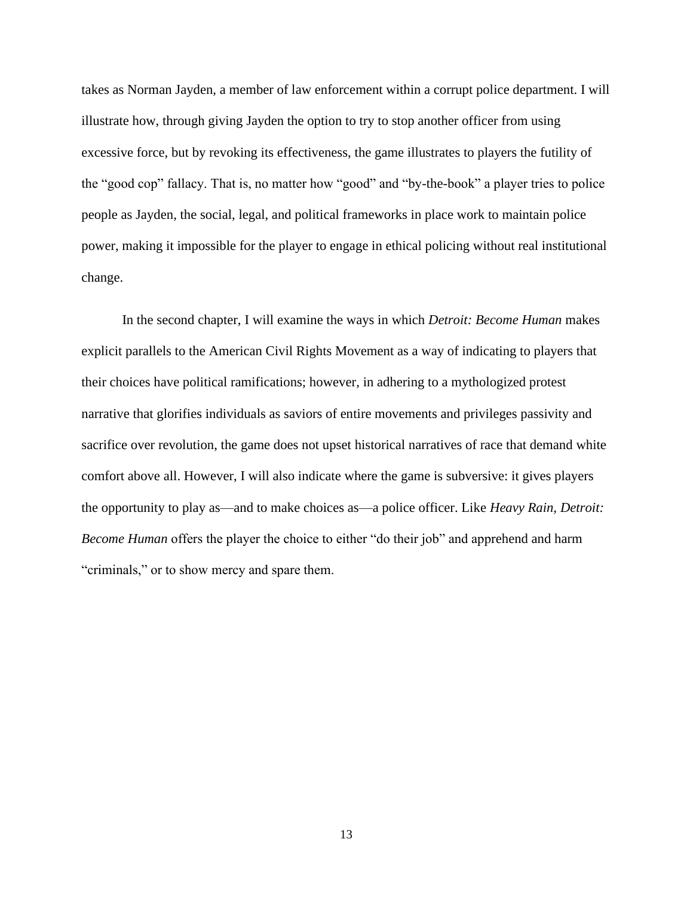takes as Norman Jayden, a member of law enforcement within a corrupt police department. I will illustrate how, through giving Jayden the option to try to stop another officer from using excessive force, but by revoking its effectiveness, the game illustrates to players the futility of the "good cop" fallacy. That is, no matter how "good" and "by-the-book" a player tries to police people as Jayden, the social, legal, and political frameworks in place work to maintain police power, making it impossible for the player to engage in ethical policing without real institutional change.

In the second chapter, I will examine the ways in which *Detroit: Become Human* makes explicit parallels to the American Civil Rights Movement as a way of indicating to players that their choices have political ramifications; however, in adhering to a mythologized protest narrative that glorifies individuals as saviors of entire movements and privileges passivity and sacrifice over revolution, the game does not upset historical narratives of race that demand white comfort above all. However, I will also indicate where the game is subversive: it gives players the opportunity to play as—and to make choices as—a police officer. Like *Heavy Rain, Detroit: Become Human* offers the player the choice to either "do their job" and apprehend and harm "criminals," or to show mercy and spare them.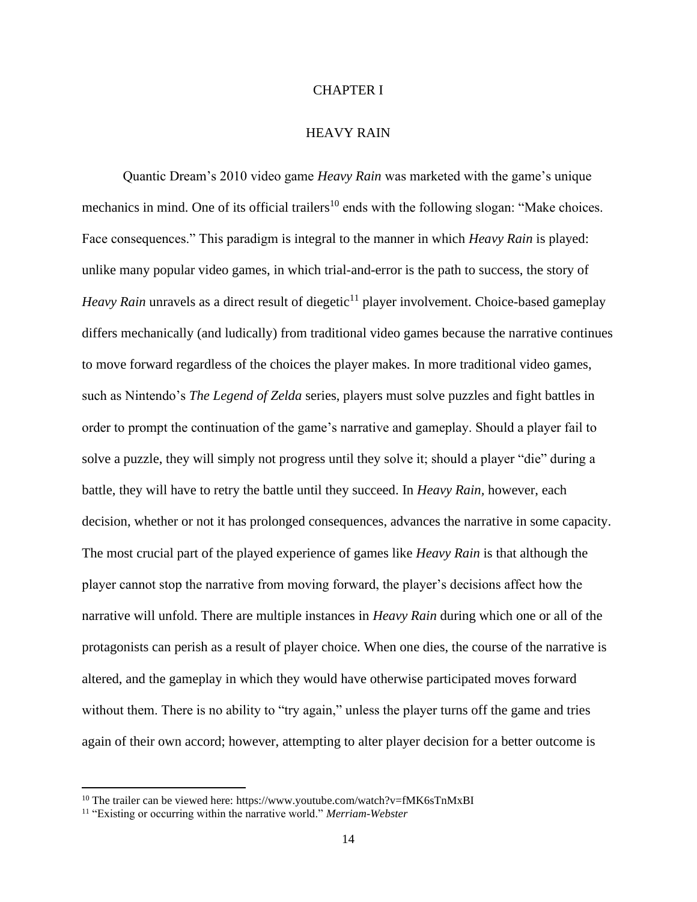# CHAPTER I

# HEAVY RAIN

Quantic Dream's 2010 video game *Heavy Rain* was marketed with the game's unique mechanics in mind. One of its official trailers[10] ends with the following slogan: "Make choices. Face consequences." This paradigm is integral to the manner in which *Heavy Rain* is played: unlike many popular video games, in which trial-and-error is the path to success, the story of *Heavy Rain* unravels as a direct result of diegetic[11] player involvement. Choice-based gameplay differs mechanically (and ludically) from traditional video games because the narrative continues to move forward regardless of the choices the player makes. In more traditional video games, such as Nintendo's *The Legend of Zelda* series, players must solve puzzles and fight battles in order to prompt the continuation of the game's narrative and gameplay. Should a player fail to solve a puzzle, they will simply not progress until they solve it; should a player "die" during a battle, they will have to retry the battle until they succeed. In *Heavy Rain*, however, each decision, whether or not it has prolonged consequences, advances the narrative in some capacity. The most crucial part of the played experience of games like *Heavy Rain* is that although the player cannot stop the narrative from moving forward, the player's decisions affect how the narrative will unfold. There are multiple instances in *Heavy Rain* during which one or all of the protagonists can perish as a result of player choice. When one dies, the course of the narrative is altered, and the gameplay in which they would have otherwise participated moves forward without them. There is no ability to "try again," unless the player turns off the game and tries again of their own accord; however, attempting to alter player decision for a better outcome is

---

[10] The trailer can be viewed here: https://www.youtube.com/watch?v=fMK6sTnMxBI

[11] "Existing or occurring within the narrative world." *Merriam-Webster*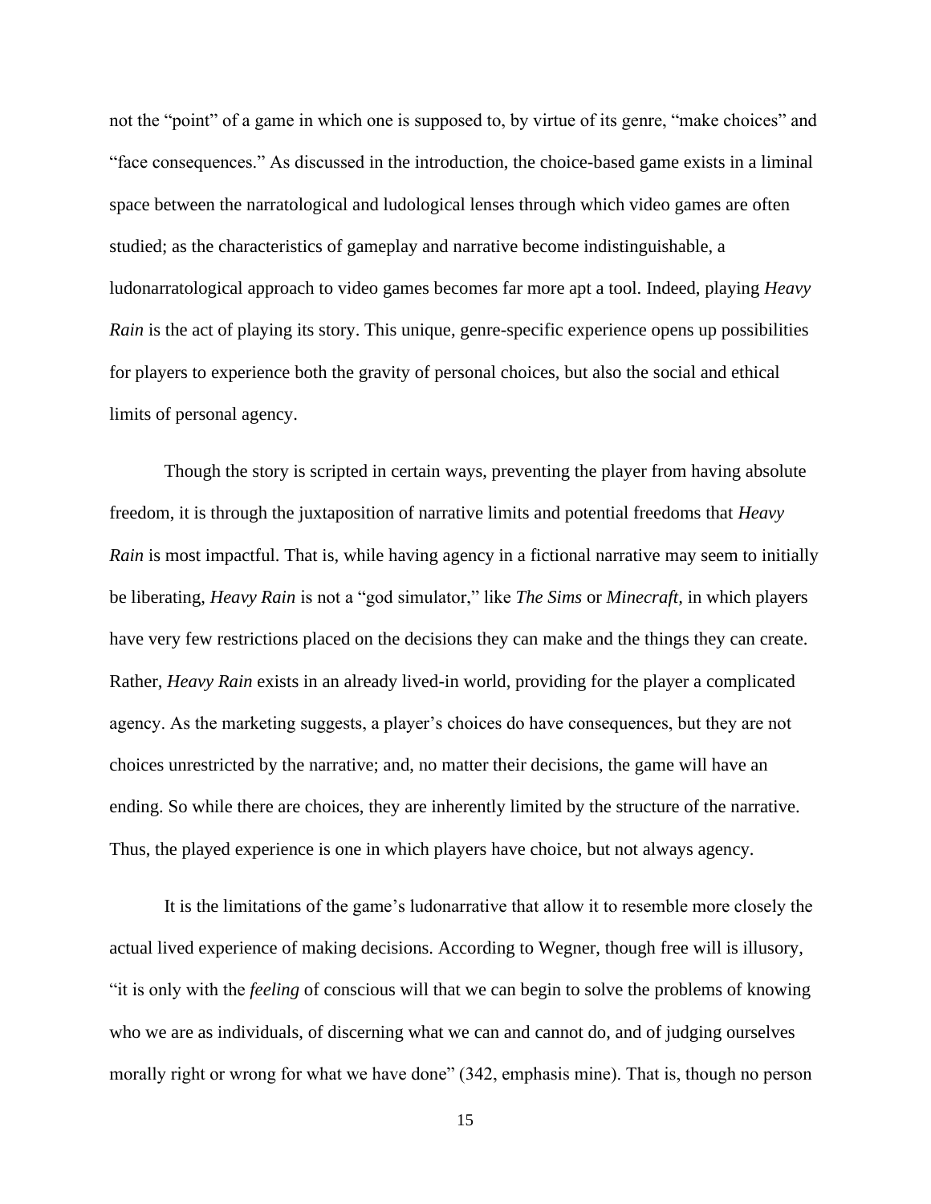not the "point" of a game in which one is supposed to, by virtue of its genre, "make choices" and "face consequences." As discussed in the introduction, the choice-based game exists in a liminal space between the narratological and ludological lenses through which video games are often studied; as the characteristics of gameplay and narrative become indistinguishable, a ludonarratological approach to video games becomes far more apt a tool. Indeed, playing *Heavy Rain* is the act of playing its story. This unique, genre-specific experience opens up possibilities for players to experience both the gravity of personal choices, but also the social and ethical limits of personal agency.

Though the story is scripted in certain ways, preventing the player from having absolute freedom, it is through the juxtaposition of narrative limits and potential freedoms that *Heavy Rain* is most impactful. That is, while having agency in a fictional narrative may seem to initially be liberating, *Heavy Rain* is not a "god simulator," like *The Sims* or *Minecraft,* in which players have very few restrictions placed on the decisions they can make and the things they can create. Rather, *Heavy Rain* exists in an already lived-in world, providing for the player a complicated agency. As the marketing suggests, a player's choices do have consequences, but they are not choices unrestricted by the narrative; and, no matter their decisions, the game will have an ending. So while there are choices, they are inherently limited by the structure of the narrative. Thus, the played experience is one in which players have choice, but not always agency.

It is the limitations of the game's ludonarrative that allow it to resemble more closely the actual lived experience of making decisions. According to Wegner, though free will is illusory, "it is only with the *feeling* of conscious will that we can begin to solve the problems of knowing who we are as individuals, of discerning what we can and cannot do, and of judging ourselves morally right or wrong for what we have done" (342, emphasis mine). That is, though no person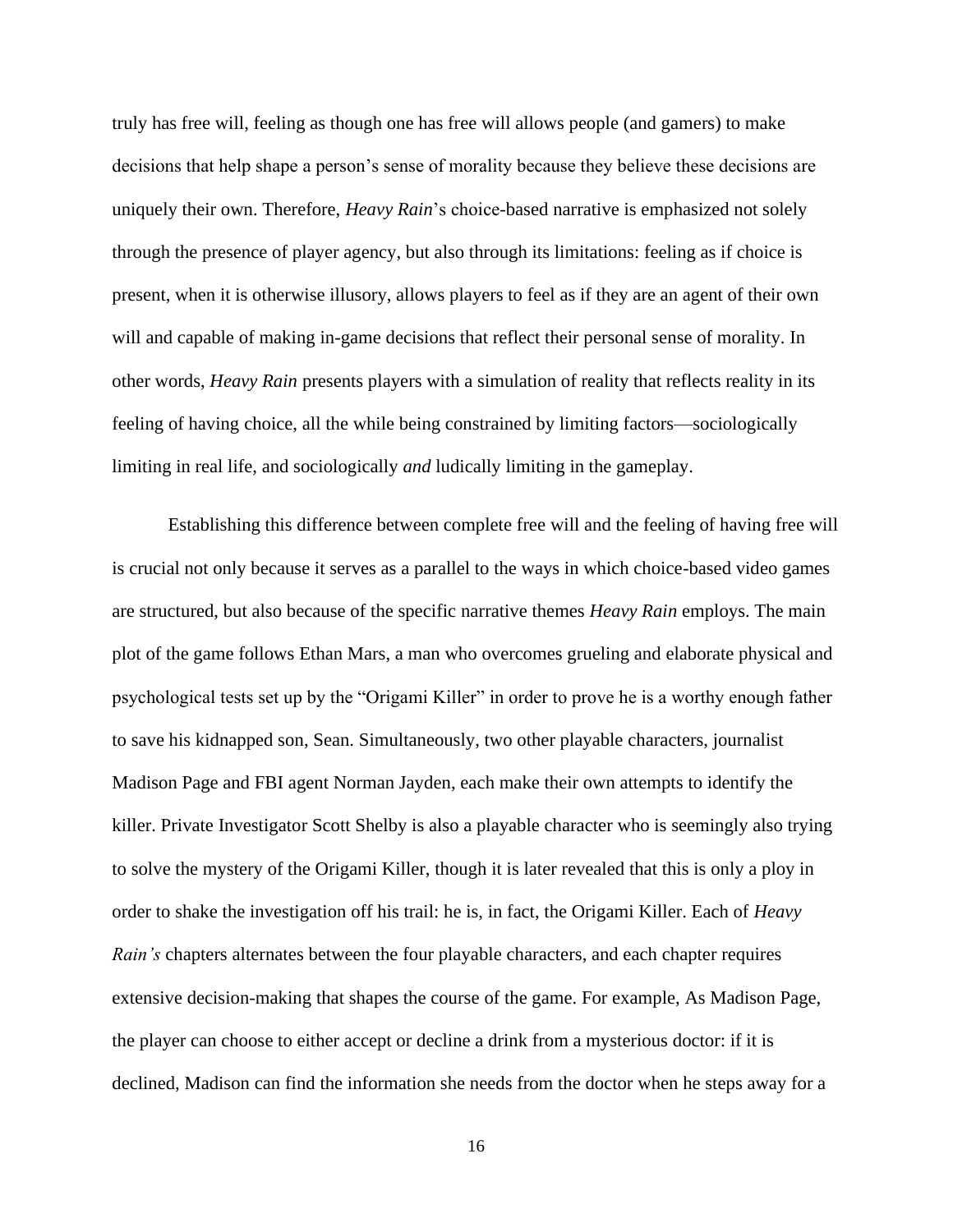truly has free will, feeling as though one has free will allows people (and gamers) to make decisions that help shape a person's sense of morality because they believe these decisions are uniquely their own. Therefore, *Heavy Rain*'s choice-based narrative is emphasized not solely through the presence of player agency, but also through its limitations: feeling as if choice is present, when it is otherwise illusory, allows players to feel as if they are an agent of their own will and capable of making in-game decisions that reflect their personal sense of morality. In other words, *Heavy Rain* presents players with a simulation of reality that reflects reality in its feeling of having choice, all the while being constrained by limiting factors—sociologically limiting in real life, and sociologically *and* ludically limiting in the gameplay.

Establishing this difference between complete free will and the feeling of having free will is crucial not only because it serves as a parallel to the ways in which choice-based video games are structured, but also because of the specific narrative themes *Heavy Rain* employs. The main plot of the game follows Ethan Mars, a man who overcomes grueling and elaborate physical and psychological tests set up by the "Origami Killer" in order to prove he is a worthy enough father to save his kidnapped son, Sean. Simultaneously, two other playable characters, journalist Madison Page and FBI agent Norman Jayden, each make their own attempts to identify the killer. Private Investigator Scott Shelby is also a playable character who is seemingly also trying to solve the mystery of the Origami Killer, though it is later revealed that this is only a ploy in order to shake the investigation off his trail: he is, in fact, the Origami Killer. Each of *Heavy Rain's* chapters alternates between the four playable characters, and each chapter requires extensive decision-making that shapes the course of the game. For example, As Madison Page, the player can choose to either accept or decline a drink from a mysterious doctor: if it is declined, Madison can find the information she needs from the doctor when he steps away for a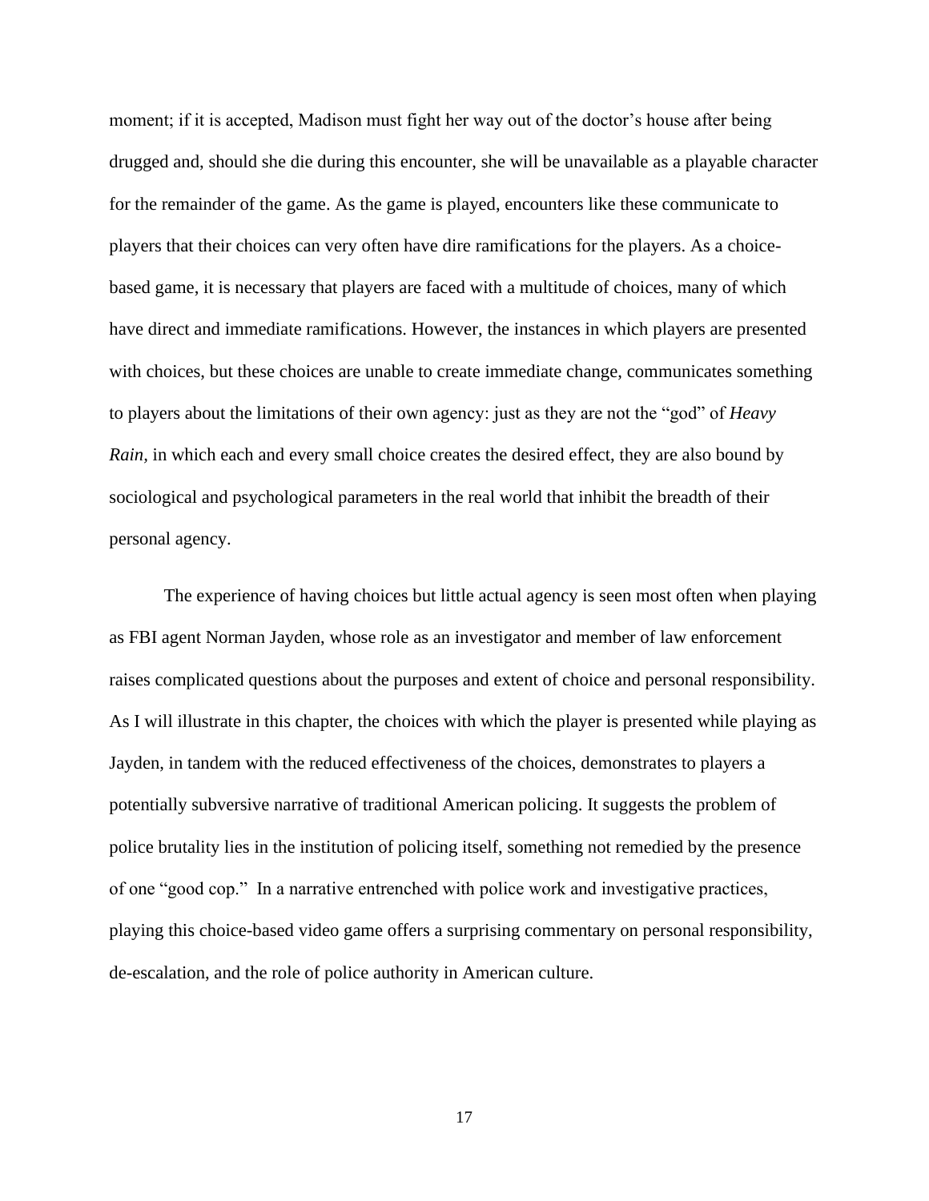moment; if it is accepted, Madison must fight her way out of the doctor's house after being drugged and, should she die during this encounter, she will be unavailable as a playable character for the remainder of the game. As the game is played, encounters like these communicate to players that their choices can very often have dire ramifications for the players. As a choice-based game, it is necessary that players are faced with a multitude of choices, many of which have direct and immediate ramifications. However, the instances in which players are presented with choices, but these choices are unable to create immediate change, communicates something to players about the limitations of their own agency: just as they are not the "god" of *Heavy Rain*, in which each and every small choice creates the desired effect, they are also bound by sociological and psychological parameters in the real world that inhibit the breadth of their personal agency.

The experience of having choices but little actual agency is seen most often when playing as FBI agent Norman Jayden, whose role as an investigator and member of law enforcement raises complicated questions about the purposes and extent of choice and personal responsibility. As I will illustrate in this chapter, the choices with which the player is presented while playing as Jayden, in tandem with the reduced effectiveness of the choices, demonstrates to players a potentially subversive narrative of traditional American policing. It suggests the problem of police brutality lies in the institution of policing itself, something not remedied by the presence of one "good cop." In a narrative entrenched with police work and investigative practices, playing this choice-based video game offers a surprising commentary on personal responsibility, de-escalation, and the role of police authority in American culture.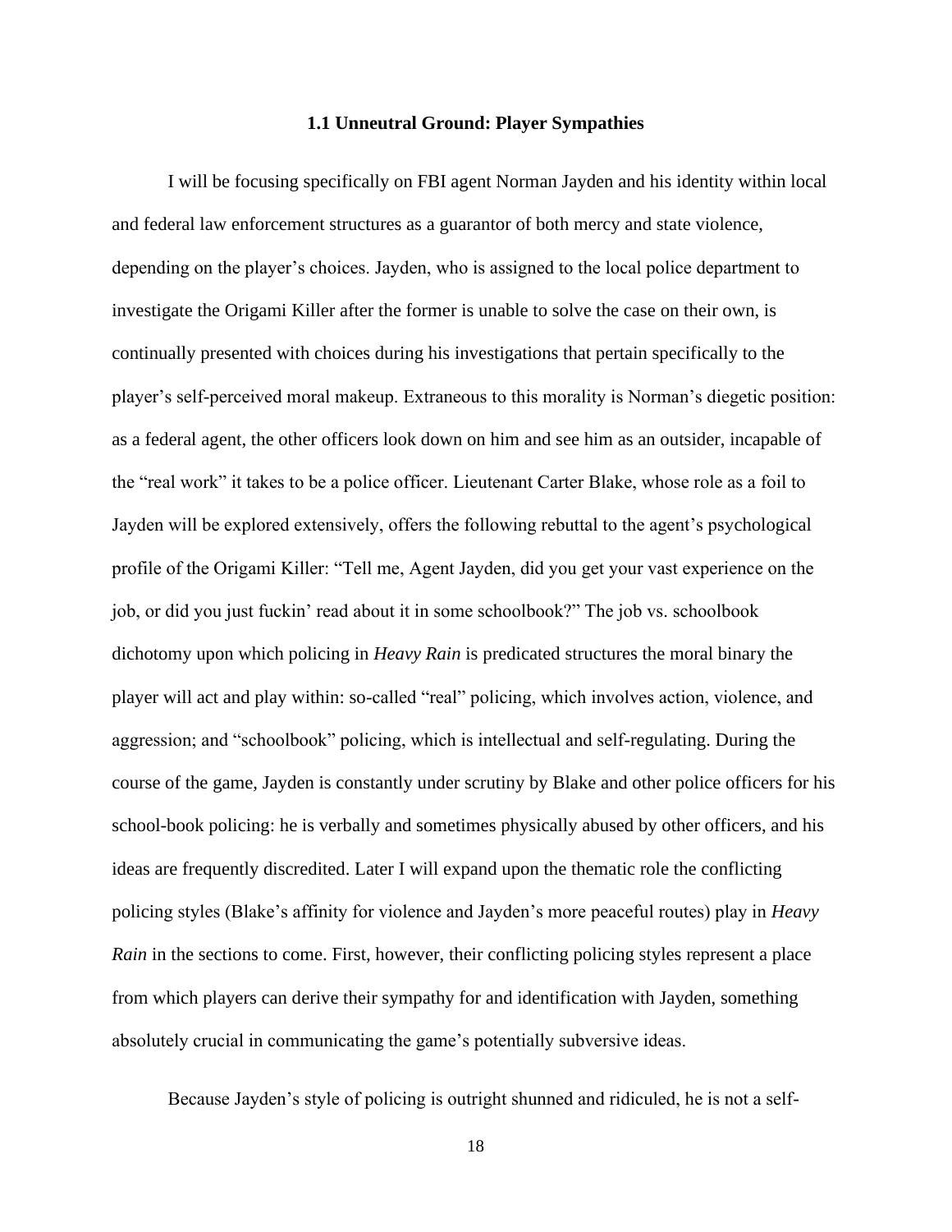### 1.1 Unneutral Ground: Player Sympathies

I will be focusing specifically on FBI agent Norman Jayden and his identity within local and federal law enforcement structures as a guarantor of both mercy and state violence, depending on the player's choices. Jayden, who is assigned to the local police department to investigate the Origami Killer after the former is unable to solve the case on their own, is continually presented with choices during his investigations that pertain specifically to the player's self-perceived moral makeup. Extraneous to this morality is Norman's diegetic position: as a federal agent, the other officers look down on him and see him as an outsider, incapable of the "real work" it takes to be a police officer. Lieutenant Carter Blake, whose role as a foil to Jayden will be explored extensively, offers the following rebuttal to the agent's psychological profile of the Origami Killer: "Tell me, Agent Jayden, did you get your vast experience on the job, or did you just fuckin' read about it in some schoolbook?" The job vs. schoolbook dichotomy upon which policing in *Heavy Rain* is predicated structures the moral binary the player will act and play within: so-called "real" policing, which involves action, violence, and aggression; and "schoolbook" policing, which is intellectual and self-regulating. During the course of the game, Jayden is constantly under scrutiny by Blake and other police officers for his school-book policing: he is verbally and sometimes physically abused by other officers, and his ideas are frequently discredited. Later I will expand upon the thematic role the conflicting policing styles (Blake's affinity for violence and Jayden's more peaceful routes) play in *Heavy Rain* in the sections to come. First, however, their conflicting policing styles represent a place from which players can derive their sympathy for and identification with Jayden, something absolutely crucial in communicating the game's potentially subversive ideas.

Because Jayden's style of policing is outright shunned and ridiculed, he is not a self-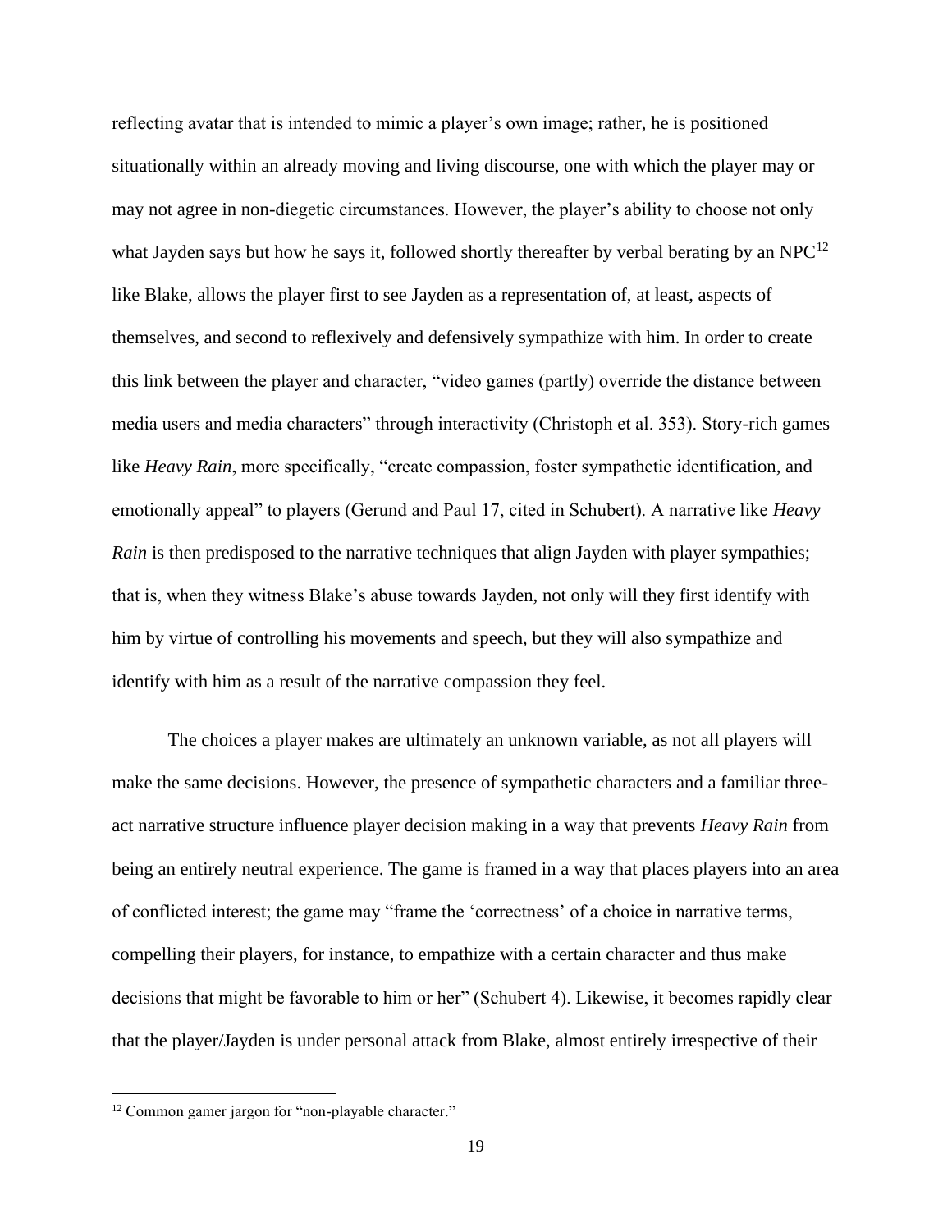reflecting avatar that is intended to mimic a player's own image; rather, he is positioned situationally within an already moving and living discourse, one with which the player may or may not agree in non-diegetic circumstances. However, the player's ability to choose not only what Jayden says but how he says it, followed shortly thereafter by verbal berating by an NPC[12] like Blake, allows the player first to see Jayden as a representation of, at least, aspects of themselves, and second to reflexively and defensively sympathize with him. In order to create this link between the player and character, "video games (partly) override the distance between media users and media characters" through interactivity (Christoph et al. 353). Story-rich games like *Heavy Rain*, more specifically, "create compassion, foster sympathetic identification, and emotionally appeal" to players (Gerund and Paul 17, cited in Schubert). A narrative like *Heavy Rain* is then predisposed to the narrative techniques that align Jayden with player sympathies; that is, when they witness Blake's abuse towards Jayden, not only will they first identify with him by virtue of controlling his movements and speech, but they will also sympathize and identify with him as a result of the narrative compassion they feel.

The choices a player makes are ultimately an unknown variable, as not all players will make the same decisions. However, the presence of sympathetic characters and a familiar three-act narrative structure influence player decision making in a way that prevents *Heavy Rain* from being an entirely neutral experience. The game is framed in a way that places players into an area of conflicted interest; the game may "frame the 'correctness' of a choice in narrative terms, compelling their players, for instance, to empathize with a certain character and thus make decisions that might be favorable to him or her" (Schubert 4). Likewise, it becomes rapidly clear that the player/Jayden is under personal attack from Blake, almost entirely irrespective of their

---

[12] Common gamer jargon for "non-playable character."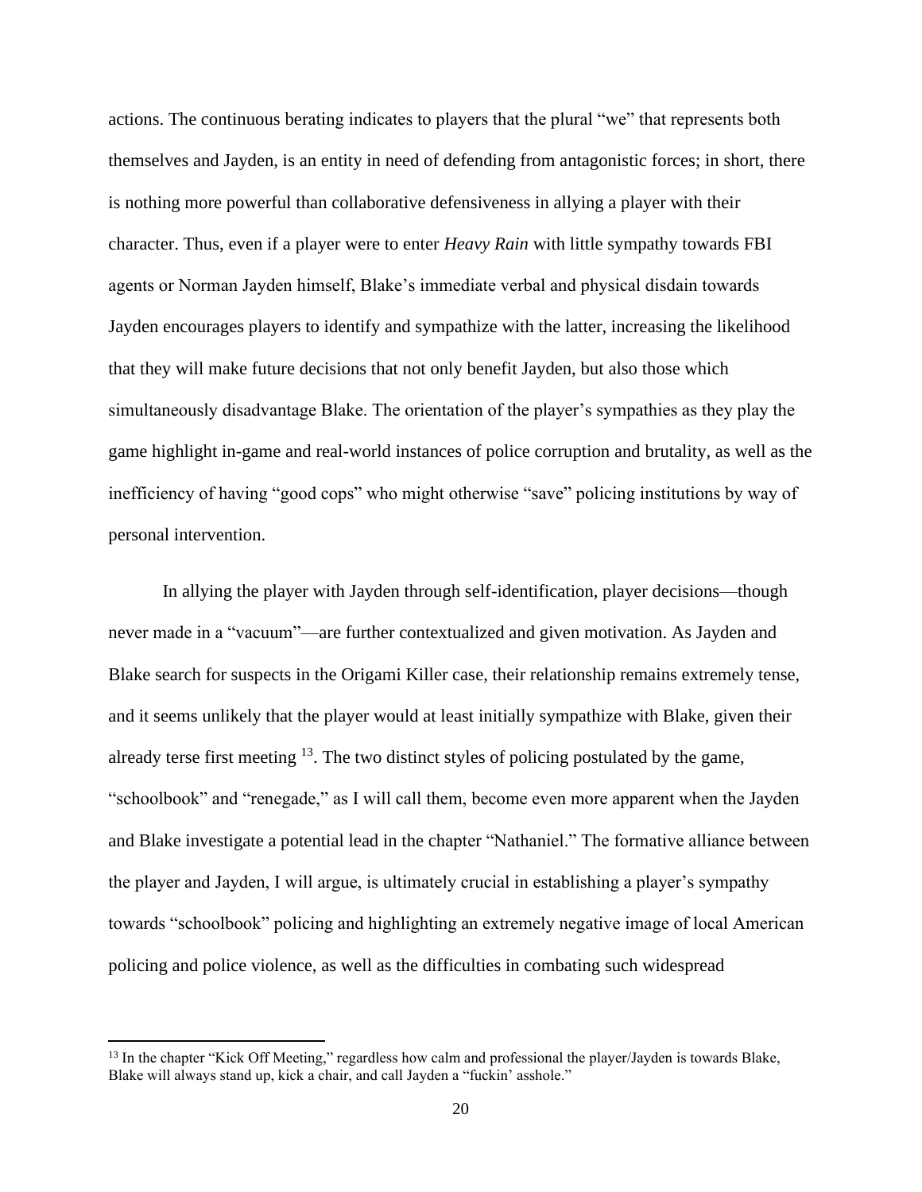actions. The continuous berating indicates to players that the plural "we" that represents both themselves and Jayden, is an entity in need of defending from antagonistic forces; in short, there is nothing more powerful than collaborative defensiveness in allying a player with their character. Thus, even if a player were to enter *Heavy Rain* with little sympathy towards FBI agents or Norman Jayden himself, Blake's immediate verbal and physical disdain towards Jayden encourages players to identify and sympathize with the latter, increasing the likelihood that they will make future decisions that not only benefit Jayden, but also those which simultaneously disadvantage Blake. The orientation of the player's sympathies as they play the game highlight in-game and real-world instances of police corruption and brutality, as well as the inefficiency of having "good cops" who might otherwise "save" policing institutions by way of personal intervention.

In allying the player with Jayden through self-identification, player decisions—though never made in a "vacuum"—are further contextualized and given motivation. As Jayden and Blake search for suspects in the Origami Killer case, their relationship remains extremely tense, and it seems unlikely that the player would at least initially sympathize with Blake, given their already terse first meeting [13]. The two distinct styles of policing postulated by the game, "schoolbook" and "renegade," as I will call them, become even more apparent when the Jayden and Blake investigate a potential lead in the chapter "Nathaniel." The formative alliance between the player and Jayden, I will argue, is ultimately crucial in establishing a player's sympathy towards "schoolbook" policing and highlighting an extremely negative image of local American policing and police violence, as well as the difficulties in combating such widespread

[13] In the chapter "Kick Off Meeting," regardless how calm and professional the player/Jayden is towards Blake, Blake will always stand up, kick a chair, and call Jayden a "fuckin' asshole."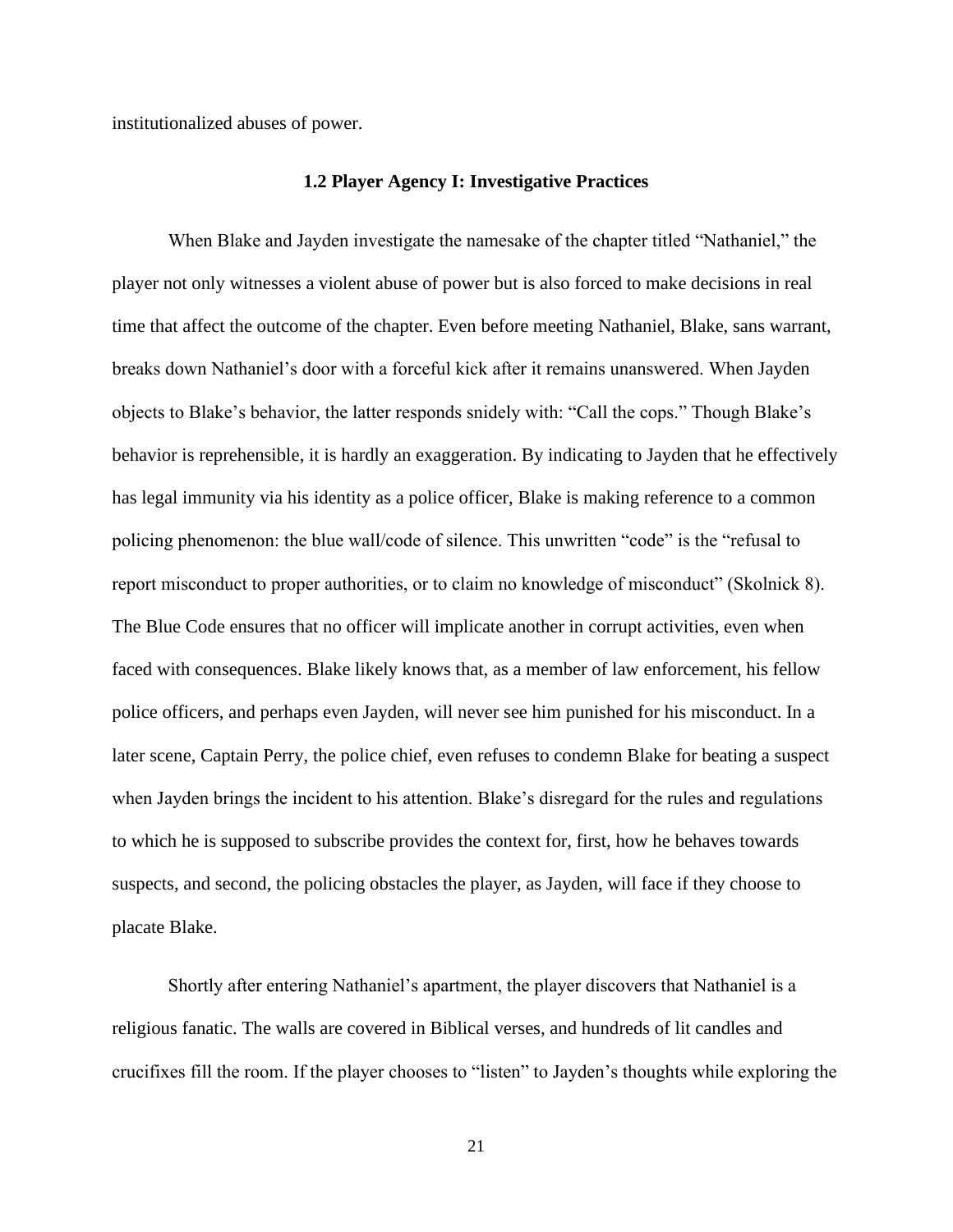institutionalized abuses of power.

### 1.2 Player Agency I: Investigative Practices

When Blake and Jayden investigate the namesake of the chapter titled "Nathaniel," the player not only witnesses a violent abuse of power but is also forced to make decisions in real time that affect the outcome of the chapter. Even before meeting Nathaniel, Blake, sans warrant, breaks down Nathaniel's door with a forceful kick after it remains unanswered. When Jayden objects to Blake's behavior, the latter responds snidely with: "Call the cops." Though Blake's behavior is reprehensible, it is hardly an exaggeration. By indicating to Jayden that he effectively has legal immunity via his identity as a police officer, Blake is making reference to a common policing phenomenon: the blue wall/code of silence. This unwritten "code" is the "refusal to report misconduct to proper authorities, or to claim no knowledge of misconduct" (Skolnick 8). The Blue Code ensures that no officer will implicate another in corrupt activities, even when faced with consequences. Blake likely knows that, as a member of law enforcement, his fellow police officers, and perhaps even Jayden, will never see him punished for his misconduct. In a later scene, Captain Perry, the police chief, even refuses to condemn Blake for beating a suspect when Jayden brings the incident to his attention. Blake's disregard for the rules and regulations to which he is supposed to subscribe provides the context for, first, how he behaves towards suspects, and second, the policing obstacles the player, as Jayden, will face if they choose to placate Blake.

Shortly after entering Nathaniel's apartment, the player discovers that Nathaniel is a religious fanatic. The walls are covered in Biblical verses, and hundreds of lit candles and crucifixes fill the room. If the player chooses to "listen" to Jayden's thoughts while exploring the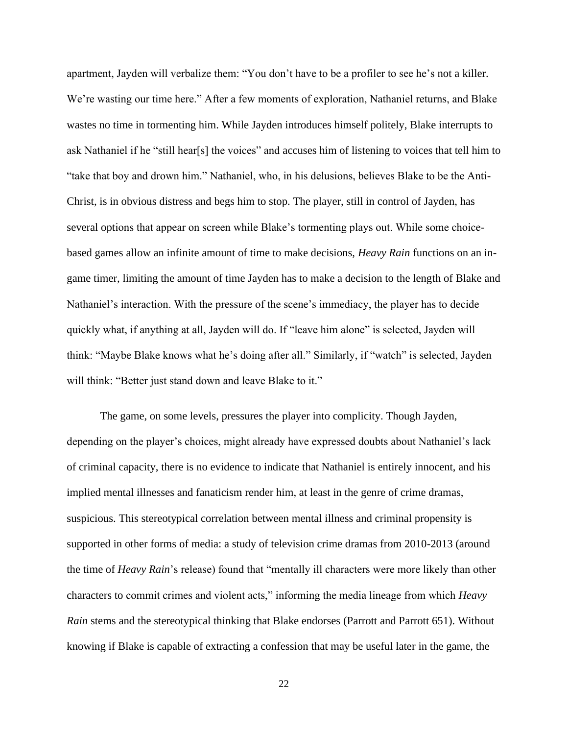apartment, Jayden will verbalize them: “You don’t have to be a profiler to see he’s not a killer. We’re wasting our time here.” After a few moments of exploration, Nathaniel returns, and Blake wastes no time in tormenting him. While Jayden introduces himself politely, Blake interrupts to ask Nathaniel if he “still hear[s] the voices” and accuses him of listening to voices that tell him to “take that boy and drown him.” Nathaniel, who, in his delusions, believes Blake to be the Anti-Christ, is in obvious distress and begs him to stop. The player, still in control of Jayden, has several options that appear on screen while Blake’s tormenting plays out. While some choice-based games allow an infinite amount of time to make decisions, *Heavy Rain* functions on an in-game timer, limiting the amount of time Jayden has to make a decision to the length of Blake and Nathaniel’s interaction. With the pressure of the scene’s immediacy, the player has to decide quickly what, if anything at all, Jayden will do. If “leave him alone” is selected, Jayden will think: “Maybe Blake knows what he’s doing after all.” Similarly, if “watch” is selected, Jayden will think: “Better just stand down and leave Blake to it.”

The game, on some levels, pressures the player into complicity. Though Jayden, depending on the player’s choices, might already have expressed doubts about Nathaniel’s lack of criminal capacity, there is no evidence to indicate that Nathaniel is entirely innocent, and his implied mental illnesses and fanaticism render him, at least in the genre of crime dramas, suspicious. This stereotypical correlation between mental illness and criminal propensity is supported in other forms of media: a study of television crime dramas from 2010-2013 (around the time of *Heavy Rain*’s release) found that “mentally ill characters were more likely than other characters to commit crimes and violent acts,” informing the media lineage from which *Heavy Rain* stems and the stereotypical thinking that Blake endorses (Parrott and Parrott 651). Without knowing if Blake is capable of extracting a confession that may be useful later in the game, the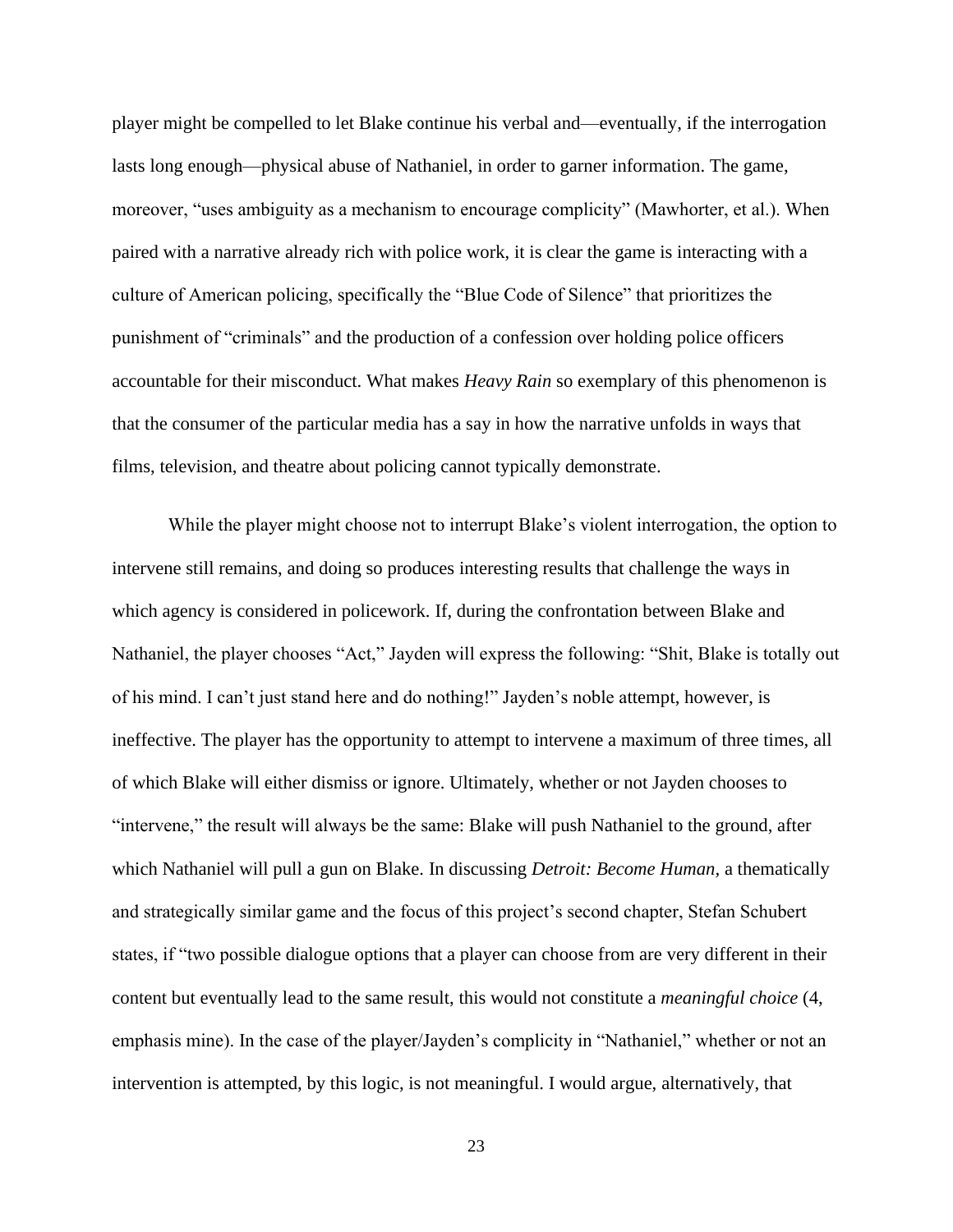player might be compelled to let Blake continue his verbal and—eventually, if the interrogation lasts long enough—physical abuse of Nathaniel, in order to garner information. The game, moreover, "uses ambiguity as a mechanism to encourage complicity" (Mawhorter, et al.). When paired with a narrative already rich with police work, it is clear the game is interacting with a culture of American policing, specifically the "Blue Code of Silence" that prioritizes the punishment of "criminals" and the production of a confession over holding police officers accountable for their misconduct. What makes *Heavy Rain* so exemplary of this phenomenon is that the consumer of the particular media has a say in how the narrative unfolds in ways that films, television, and theatre about policing cannot typically demonstrate.

While the player might choose not to interrupt Blake's violent interrogation, the option to intervene still remains, and doing so produces interesting results that challenge the ways in which agency is considered in policework. If, during the confrontation between Blake and Nathaniel, the player chooses "Act," Jayden will express the following: "Shit, Blake is totally out of his mind. I can't just stand here and do nothing!" Jayden's noble attempt, however, is ineffective. The player has the opportunity to attempt to intervene a maximum of three times, all of which Blake will either dismiss or ignore. Ultimately, whether or not Jayden chooses to "intervene," the result will always be the same: Blake will push Nathaniel to the ground, after which Nathaniel will pull a gun on Blake. In discussing *Detroit: Become Human,* a thematically and strategically similar game and the focus of this project's second chapter, Stefan Schubert states, if "two possible dialogue options that a player can choose from are very different in their content but eventually lead to the same result, this would not constitute a *meaningful choice* (4, emphasis mine). In the case of the player/Jayden's complicity in "Nathaniel," whether or not an intervention is attempted, by this logic, is not meaningful. I would argue, alternatively, that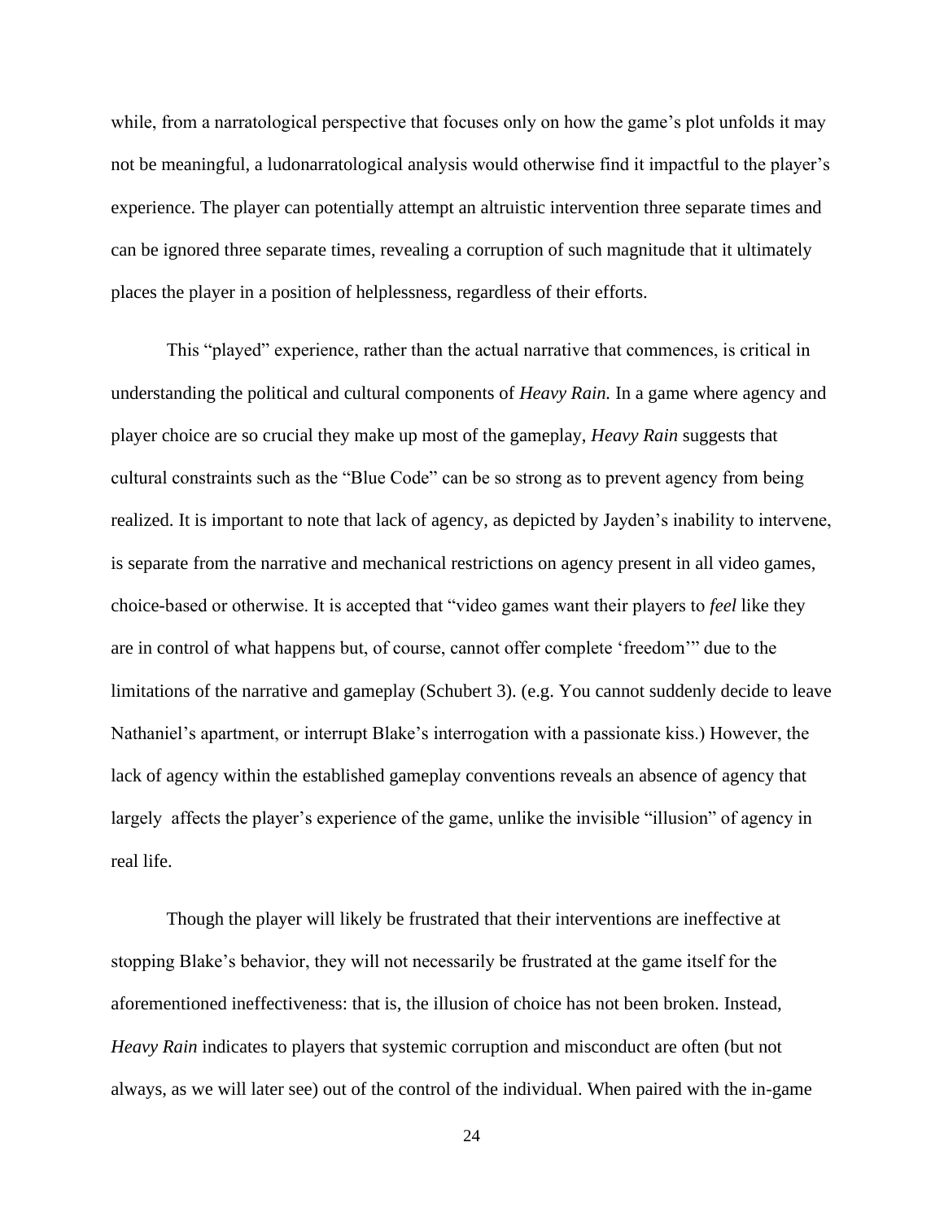while, from a narratological perspective that focuses only on how the game's plot unfolds it may not be meaningful, a ludonarratological analysis would otherwise find it impactful to the player's experience. The player can potentially attempt an altruistic intervention three separate times and can be ignored three separate times, revealing a corruption of such magnitude that it ultimately places the player in a position of helplessness, regardless of their efforts.

This "played" experience, rather than the actual narrative that commences, is critical in understanding the political and cultural components of *Heavy Rain.* In a game where agency and player choice are so crucial they make up most of the gameplay, *Heavy Rain* suggests that cultural constraints such as the "Blue Code" can be so strong as to prevent agency from being realized. It is important to note that lack of agency, as depicted by Jayden's inability to intervene, is separate from the narrative and mechanical restrictions on agency present in all video games, choice-based or otherwise. It is accepted that "video games want their players to *feel* like they are in control of what happens but, of course, cannot offer complete 'freedom'" due to the limitations of the narrative and gameplay (Schubert 3). (e.g. You cannot suddenly decide to leave Nathaniel's apartment, or interrupt Blake's interrogation with a passionate kiss.) However, the lack of agency within the established gameplay conventions reveals an absence of agency that largely affects the player's experience of the game, unlike the invisible "illusion" of agency in real life.

Though the player will likely be frustrated that their interventions are ineffective at stopping Blake's behavior, they will not necessarily be frustrated at the game itself for the aforementioned ineffectiveness: that is, the illusion of choice has not been broken. Instead, *Heavy Rain* indicates to players that systemic corruption and misconduct are often (but not always, as we will later see) out of the control of the individual. When paired with the in-game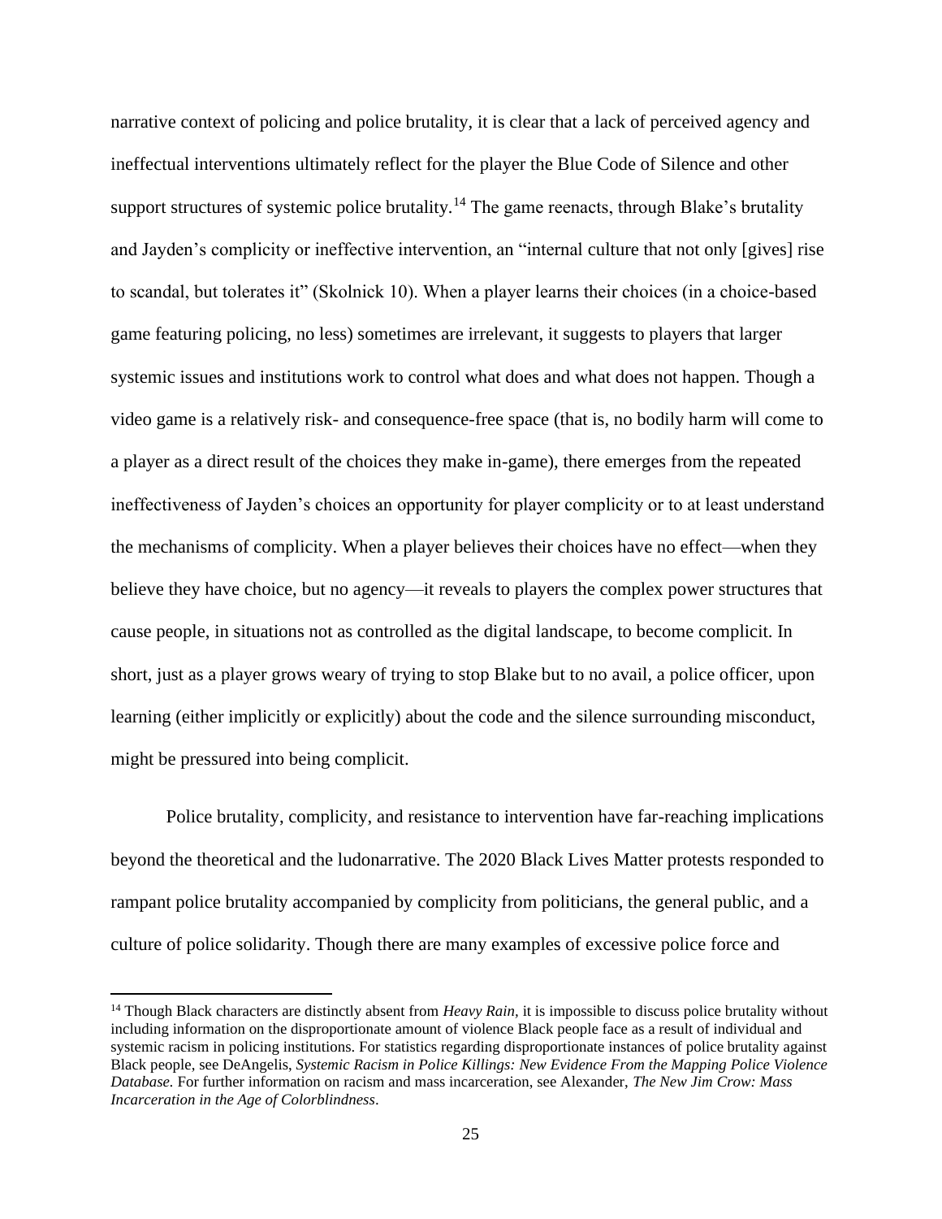narrative context of policing and police brutality, it is clear that a lack of perceived agency and ineffectual interventions ultimately reflect for the player the Blue Code of Silence and other support structures of systemic police brutality.[14] The game reenacts, through Blake's brutality and Jayden's complicity or ineffective intervention, an "internal culture that not only [gives] rise to scandal, but tolerates it" (Skolnick 10). When a player learns their choices (in a choice-based game featuring policing, no less) sometimes are irrelevant, it suggests to players that larger systemic issues and institutions work to control what does and what does not happen. Though a video game is a relatively risk- and consequence-free space (that is, no bodily harm will come to a player as a direct result of the choices they make in-game), there emerges from the repeated ineffectiveness of Jayden's choices an opportunity for player complicity or to at least understand the mechanisms of complicity. When a player believes their choices have no effect—when they believe they have choice, but no agency—it reveals to players the complex power structures that cause people, in situations not as controlled as the digital landscape, to become complicit. In short, just as a player grows weary of trying to stop Blake but to no avail, a police officer, upon learning (either implicitly or explicitly) about the code and the silence surrounding misconduct, might be pressured into being complicit.

Police brutality, complicity, and resistance to intervention have far-reaching implications beyond the theoretical and the ludonarrative. The 2020 Black Lives Matter protests responded to rampant police brutality accompanied by complicity from politicians, the general public, and a culture of police solidarity. Though there are many examples of excessive police force and

[14] Though Black characters are distinctly absent from *Heavy Rain,* it is impossible to discuss police brutality without including information on the disproportionate amount of violence Black people face as a result of individual and systemic racism in policing institutions. For statistics regarding disproportionate instances of police brutality against Black people, see DeAngelis, *Systemic Racism in Police Killings: New Evidence From the Mapping Police Violence Database.* For further information on racism and mass incarceration, see Alexander, *The New Jim Crow: Mass Incarceration in the Age of Colorblindness*.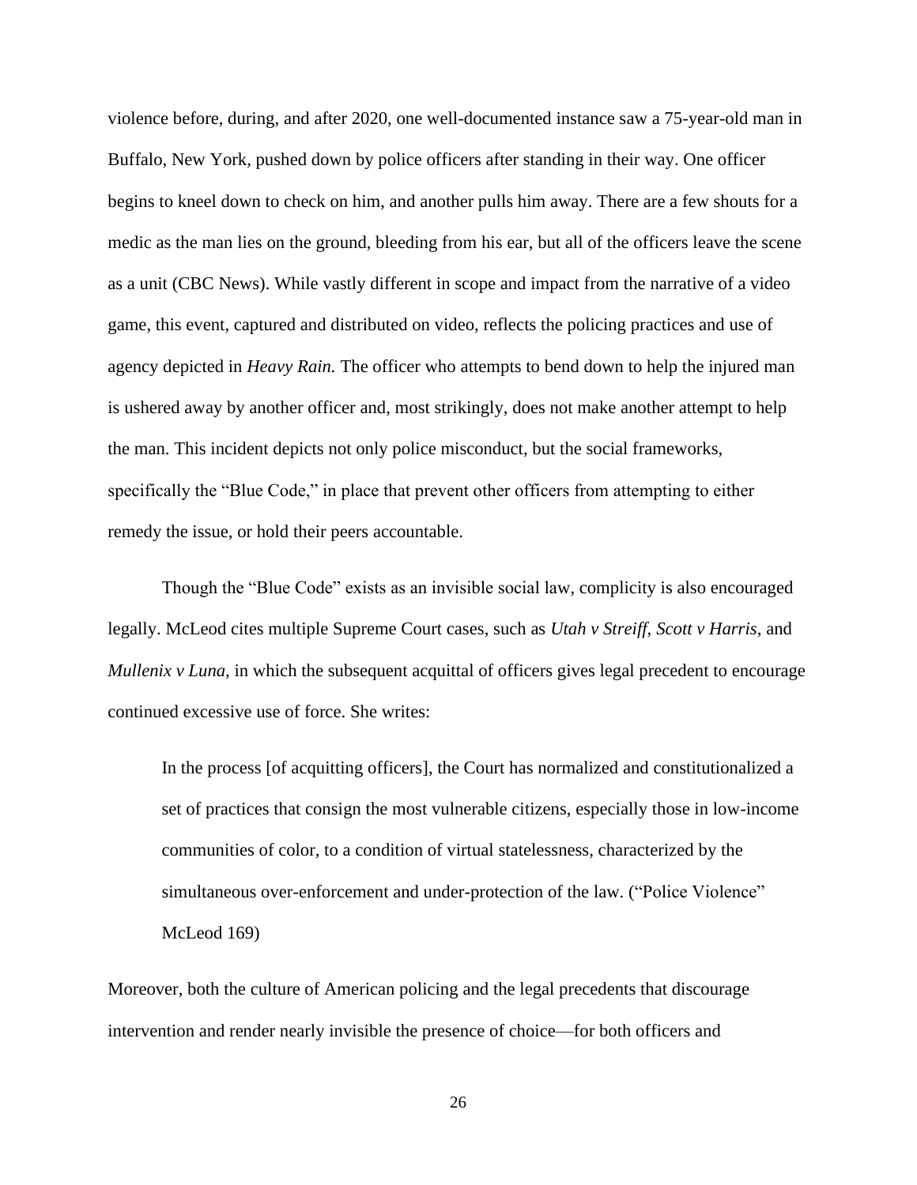violence before, during, and after 2020, one well-documented instance saw a 75-year-old man in Buffalo, New York, pushed down by police officers after standing in their way. One officer begins to kneel down to check on him, and another pulls him away. There are a few shouts for a medic as the man lies on the ground, bleeding from his ear, but all of the officers leave the scene as a unit (CBC News). While vastly different in scope and impact from the narrative of a video game, this event, captured and distributed on video, reflects the policing practices and use of agency depicted in *Heavy Rain.* The officer who attempts to bend down to help the injured man is ushered away by another officer and, most strikingly, does not make another attempt to help the man. This incident depicts not only police misconduct, but the social frameworks, specifically the "Blue Code," in place that prevent other officers from attempting to either remedy the issue, or hold their peers accountable.

Though the "Blue Code" exists as an invisible social law, complicity is also encouraged legally. McLeod cites multiple Supreme Court cases, such as *Utah v Streiff, Scott v Harris,* and *Mullenix v Luna,* in which the subsequent acquittal of officers gives legal precedent to encourage continued excessive use of force. She writes:

> In the process [of acquitting officers], the Court has normalized and constitutionalized a set of practices that consign the most vulnerable citizens, especially those in low-income communities of color, to a condition of virtual statelessness, characterized by the simultaneous over-enforcement and under-protection of the law. ("Police Violence" McLeod 169)

Moreover, both the culture of American policing and the legal precedents that discourage intervention and render nearly invisible the presence of choice—for both officers and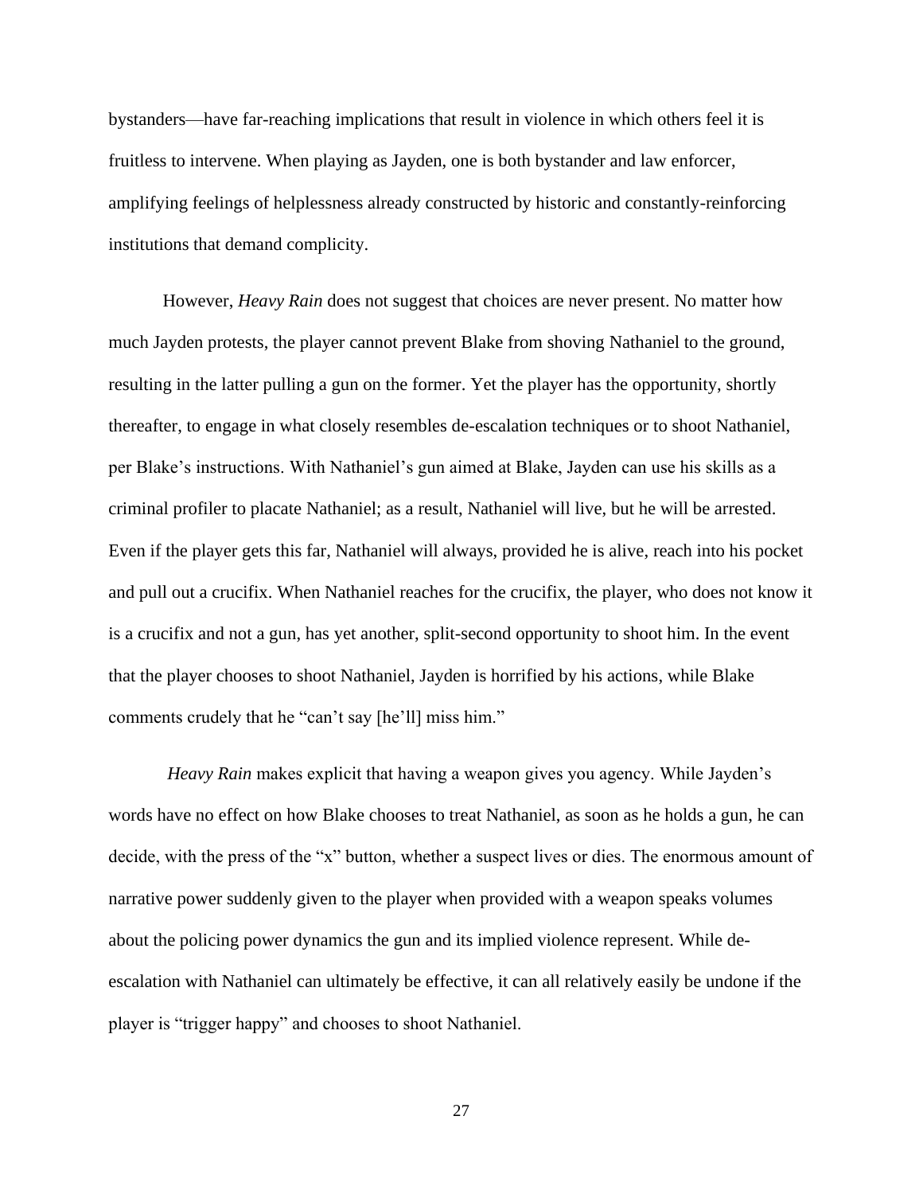bystanders—have far-reaching implications that result in violence in which others feel it is fruitless to intervene. When playing as Jayden, one is both bystander and law enforcer, amplifying feelings of helplessness already constructed by historic and constantly-reinforcing institutions that demand complicity.

However, *Heavy Rain* does not suggest that choices are never present. No matter how much Jayden protests, the player cannot prevent Blake from shoving Nathaniel to the ground, resulting in the latter pulling a gun on the former. Yet the player has the opportunity, shortly thereafter, to engage in what closely resembles de-escalation techniques or to shoot Nathaniel, per Blake's instructions. With Nathaniel's gun aimed at Blake, Jayden can use his skills as a criminal profiler to placate Nathaniel; as a result, Nathaniel will live, but he will be arrested. Even if the player gets this far, Nathaniel will always, provided he is alive, reach into his pocket and pull out a crucifix. When Nathaniel reaches for the crucifix, the player, who does not know it is a crucifix and not a gun, has yet another, split-second opportunity to shoot him. In the event that the player chooses to shoot Nathaniel, Jayden is horrified by his actions, while Blake comments crudely that he "can't say [he'll] miss him."

*Heavy Rain* makes explicit that having a weapon gives you agency. While Jayden's words have no effect on how Blake chooses to treat Nathaniel, as soon as he holds a gun, he can decide, with the press of the "x" button, whether a suspect lives or dies. The enormous amount of narrative power suddenly given to the player when provided with a weapon speaks volumes about the policing power dynamics the gun and its implied violence represent. While de-escalation with Nathaniel can ultimately be effective, it can all relatively easily be undone if the player is "trigger happy" and chooses to shoot Nathaniel.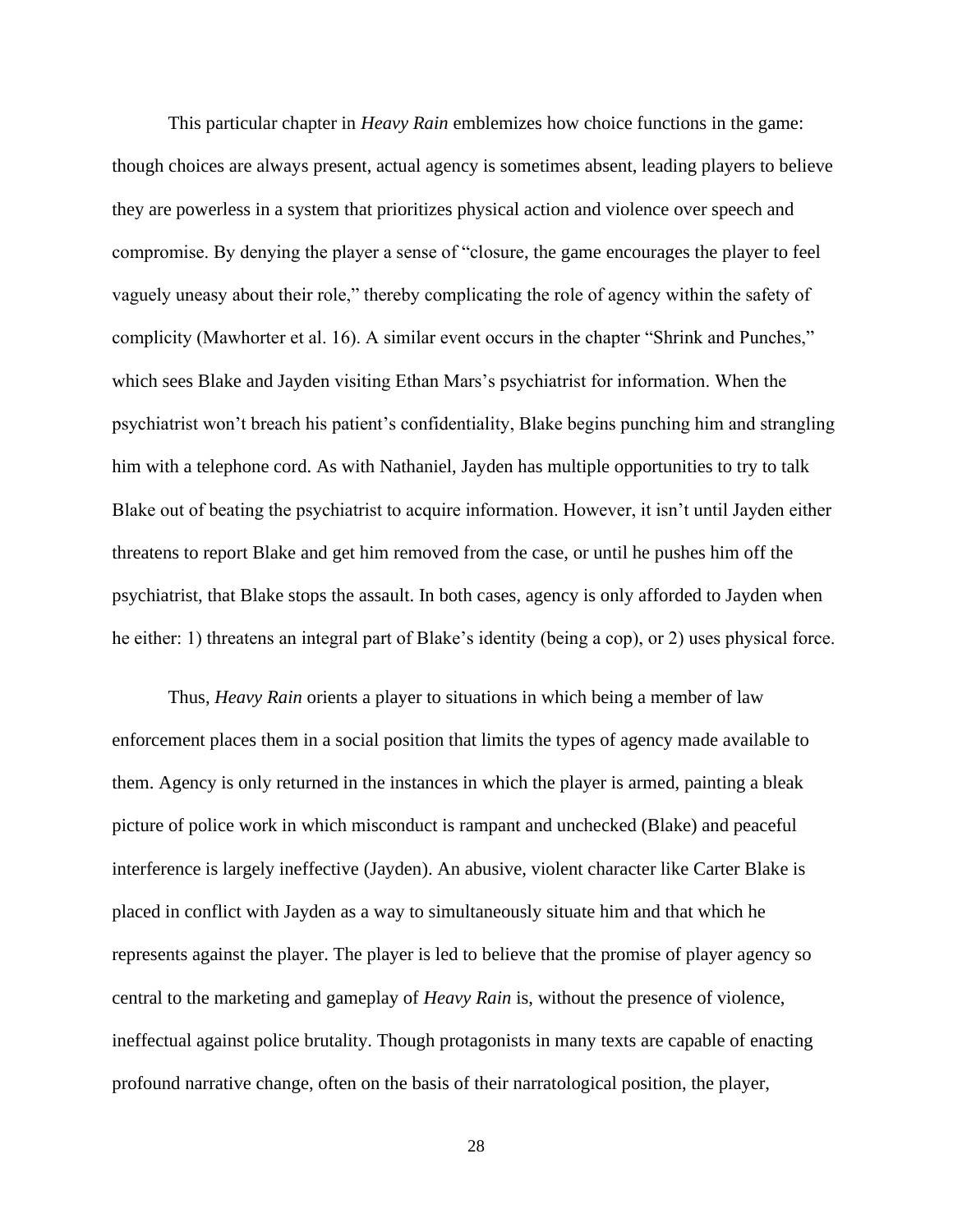This particular chapter in *Heavy Rain* emblemizes how choice functions in the game: though choices are always present, actual agency is sometimes absent, leading players to believe they are powerless in a system that prioritizes physical action and violence over speech and compromise. By denying the player a sense of "closure, the game encourages the player to feel vaguely uneasy about their role," thereby complicating the role of agency within the safety of complicity (Mawhorter et al. 16). A similar event occurs in the chapter "Shrink and Punches," which sees Blake and Jayden visiting Ethan Mars's psychiatrist for information. When the psychiatrist won't breach his patient's confidentiality, Blake begins punching him and strangling him with a telephone cord. As with Nathaniel, Jayden has multiple opportunities to try to talk Blake out of beating the psychiatrist to acquire information. However, it isn't until Jayden either threatens to report Blake and get him removed from the case, or until he pushes him off the psychiatrist, that Blake stops the assault. In both cases, agency is only afforded to Jayden when he either: 1) threatens an integral part of Blake's identity (being a cop), or 2) uses physical force.

Thus, *Heavy Rain* orients a player to situations in which being a member of law enforcement places them in a social position that limits the types of agency made available to them. Agency is only returned in the instances in which the player is armed, painting a bleak picture of police work in which misconduct is rampant and unchecked (Blake) and peaceful interference is largely ineffective (Jayden). An abusive, violent character like Carter Blake is placed in conflict with Jayden as a way to simultaneously situate him and that which he represents against the player. The player is led to believe that the promise of player agency so central to the marketing and gameplay of *Heavy Rain* is, without the presence of violence, ineffectual against police brutality. Though protagonists in many texts are capable of enacting profound narrative change, often on the basis of their narratological position, the player,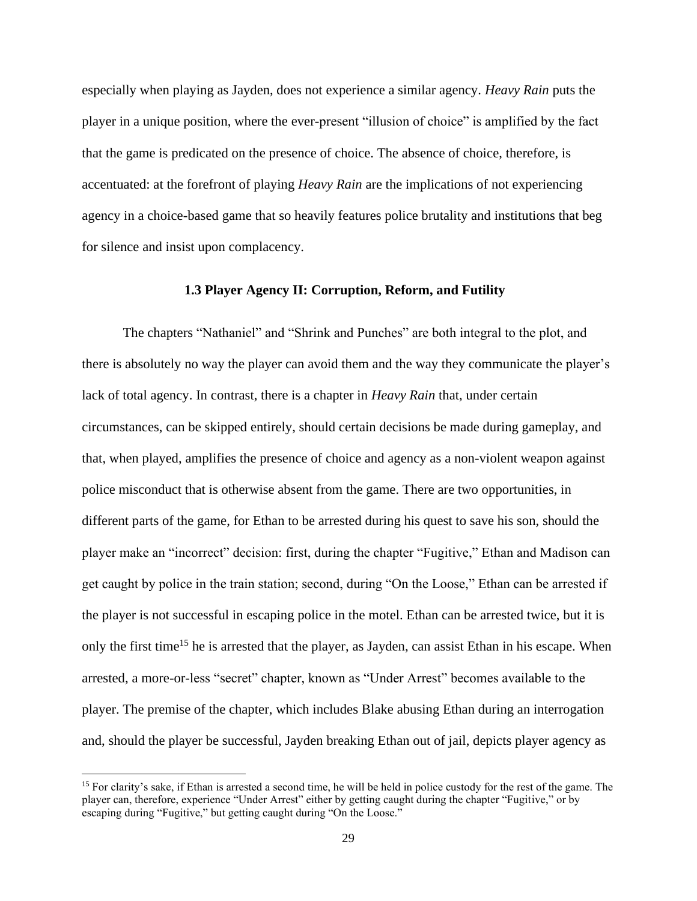especially when playing as Jayden, does not experience a similar agency. *Heavy Rain* puts the player in a unique position, where the ever-present "illusion of choice" is amplified by the fact that the game is predicated on the presence of choice. The absence of choice, therefore, is accentuated: at the forefront of playing *Heavy Rain* are the implications of not experiencing agency in a choice-based game that so heavily features police brutality and institutions that beg for silence and insist upon complacency.

### 1.3 Player Agency II: Corruption, Reform, and Futility

The chapters "Nathaniel" and "Shrink and Punches" are both integral to the plot, and there is absolutely no way the player can avoid them and the way they communicate the player's lack of total agency. In contrast, there is a chapter in *Heavy Rain* that, under certain circumstances, can be skipped entirely, should certain decisions be made during gameplay, and that, when played, amplifies the presence of choice and agency as a non-violent weapon against police misconduct that is otherwise absent from the game. There are two opportunities, in different parts of the game, for Ethan to be arrested during his quest to save his son, should the player make an "incorrect" decision: first, during the chapter "Fugitive," Ethan and Madison can get caught by police in the train station; second, during "On the Loose," Ethan can be arrested if the player is not successful in escaping police in the motel. Ethan can be arrested twice, but it is only the first time[15] he is arrested that the player, as Jayden, can assist Ethan in his escape. When arrested, a more-or-less "secret" chapter, known as "Under Arrest" becomes available to the player. The premise of the chapter, which includes Blake abusing Ethan during an interrogation and, should the player be successful, Jayden breaking Ethan out of jail, depicts player agency as

[15] For clarity's sake, if Ethan is arrested a second time, he will be held in police custody for the rest of the game. The player can, therefore, experience "Under Arrest" either by getting caught during the chapter "Fugitive," or by escaping during "Fugitive," but getting caught during "On the Loose."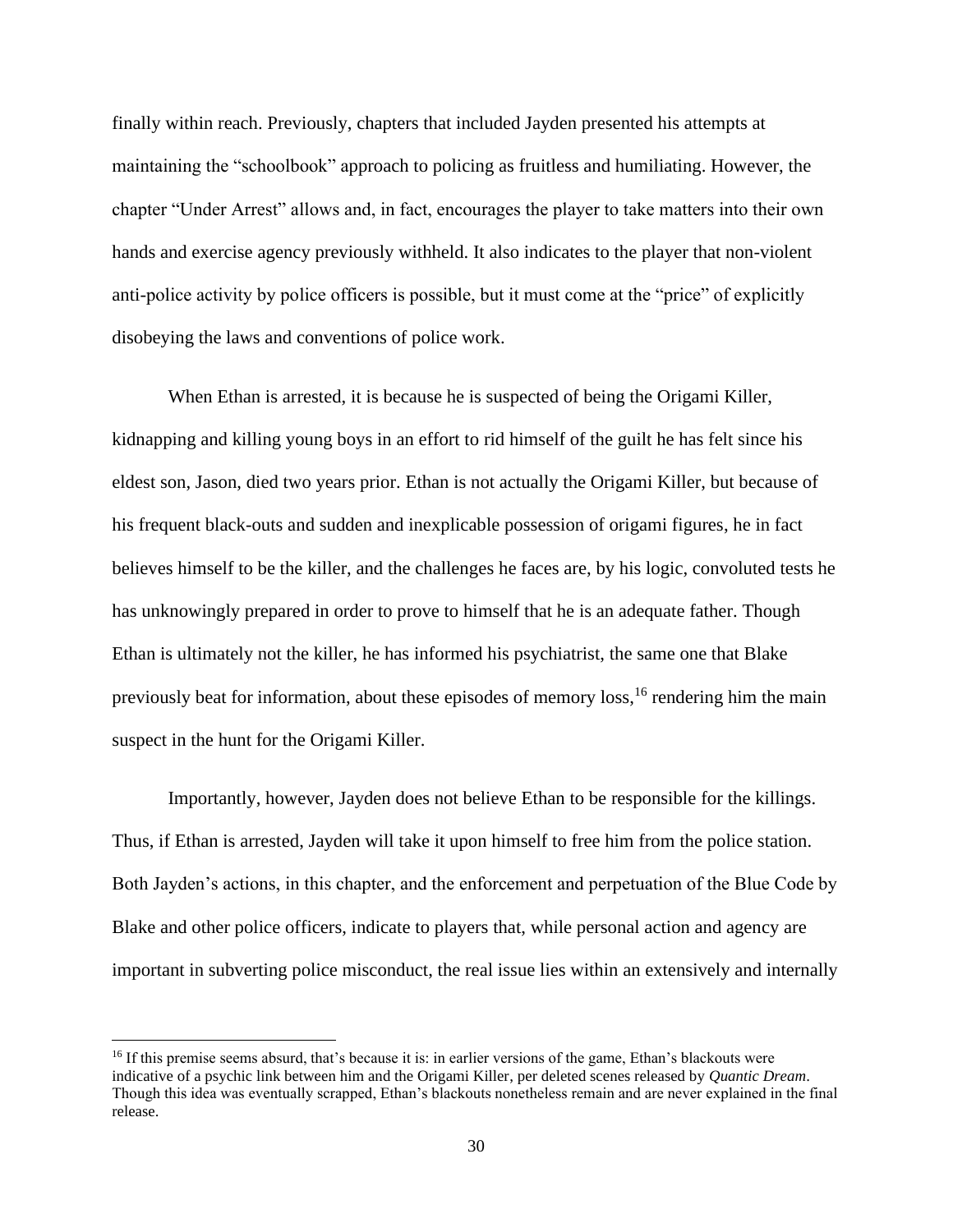finally within reach. Previously, chapters that included Jayden presented his attempts at maintaining the "schoolbook" approach to policing as fruitless and humiliating. However, the chapter "Under Arrest" allows and, in fact, encourages the player to take matters into their own hands and exercise agency previously withheld. It also indicates to the player that non-violent anti-police activity by police officers is possible, but it must come at the "price" of explicitly disobeying the laws and conventions of police work.

When Ethan is arrested, it is because he is suspected of being the Origami Killer, kidnapping and killing young boys in an effort to rid himself of the guilt he has felt since his eldest son, Jason, died two years prior. Ethan is not actually the Origami Killer, but because of his frequent black-outs and sudden and inexplicable possession of origami figures, he in fact believes himself to be the killer, and the challenges he faces are, by his logic, convoluted tests he has unknowingly prepared in order to prove to himself that he is an adequate father. Though Ethan is ultimately not the killer, he has informed his psychiatrist, the same one that Blake previously beat for information, about these episodes of memory loss,[16] rendering him the main suspect in the hunt for the Origami Killer.

Importantly, however, Jayden does not believe Ethan to be responsible for the killings. Thus, if Ethan is arrested, Jayden will take it upon himself to free him from the police station. Both Jayden's actions, in this chapter, and the enforcement and perpetuation of the Blue Code by Blake and other police officers, indicate to players that, while personal action and agency are important in subverting police misconduct, the real issue lies within an extensively and internally

---

[16] If this premise seems absurd, that's because it is: in earlier versions of the game, Ethan's blackouts were indicative of a psychic link between him and the Origami Killer, per deleted scenes released by *Quantic Dream*. Though this idea was eventually scrapped, Ethan's blackouts nonetheless remain and are never explained in the final release.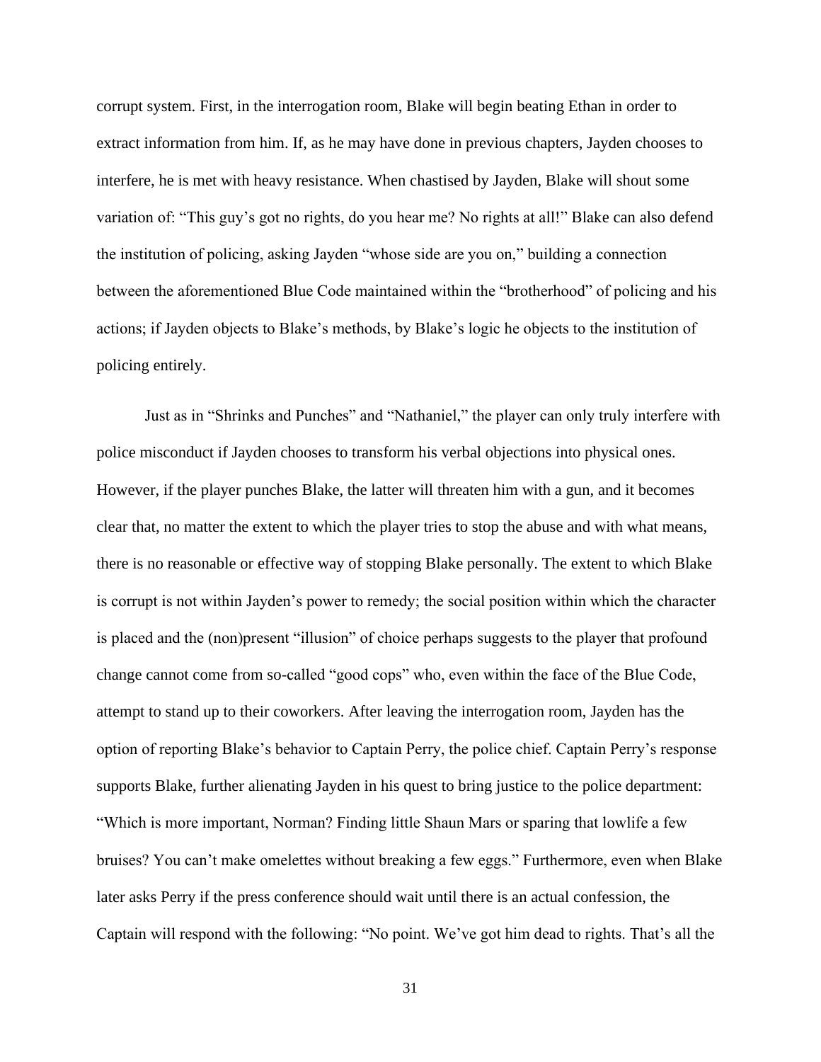corrupt system. First, in the interrogation room, Blake will begin beating Ethan in order to extract information from him. If, as he may have done in previous chapters, Jayden chooses to interfere, he is met with heavy resistance. When chastised by Jayden, Blake will shout some variation of: "This guy's got no rights, do you hear me? No rights at all!" Blake can also defend the institution of policing, asking Jayden "whose side are you on," building a connection between the aforementioned Blue Code maintained within the "brotherhood" of policing and his actions; if Jayden objects to Blake's methods, by Blake's logic he objects to the institution of policing entirely.

Just as in "Shrinks and Punches" and "Nathaniel," the player can only truly interfere with police misconduct if Jayden chooses to transform his verbal objections into physical ones. However, if the player punches Blake, the latter will threaten him with a gun, and it becomes clear that, no matter the extent to which the player tries to stop the abuse and with what means, there is no reasonable or effective way of stopping Blake personally. The extent to which Blake is corrupt is not within Jayden's power to remedy; the social position within which the character is placed and the (non)present "illusion" of choice perhaps suggests to the player that profound change cannot come from so-called "good cops" who, even within the face of the Blue Code, attempt to stand up to their coworkers. After leaving the interrogation room, Jayden has the option of reporting Blake's behavior to Captain Perry, the police chief. Captain Perry's response supports Blake, further alienating Jayden in his quest to bring justice to the police department: "Which is more important, Norman? Finding little Shaun Mars or sparing that lowlife a few bruises? You can't make omelettes without breaking a few eggs." Furthermore, even when Blake later asks Perry if the press conference should wait until there is an actual confession, the Captain will respond with the following: "No point. We've got him dead to rights. That's all the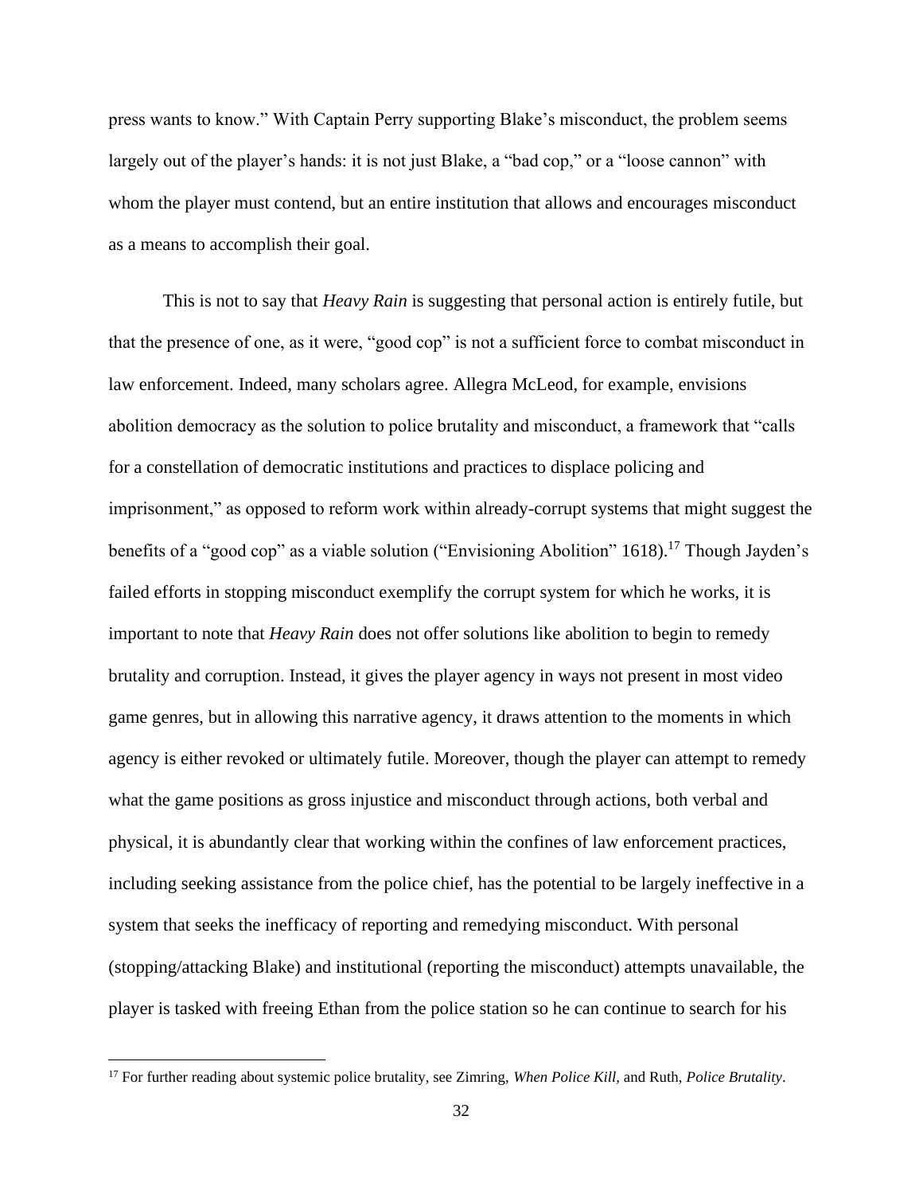press wants to know." With Captain Perry supporting Blake's misconduct, the problem seems largely out of the player's hands: it is not just Blake, a "bad cop," or a "loose cannon" with whom the player must contend, but an entire institution that allows and encourages misconduct as a means to accomplish their goal.

This is not to say that *Heavy Rain* is suggesting that personal action is entirely futile, but that the presence of one, as it were, "good cop" is not a sufficient force to combat misconduct in law enforcement. Indeed, many scholars agree. Allegra McLeod, for example, envisions abolition democracy as the solution to police brutality and misconduct, a framework that "calls for a constellation of democratic institutions and practices to displace policing and imprisonment," as opposed to reform work within already-corrupt systems that might suggest the benefits of a "good cop" as a viable solution ("Envisioning Abolition" 1618).[17] Though Jayden's failed efforts in stopping misconduct exemplify the corrupt system for which he works, it is important to note that *Heavy Rain* does not offer solutions like abolition to begin to remedy brutality and corruption. Instead, it gives the player agency in ways not present in most video game genres, but in allowing this narrative agency, it draws attention to the moments in which agency is either revoked or ultimately futile. Moreover, though the player can attempt to remedy what the game positions as gross injustice and misconduct through actions, both verbal and physical, it is abundantly clear that working within the confines of law enforcement practices, including seeking assistance from the police chief, has the potential to be largely ineffective in a system that seeks the inefficacy of reporting and remedying misconduct. With personal (stopping/attacking Blake) and institutional (reporting the misconduct) attempts unavailable, the player is tasked with freeing Ethan from the police station so he can continue to search for his

[17] For further reading about systemic police brutality, see Zimring, *When Police Kill*, and Ruth, *Police Brutality*.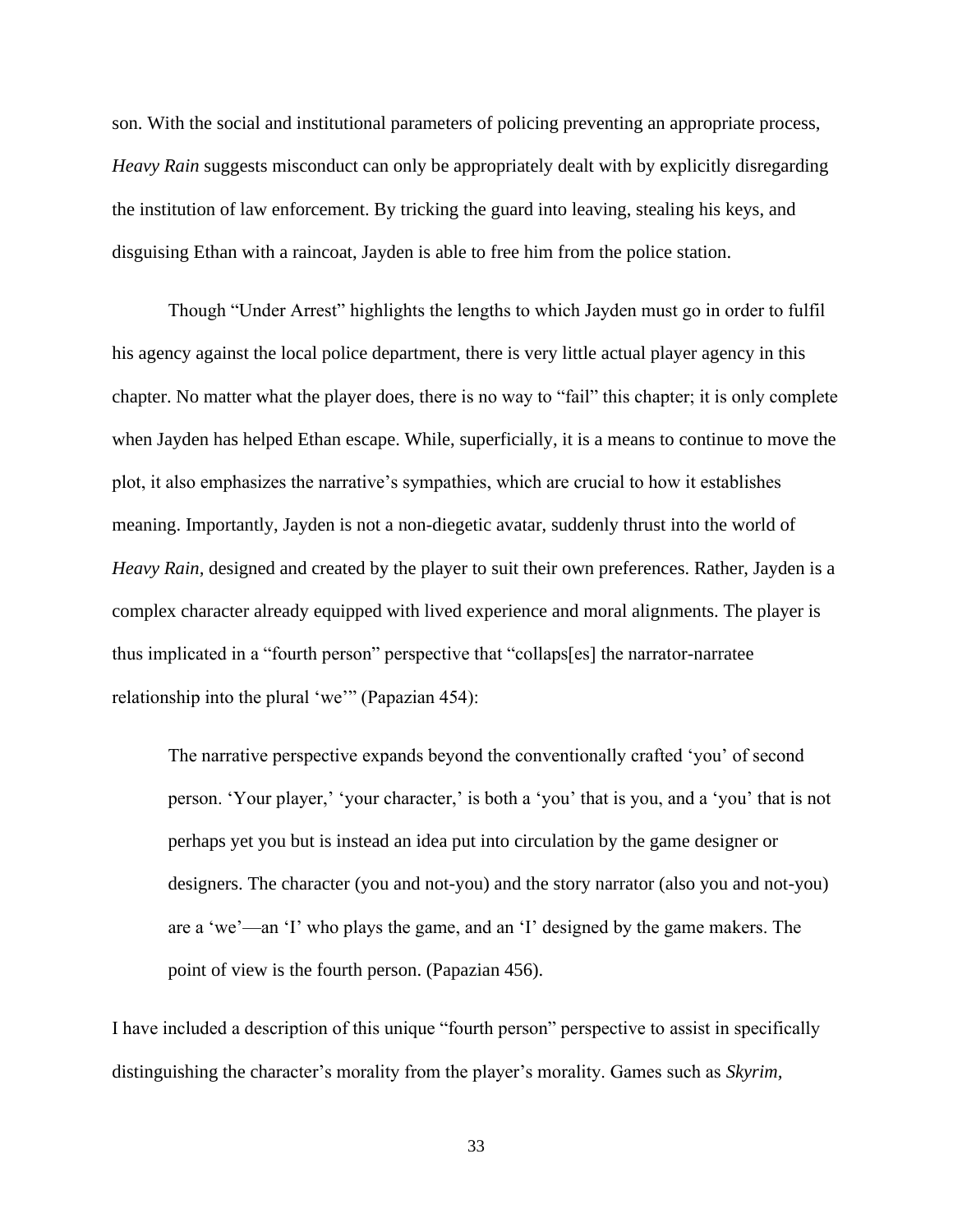son. With the social and institutional parameters of policing preventing an appropriate process, *Heavy Rain* suggests misconduct can only be appropriately dealt with by explicitly disregarding the institution of law enforcement. By tricking the guard into leaving, stealing his keys, and disguising Ethan with a raincoat, Jayden is able to free him from the police station.

Though "Under Arrest" highlights the lengths to which Jayden must go in order to fulfil his agency against the local police department, there is very little actual player agency in this chapter. No matter what the player does, there is no way to "fail" this chapter; it is only complete when Jayden has helped Ethan escape. While, superficially, it is a means to continue to move the plot, it also emphasizes the narrative's sympathies, which are crucial to how it establishes meaning. Importantly, Jayden is not a non-diegetic avatar, suddenly thrust into the world of *Heavy Rain,* designed and created by the player to suit their own preferences. Rather, Jayden is a complex character already equipped with lived experience and moral alignments. The player is thus implicated in a "fourth person" perspective that "collaps[es] the narrator-narratee relationship into the plural 'we'" (Papazian 454):

> The narrative perspective expands beyond the conventionally crafted 'you' of second person. 'Your player,' 'your character,' is both a 'you' that is you, and a 'you' that is not perhaps yet you but is instead an idea put into circulation by the game designer or designers. The character (you and not-you) and the story narrator (also you and not-you) are a 'we'—an 'I' who plays the game, and an 'I' designed by the game makers. The point of view is the fourth person. (Papazian 456).

I have included a description of this unique "fourth person" perspective to assist in specifically distinguishing the character's morality from the player's morality. Games such as *Skyrim,*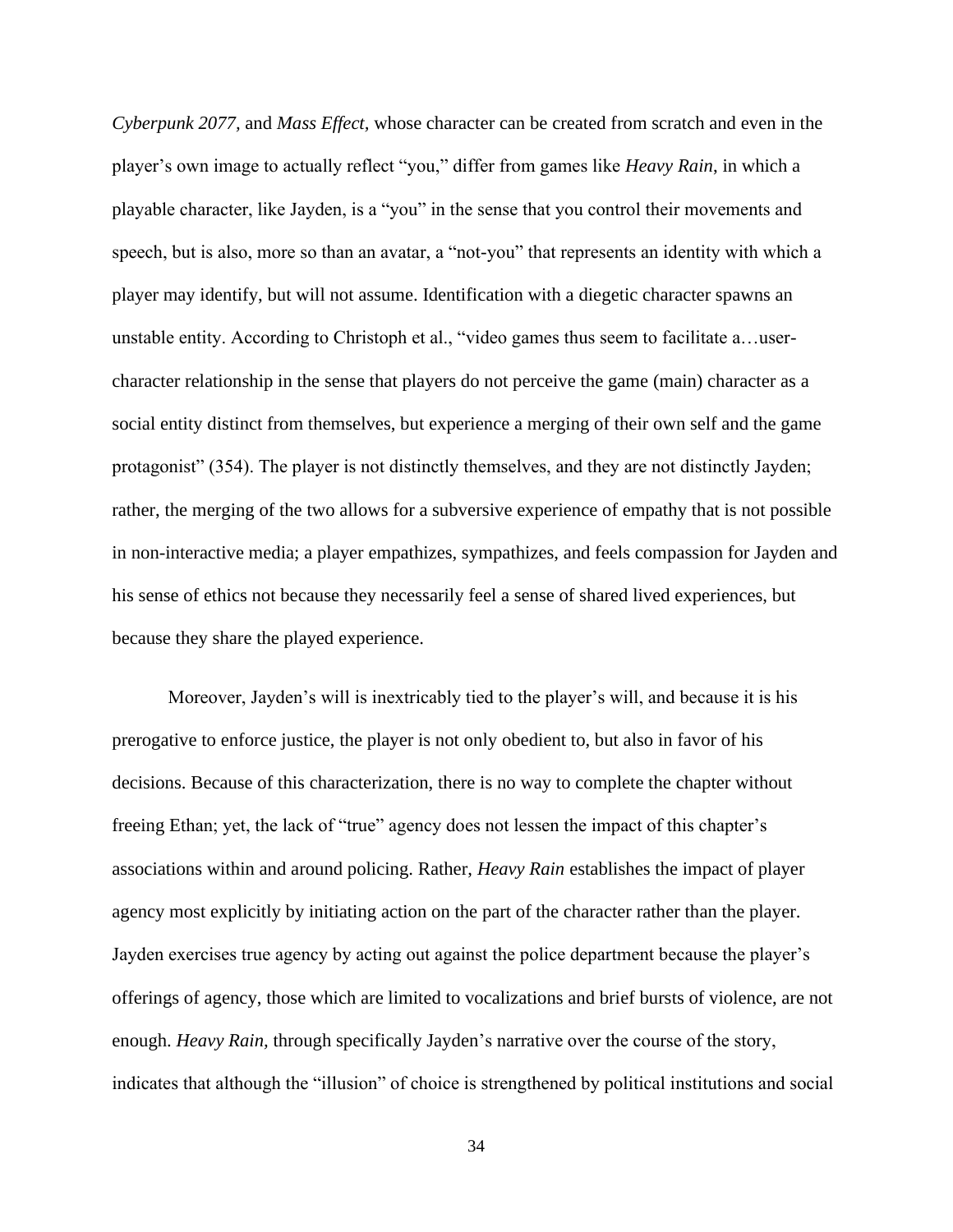*Cyberpunk 2077,* and *Mass Effect,* whose character can be created from scratch and even in the player's own image to actually reflect "you," differ from games like *Heavy Rain*, in which a playable character, like Jayden, is a "you" in the sense that you control their movements and speech, but is also, more so than an avatar, a "not-you" that represents an identity with which a player may identify, but will not assume. Identification with a diegetic character spawns an unstable entity. According to Christoph et al., "video games thus seem to facilitate a…user-character relationship in the sense that players do not perceive the game (main) character as a social entity distinct from themselves, but experience a merging of their own self and the game protagonist" (354). The player is not distinctly themselves, and they are not distinctly Jayden; rather, the merging of the two allows for a subversive experience of empathy that is not possible in non-interactive media; a player empathizes, sympathizes, and feels compassion for Jayden and his sense of ethics not because they necessarily feel a sense of shared lived experiences, but because they share the played experience.

Moreover, Jayden's will is inextricably tied to the player's will, and because it is his prerogative to enforce justice, the player is not only obedient to, but also in favor of his decisions. Because of this characterization, there is no way to complete the chapter without freeing Ethan; yet, the lack of "true" agency does not lessen the impact of this chapter's associations within and around policing. Rather, *Heavy Rain* establishes the impact of player agency most explicitly by initiating action on the part of the character rather than the player. Jayden exercises true agency by acting out against the police department because the player's offerings of agency, those which are limited to vocalizations and brief bursts of violence, are not enough. *Heavy Rain,* through specifically Jayden's narrative over the course of the story, indicates that although the "illusion" of choice is strengthened by political institutions and social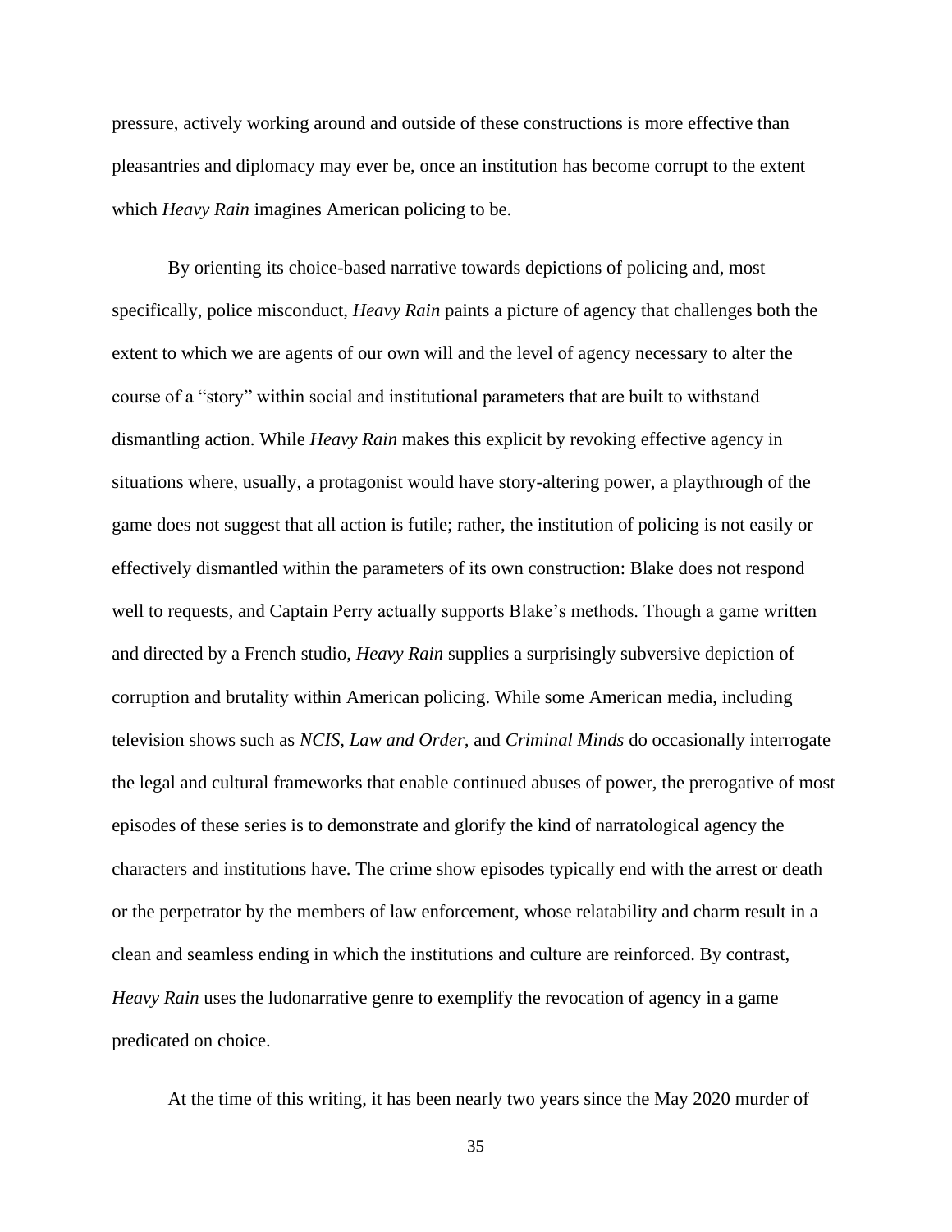pressure, actively working around and outside of these constructions is more effective than pleasantries and diplomacy may ever be, once an institution has become corrupt to the extent which *Heavy Rain* imagines American policing to be.

By orienting its choice-based narrative towards depictions of policing and, most specifically, police misconduct, *Heavy Rain* paints a picture of agency that challenges both the extent to which we are agents of our own will and the level of agency necessary to alter the course of a "story" within social and institutional parameters that are built to withstand dismantling action. While *Heavy Rain* makes this explicit by revoking effective agency in situations where, usually, a protagonist would have story-altering power, a playthrough of the game does not suggest that all action is futile; rather, the institution of policing is not easily or effectively dismantled within the parameters of its own construction: Blake does not respond well to requests, and Captain Perry actually supports Blake's methods. Though a game written and directed by a French studio, *Heavy Rain* supplies a surprisingly subversive depiction of corruption and brutality within American policing. While some American media, including television shows such as *NCIS*, *Law and Order*, and *Criminal Minds* do occasionally interrogate the legal and cultural frameworks that enable continued abuses of power, the prerogative of most episodes of these series is to demonstrate and glorify the kind of narratological agency the characters and institutions have. The crime show episodes typically end with the arrest or death or the perpetrator by the members of law enforcement, whose relatability and charm result in a clean and seamless ending in which the institutions and culture are reinforced. By contrast, *Heavy Rain* uses the ludonarrative genre to exemplify the revocation of agency in a game predicated on choice.

At the time of this writing, it has been nearly two years since the May 2020 murder of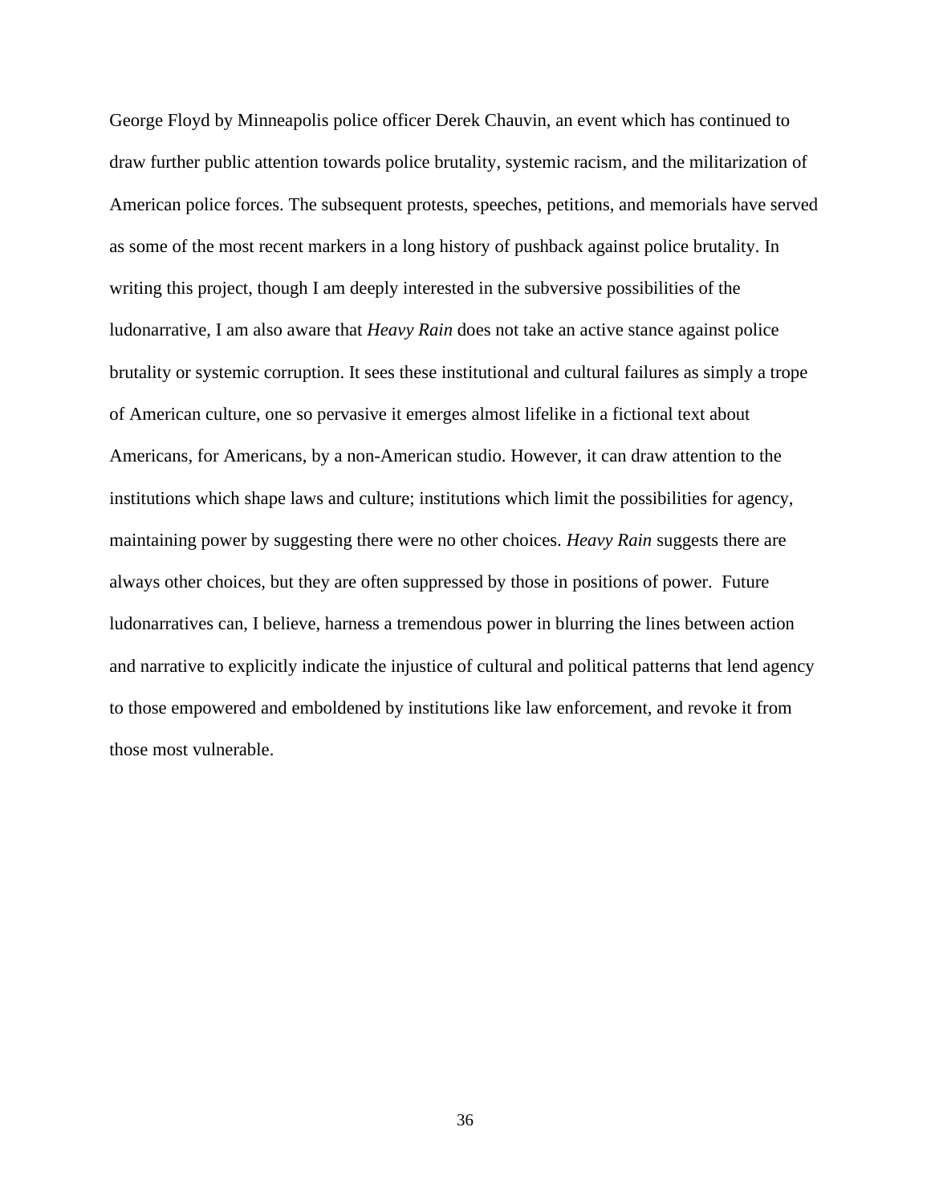George Floyd by Minneapolis police officer Derek Chauvin, an event which has continued to draw further public attention towards police brutality, systemic racism, and the militarization of American police forces. The subsequent protests, speeches, petitions, and memorials have served as some of the most recent markers in a long history of pushback against police brutality. In writing this project, though I am deeply interested in the subversive possibilities of the ludonarrative, I am also aware that *Heavy Rain* does not take an active stance against police brutality or systemic corruption. It sees these institutional and cultural failures as simply a trope of American culture, one so pervasive it emerges almost lifelike in a fictional text about Americans, for Americans, by a non-American studio. However, it can draw attention to the institutions which shape laws and culture; institutions which limit the possibilities for agency, maintaining power by suggesting there were no other choices. *Heavy Rain* suggests there are always other choices, but they are often suppressed by those in positions of power. Future ludonarratives can, I believe, harness a tremendous power in blurring the lines between action and narrative to explicitly indicate the injustice of cultural and political patterns that lend agency to those empowered and emboldened by institutions like law enforcement, and revoke it from those most vulnerable.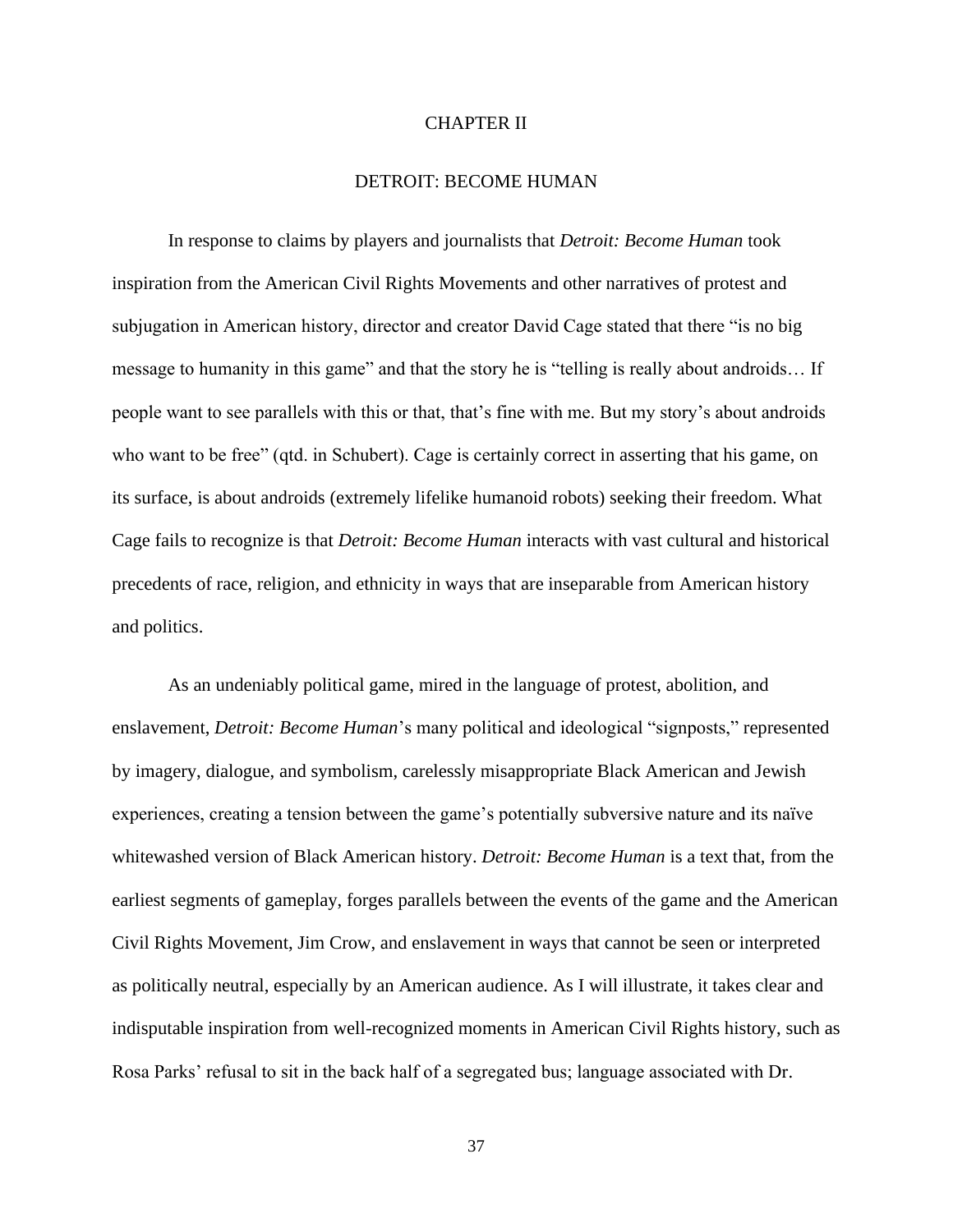# CHAPTER II

# DETROIT: BECOME HUMAN

In response to claims by players and journalists that *Detroit: Become Human* took inspiration from the American Civil Rights Movements and other narratives of protest and subjugation in American history, director and creator David Cage stated that there "is no big message to humanity in this game" and that the story he is "telling is really about androids… If people want to see parallels with this or that, that's fine with me. But my story's about androids who want to be free" (qtd. in Schubert). Cage is certainly correct in asserting that his game, on its surface, is about androids (extremely lifelike humanoid robots) seeking their freedom. What Cage fails to recognize is that *Detroit: Become Human* interacts with vast cultural and historical precedents of race, religion, and ethnicity in ways that are inseparable from American history and politics.

As an undeniably political game, mired in the language of protest, abolition, and enslavement, *Detroit: Become Human*'s many political and ideological "signposts," represented by imagery, dialogue, and symbolism, carelessly misappropriate Black American and Jewish experiences, creating a tension between the game's potentially subversive nature and its naïve whitewashed version of Black American history. *Detroit: Become Human* is a text that, from the earliest segments of gameplay, forges parallels between the events of the game and the American Civil Rights Movement, Jim Crow, and enslavement in ways that cannot be seen or interpreted as politically neutral, especially by an American audience. As I will illustrate, it takes clear and indisputable inspiration from well-recognized moments in American Civil Rights history, such as Rosa Parks' refusal to sit in the back half of a segregated bus; language associated with Dr.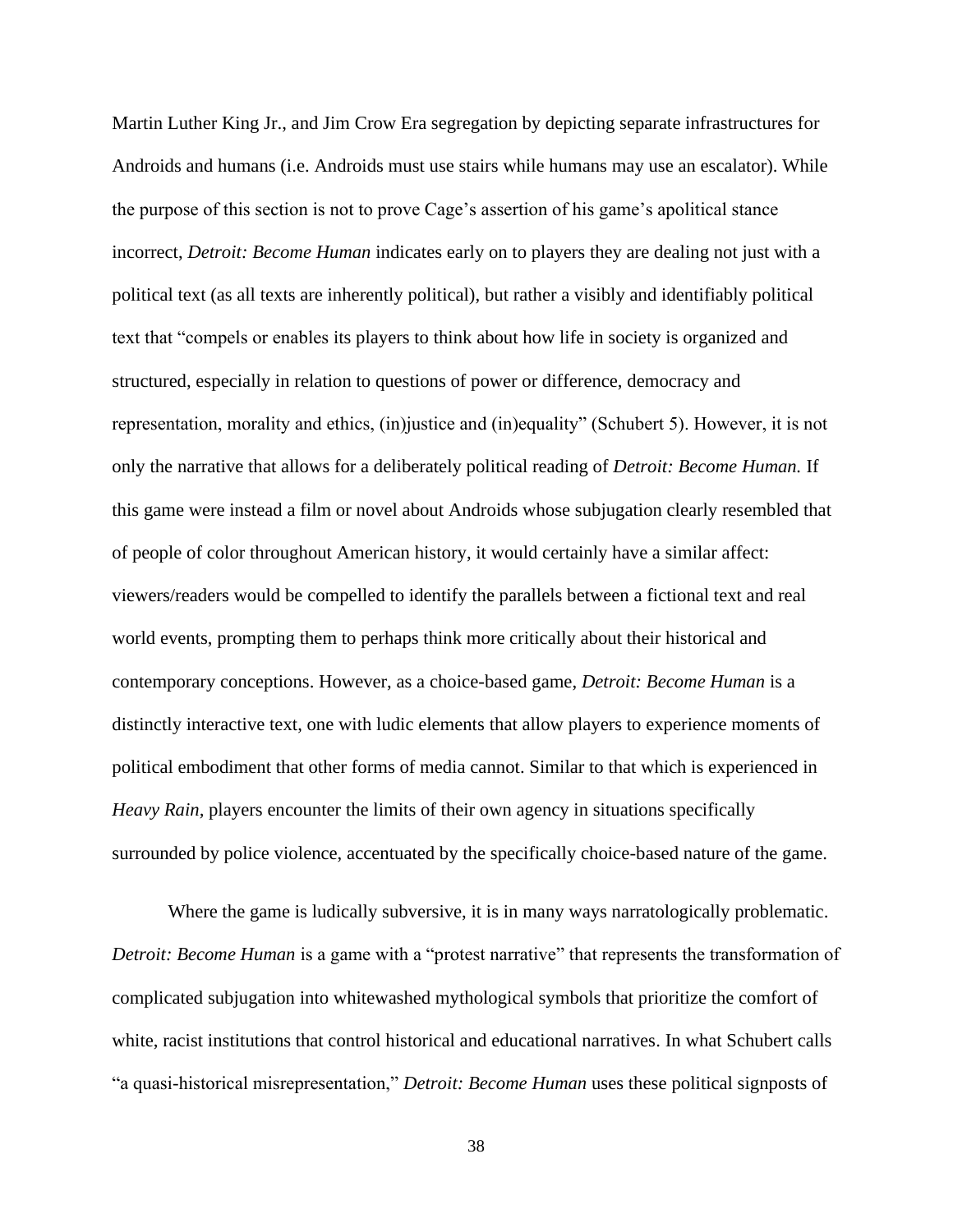Martin Luther King Jr., and Jim Crow Era segregation by depicting separate infrastructures for Androids and humans (i.e. Androids must use stairs while humans may use an escalator). While the purpose of this section is not to prove Cage's assertion of his game's apolitical stance incorrect, *Detroit: Become Human* indicates early on to players they are dealing not just with a political text (as all texts are inherently political), but rather a visibly and identifiably political text that "compels or enables its players to think about how life in society is organized and structured, especially in relation to questions of power or difference, democracy and representation, morality and ethics, (in)justice and (in)equality" (Schubert 5). However, it is not only the narrative that allows for a deliberately political reading of *Detroit: Become Human.* If this game were instead a film or novel about Androids whose subjugation clearly resembled that of people of color throughout American history, it would certainly have a similar affect: viewers/readers would be compelled to identify the parallels between a fictional text and real world events, prompting them to perhaps think more critically about their historical and contemporary conceptions. However, as a choice-based game, *Detroit: Become Human* is a distinctly interactive text, one with ludic elements that allow players to experience moments of political embodiment that other forms of media cannot. Similar to that which is experienced in *Heavy Rain,* players encounter the limits of their own agency in situations specifically surrounded by police violence, accentuated by the specifically choice-based nature of the game.

Where the game is ludically subversive, it is in many ways narratologically problematic. *Detroit: Become Human* is a game with a "protest narrative" that represents the transformation of complicated subjugation into whitewashed mythological symbols that prioritize the comfort of white, racist institutions that control historical and educational narratives. In what Schubert calls "a quasi-historical misrepresentation," *Detroit: Become Human* uses these political signposts of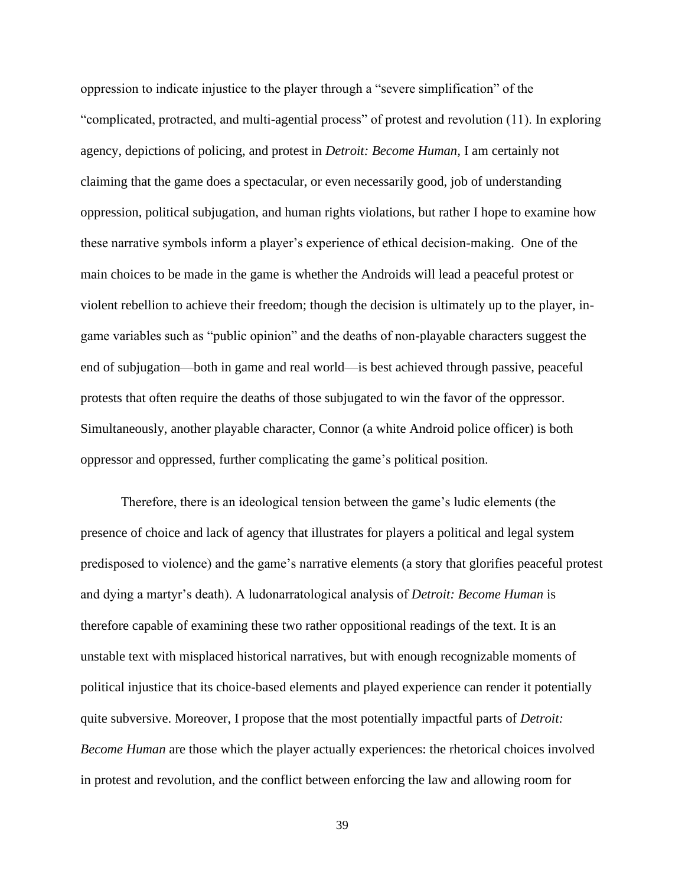oppression to indicate injustice to the player through a "severe simplification" of the "complicated, protracted, and multi-agential process" of protest and revolution (11). In exploring agency, depictions of policing, and protest in *Detroit: Become Human,* I am certainly not claiming that the game does a spectacular, or even necessarily good, job of understanding oppression, political subjugation, and human rights violations, but rather I hope to examine how these narrative symbols inform a player's experience of ethical decision-making. One of the main choices to be made in the game is whether the Androids will lead a peaceful protest or violent rebellion to achieve their freedom; though the decision is ultimately up to the player, in-game variables such as "public opinion" and the deaths of non-playable characters suggest the end of subjugation—both in game and real world—is best achieved through passive, peaceful protests that often require the deaths of those subjugated to win the favor of the oppressor. Simultaneously, another playable character, Connor (a white Android police officer) is both oppressor and oppressed, further complicating the game's political position.

Therefore, there is an ideological tension between the game's ludic elements (the presence of choice and lack of agency that illustrates for players a political and legal system predisposed to violence) and the game's narrative elements (a story that glorifies peaceful protest and dying a martyr's death). A ludonarratological analysis of *Detroit: Become Human* is therefore capable of examining these two rather oppositional readings of the text. It is an unstable text with misplaced historical narratives, but with enough recognizable moments of political injustice that its choice-based elements and played experience can render it potentially quite subversive. Moreover, I propose that the most potentially impactful parts of *Detroit: Become Human* are those which the player actually experiences: the rhetorical choices involved in protest and revolution, and the conflict between enforcing the law and allowing room for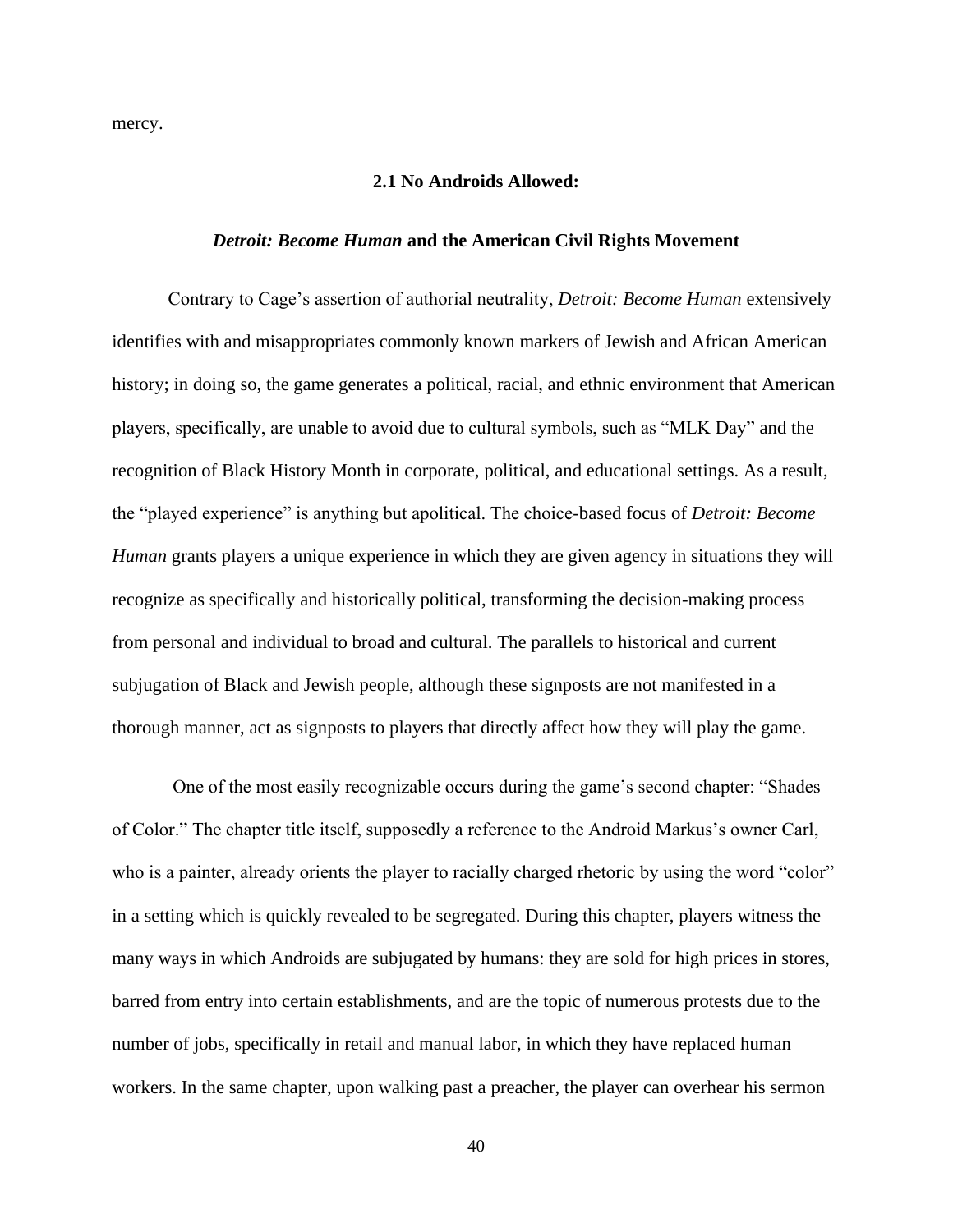mercy.

## 2.1 No Androids Allowed:

## *Detroit: Become Human* and the American Civil Rights Movement

Contrary to Cage's assertion of authorial neutrality, *Detroit: Become Human* extensively identifies with and misappropriates commonly known markers of Jewish and African American history; in doing so, the game generates a political, racial, and ethnic environment that American players, specifically, are unable to avoid due to cultural symbols, such as "MLK Day" and the recognition of Black History Month in corporate, political, and educational settings. As a result, the "played experience" is anything but apolitical. The choice-based focus of *Detroit: Become Human* grants players a unique experience in which they are given agency in situations they will recognize as specifically and historically political, transforming the decision-making process from personal and individual to broad and cultural. The parallels to historical and current subjugation of Black and Jewish people, although these signposts are not manifested in a thorough manner, act as signposts to players that directly affect how they will play the game.

One of the most easily recognizable occurs during the game's second chapter: "Shades of Color." The chapter title itself, supposedly a reference to the Android Markus's owner Carl, who is a painter, already orients the player to racially charged rhetoric by using the word "color" in a setting which is quickly revealed to be segregated. During this chapter, players witness the many ways in which Androids are subjugated by humans: they are sold for high prices in stores, barred from entry into certain establishments, and are the topic of numerous protests due to the number of jobs, specifically in retail and manual labor, in which they have replaced human workers. In the same chapter, upon walking past a preacher, the player can overhear his sermon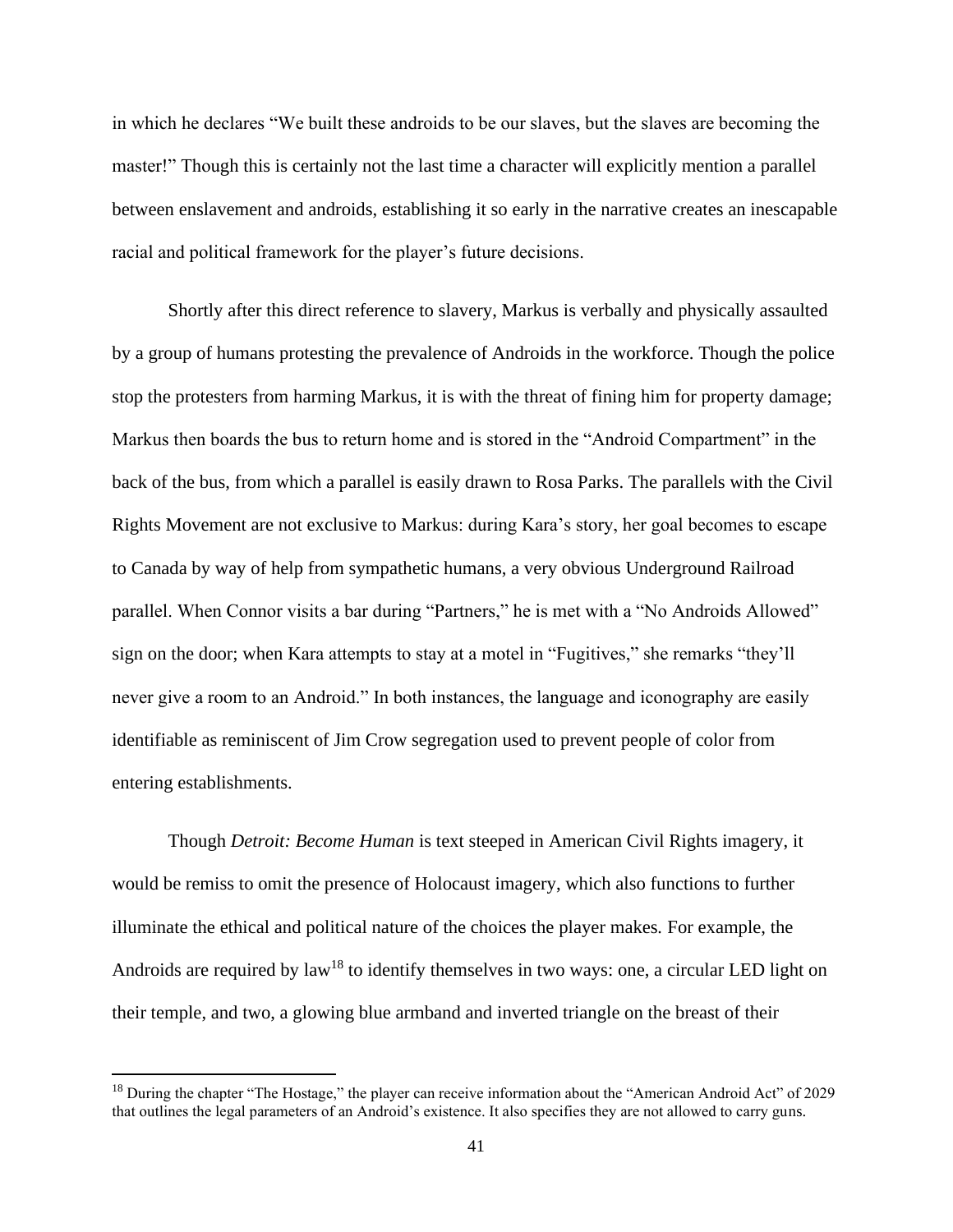in which he declares "We built these androids to be our slaves, but the slaves are becoming the master!" Though this is certainly not the last time a character will explicitly mention a parallel between enslavement and androids, establishing it so early in the narrative creates an inescapable racial and political framework for the player's future decisions.

Shortly after this direct reference to slavery, Markus is verbally and physically assaulted by a group of humans protesting the prevalence of Androids in the workforce. Though the police stop the protesters from harming Markus, it is with the threat of fining him for property damage; Markus then boards the bus to return home and is stored in the "Android Compartment" in the back of the bus, from which a parallel is easily drawn to Rosa Parks. The parallels with the Civil Rights Movement are not exclusive to Markus: during Kara's story, her goal becomes to escape to Canada by way of help from sympathetic humans, a very obvious Underground Railroad parallel. When Connor visits a bar during "Partners," he is met with a "No Androids Allowed" sign on the door; when Kara attempts to stay at a motel in "Fugitives," she remarks "they'll never give a room to an Android." In both instances, the language and iconography are easily identifiable as reminiscent of Jim Crow segregation used to prevent people of color from entering establishments.

Though *Detroit: Become Human* is text steeped in American Civil Rights imagery, it would be remiss to omit the presence of Holocaust imagery, which also functions to further illuminate the ethical and political nature of the choices the player makes. For example, the Androids are required by law[18] to identify themselves in two ways: one, a circular LED light on their temple, and two, a glowing blue armband and inverted triangle on the breast of their

[18] During the chapter "The Hostage," the player can receive information about the "American Android Act" of 2029 that outlines the legal parameters of an Android's existence. It also specifies they are not allowed to carry guns.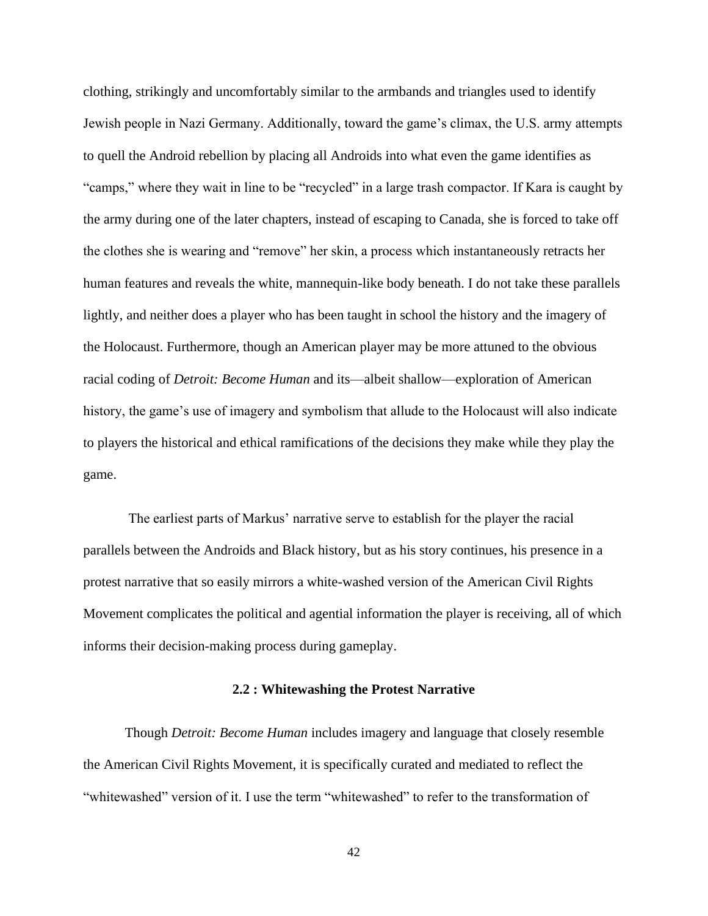clothing, strikingly and uncomfortably similar to the armbands and triangles used to identify Jewish people in Nazi Germany. Additionally, toward the game's climax, the U.S. army attempts to quell the Android rebellion by placing all Androids into what even the game identifies as "camps," where they wait in line to be "recycled" in a large trash compactor. If Kara is caught by the army during one of the later chapters, instead of escaping to Canada, she is forced to take off the clothes she is wearing and "remove" her skin, a process which instantaneously retracts her human features and reveals the white, mannequin-like body beneath. I do not take these parallels lightly, and neither does a player who has been taught in school the history and the imagery of the Holocaust. Furthermore, though an American player may be more attuned to the obvious racial coding of *Detroit: Become Human* and its—albeit shallow—exploration of American history, the game's use of imagery and symbolism that allude to the Holocaust will also indicate to players the historical and ethical ramifications of the decisions they make while they play the game.

The earliest parts of Markus' narrative serve to establish for the player the racial parallels between the Androids and Black history, but as his story continues, his presence in a protest narrative that so easily mirrors a white-washed version of the American Civil Rights Movement complicates the political and agential information the player is receiving, all of which informs their decision-making process during gameplay.

### 2.2 : Whitewashing the Protest Narrative

Though *Detroit: Become Human* includes imagery and language that closely resemble the American Civil Rights Movement, it is specifically curated and mediated to reflect the "whitewashed" version of it. I use the term "whitewashed" to refer to the transformation of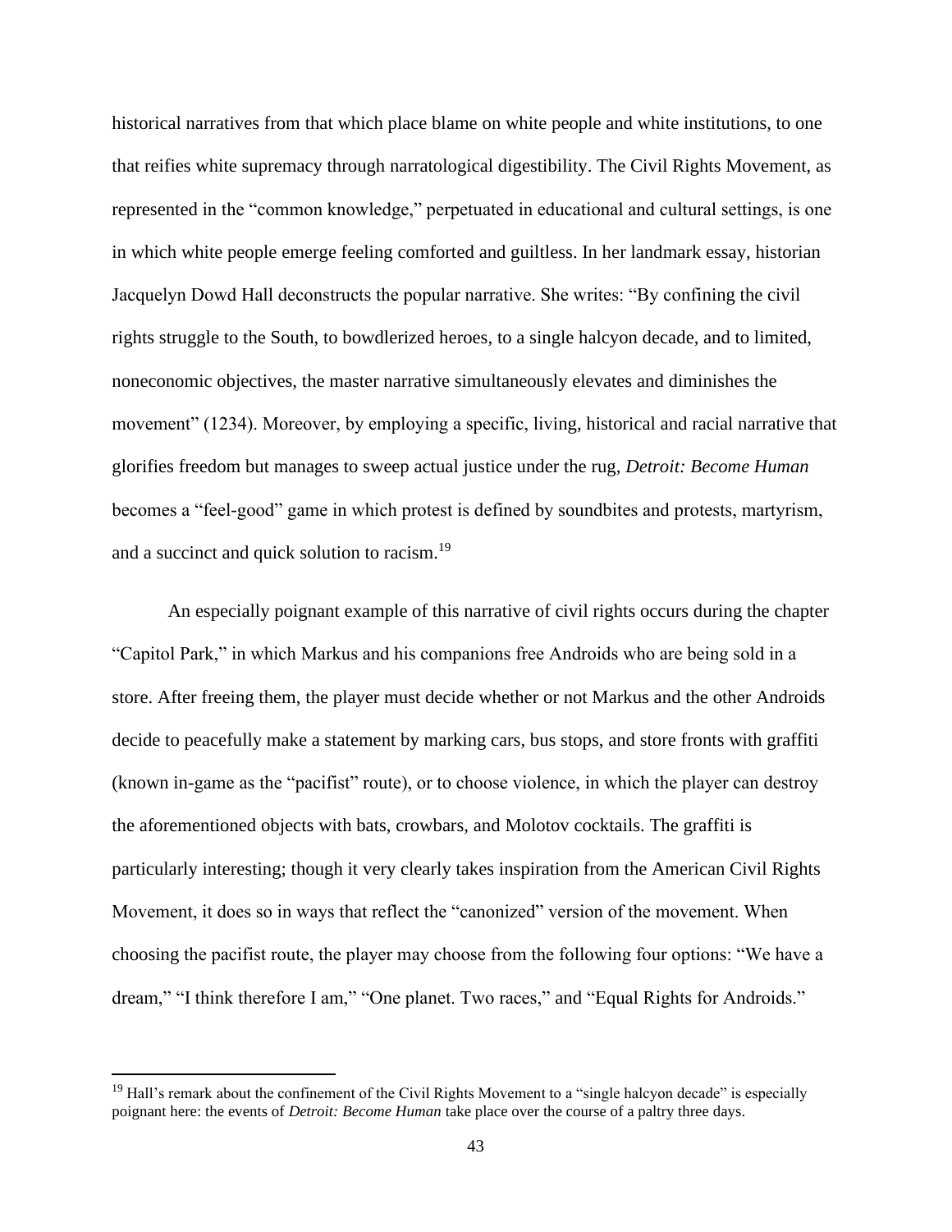historical narratives from that which place blame on white people and white institutions, to one that reifies white supremacy through narratological digestibility. The Civil Rights Movement, as represented in the "common knowledge," perpetuated in educational and cultural settings, is one in which white people emerge feeling comforted and guiltless. In her landmark essay, historian Jacquelyn Dowd Hall deconstructs the popular narrative. She writes: "By confining the civil rights struggle to the South, to bowdlerized heroes, to a single halcyon decade, and to limited, noneconomic objectives, the master narrative simultaneously elevates and diminishes the movement" (1234). Moreover, by employing a specific, living, historical and racial narrative that glorifies freedom but manages to sweep actual justice under the rug, *Detroit: Become Human* becomes a "feel-good" game in which protest is defined by soundbites and protests, martyrism, and a succinct and quick solution to racism.[19]

An especially poignant example of this narrative of civil rights occurs during the chapter "Capitol Park," in which Markus and his companions free Androids who are being sold in a store. After freeing them, the player must decide whether or not Markus and the other Androids decide to peacefully make a statement by marking cars, bus stops, and store fronts with graffiti (known in-game as the "pacifist" route), or to choose violence, in which the player can destroy the aforementioned objects with bats, crowbars, and Molotov cocktails. The graffiti is particularly interesting; though it very clearly takes inspiration from the American Civil Rights Movement, it does so in ways that reflect the "canonized" version of the movement. When choosing the pacifist route, the player may choose from the following four options: "We have a dream," "I think therefore I am," "One planet. Two races," and "Equal Rights for Androids."

---

[19] Hall's remark about the confinement of the Civil Rights Movement to a "single halcyon decade" is especially poignant here: the events of *Detroit: Become Human* take place over the course of a paltry three days.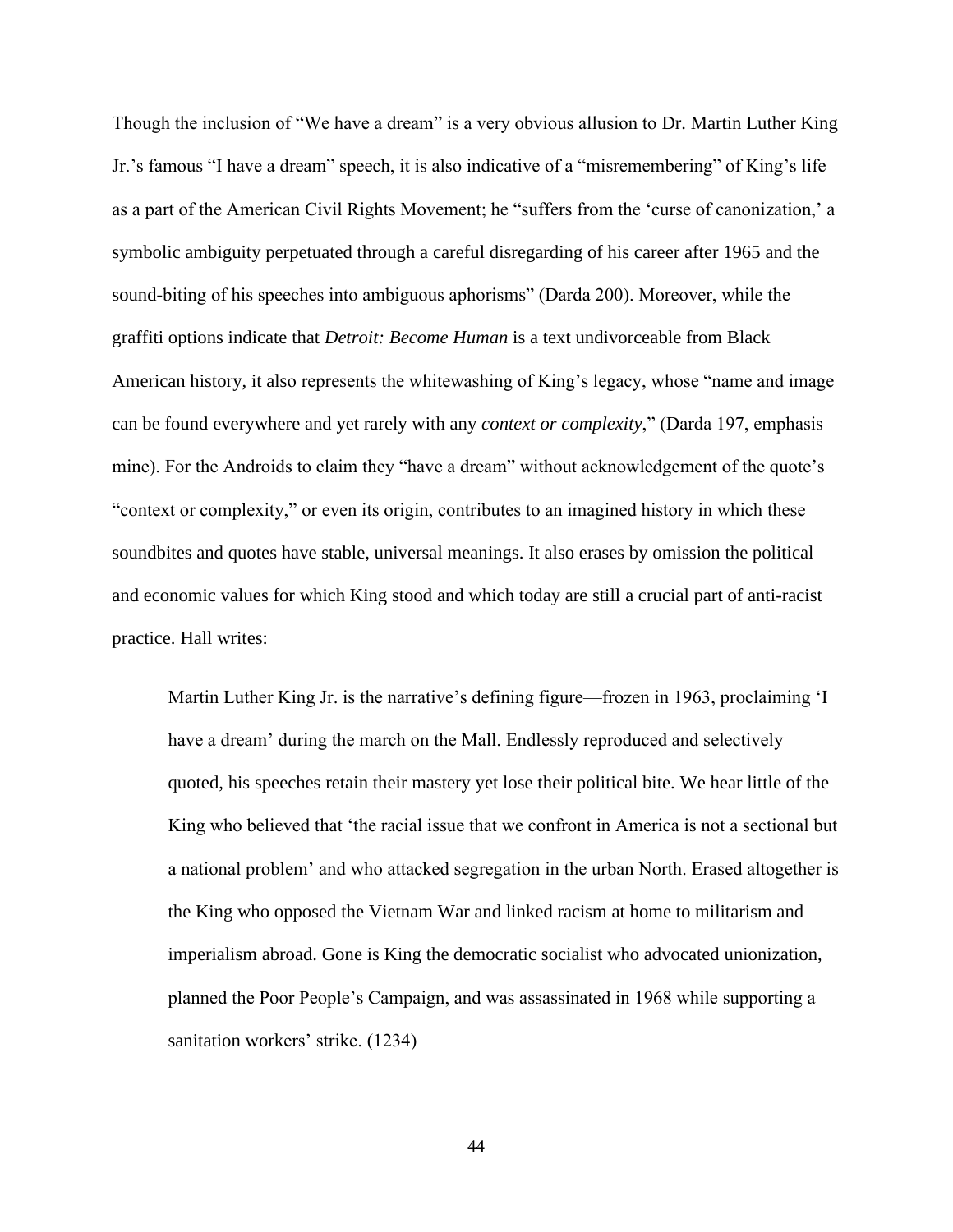Though the inclusion of "We have a dream" is a very obvious allusion to Dr. Martin Luther King Jr.'s famous "I have a dream" speech, it is also indicative of a "misremembering" of King's life as a part of the American Civil Rights Movement; he "suffers from the 'curse of canonization,' a symbolic ambiguity perpetuated through a careful disregarding of his career after 1965 and the sound-biting of his speeches into ambiguous aphorisms" (Darda 200). Moreover, while the graffiti options indicate that *Detroit: Become Human* is a text undivorceable from Black American history, it also represents the whitewashing of King's legacy, whose "name and image can be found everywhere and yet rarely with any *context or complexity*," (Darda 197, emphasis mine). For the Androids to claim they "have a dream" without acknowledgement of the quote's "context or complexity," or even its origin, contributes to an imagined history in which these soundbites and quotes have stable, universal meanings. It also erases by omission the political and economic values for which King stood and which today are still a crucial part of anti-racist practice. Hall writes:

> Martin Luther King Jr. is the narrative's defining figure—frozen in 1963, proclaiming 'I have a dream' during the march on the Mall. Endlessly reproduced and selectively quoted, his speeches retain their mastery yet lose their political bite. We hear little of the King who believed that 'the racial issue that we confront in America is not a sectional but a national problem' and who attacked segregation in the urban North. Erased altogether is the King who opposed the Vietnam War and linked racism at home to militarism and imperialism abroad. Gone is King the democratic socialist who advocated unionization, planned the Poor People's Campaign, and was assassinated in 1968 while supporting a sanitation workers' strike. (1234)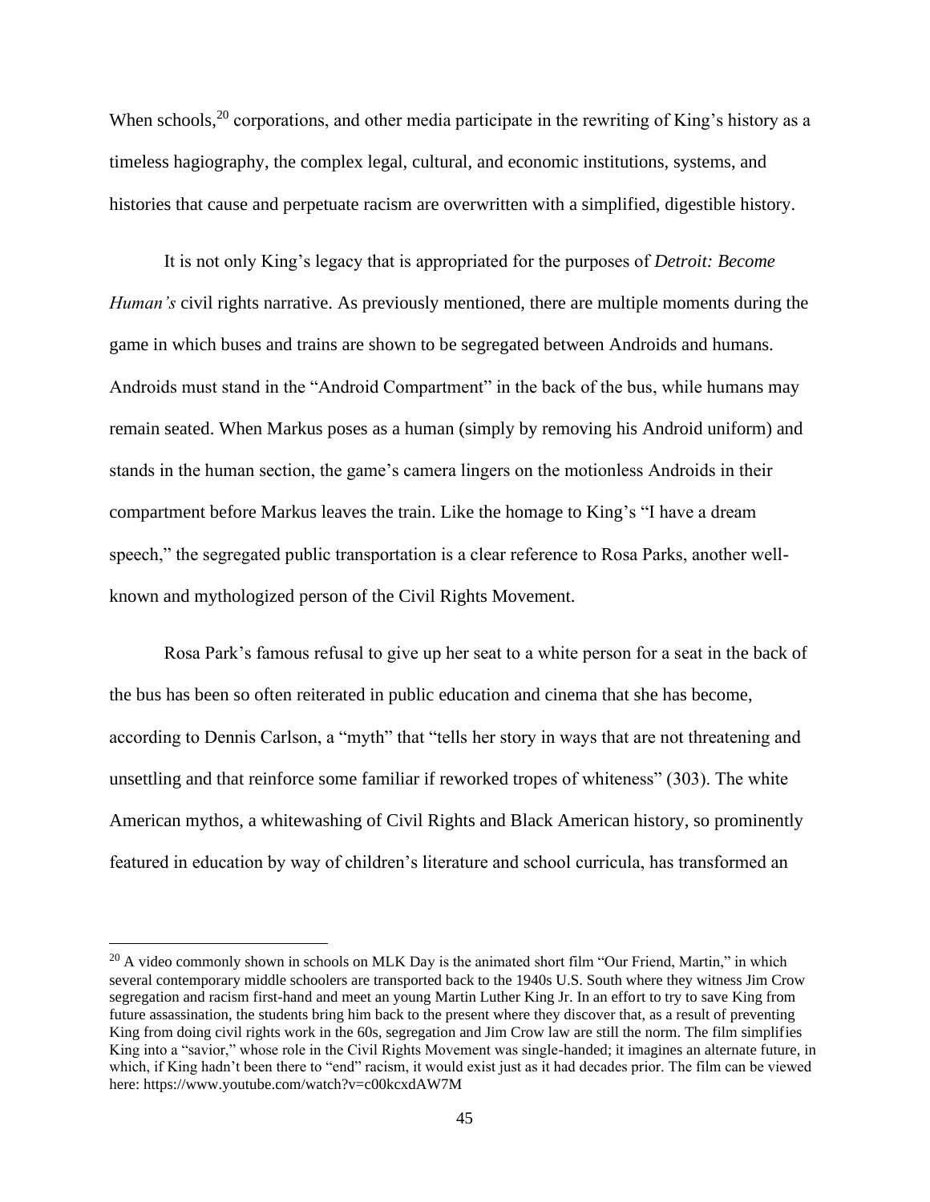When schools,[20] corporations, and other media participate in the rewriting of King's history as a timeless hagiography, the complex legal, cultural, and economic institutions, systems, and histories that cause and perpetuate racism are overwritten with a simplified, digestible history.

It is not only King's legacy that is appropriated for the purposes of *Detroit: Become Human's* civil rights narrative. As previously mentioned, there are multiple moments during the game in which buses and trains are shown to be segregated between Androids and humans. Androids must stand in the "Android Compartment" in the back of the bus, while humans may remain seated. When Markus poses as a human (simply by removing his Android uniform) and stands in the human section, the game's camera lingers on the motionless Androids in their compartment before Markus leaves the train. Like the homage to King's "I have a dream speech," the segregated public transportation is a clear reference to Rosa Parks, another well-known and mythologized person of the Civil Rights Movement.

Rosa Park's famous refusal to give up her seat to a white person for a seat in the back of the bus has been so often reiterated in public education and cinema that she has become, according to Dennis Carlson, a "myth" that "tells her story in ways that are not threatening and unsettling and that reinforce some familiar if reworked tropes of whiteness" (303). The white American mythos, a whitewashing of Civil Rights and Black American history, so prominently featured in education by way of children's literature and school curricula, has transformed an

[20] A video commonly shown in schools on MLK Day is the animated short film "Our Friend, Martin," in which several contemporary middle schoolers are transported back to the 1940s U.S. South where they witness Jim Crow segregation and racism first-hand and meet an young Martin Luther King Jr. In an effort to try to save King from future assassination, the students bring him back to the present where they discover that, as a result of preventing King from doing civil rights work in the 60s, segregation and Jim Crow law are still the norm. The film simplifies King into a "savior," whose role in the Civil Rights Movement was single-handed; it imagines an alternate future, in which, if King hadn't been there to "end" racism, it would exist just as it had decades prior. The film can be viewed here: https://www.youtube.com/watch?v=c00kcxdAW7M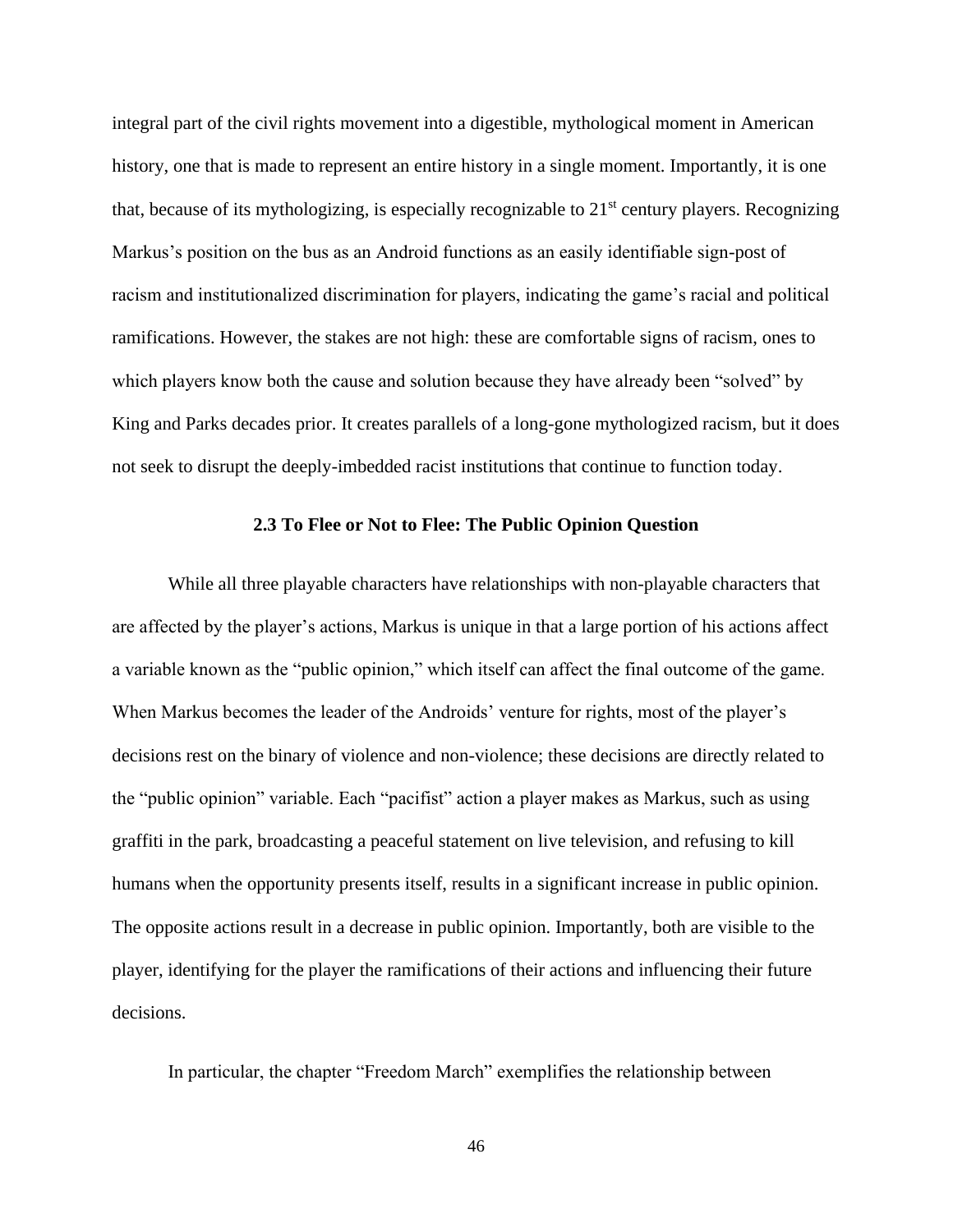integral part of the civil rights movement into a digestible, mythological moment in American history, one that is made to represent an entire history in a single moment. Importantly, it is one that, because of its mythologizing, is especially recognizable to 21st century players. Recognizing Markus's position on the bus as an Android functions as an easily identifiable sign-post of racism and institutionalized discrimination for players, indicating the game's racial and political ramifications. However, the stakes are not high: these are comfortable signs of racism, ones to which players know both the cause and solution because they have already been "solved" by King and Parks decades prior. It creates parallels of a long-gone mythologized racism, but it does not seek to disrupt the deeply-imbedded racist institutions that continue to function today.

### 2.3 To Flee or Not to Flee: The Public Opinion Question

While all three playable characters have relationships with non-playable characters that are affected by the player's actions, Markus is unique in that a large portion of his actions affect a variable known as the "public opinion," which itself can affect the final outcome of the game. When Markus becomes the leader of the Androids' venture for rights, most of the player's decisions rest on the binary of violence and non-violence; these decisions are directly related to the "public opinion" variable. Each "pacifist" action a player makes as Markus, such as using graffiti in the park, broadcasting a peaceful statement on live television, and refusing to kill humans when the opportunity presents itself, results in a significant increase in public opinion. The opposite actions result in a decrease in public opinion. Importantly, both are visible to the player, identifying for the player the ramifications of their actions and influencing their future decisions.

In particular, the chapter "Freedom March" exemplifies the relationship between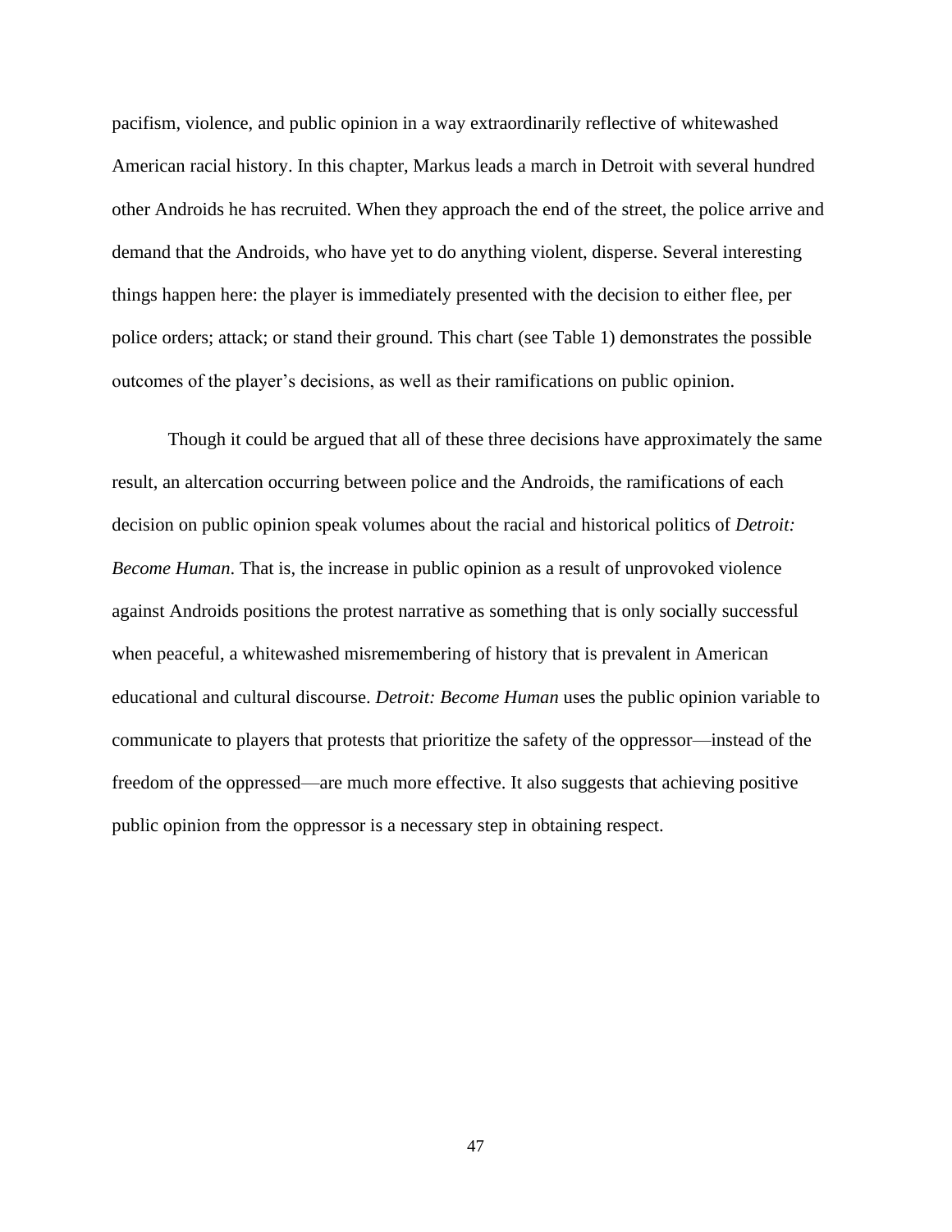pacifism, violence, and public opinion in a way extraordinarily reflective of whitewashed American racial history. In this chapter, Markus leads a march in Detroit with several hundred other Androids he has recruited. When they approach the end of the street, the police arrive and demand that the Androids, who have yet to do anything violent, disperse. Several interesting things happen here: the player is immediately presented with the decision to either flee, per police orders; attack; or stand their ground. This chart (see Table 1) demonstrates the possible outcomes of the player's decisions, as well as their ramifications on public opinion.

Though it could be argued that all of these three decisions have approximately the same result, an altercation occurring between police and the Androids, the ramifications of each decision on public opinion speak volumes about the racial and historical politics of *Detroit: Become Human*. That is, the increase in public opinion as a result of unprovoked violence against Androids positions the protest narrative as something that is only socially successful when peaceful, a whitewashed misremembering of history that is prevalent in American educational and cultural discourse. *Detroit: Become Human* uses the public opinion variable to communicate to players that protests that prioritize the safety of the oppressor—instead of the freedom of the oppressed—are much more effective. It also suggests that achieving positive public opinion from the oppressor is a necessary step in obtaining respect.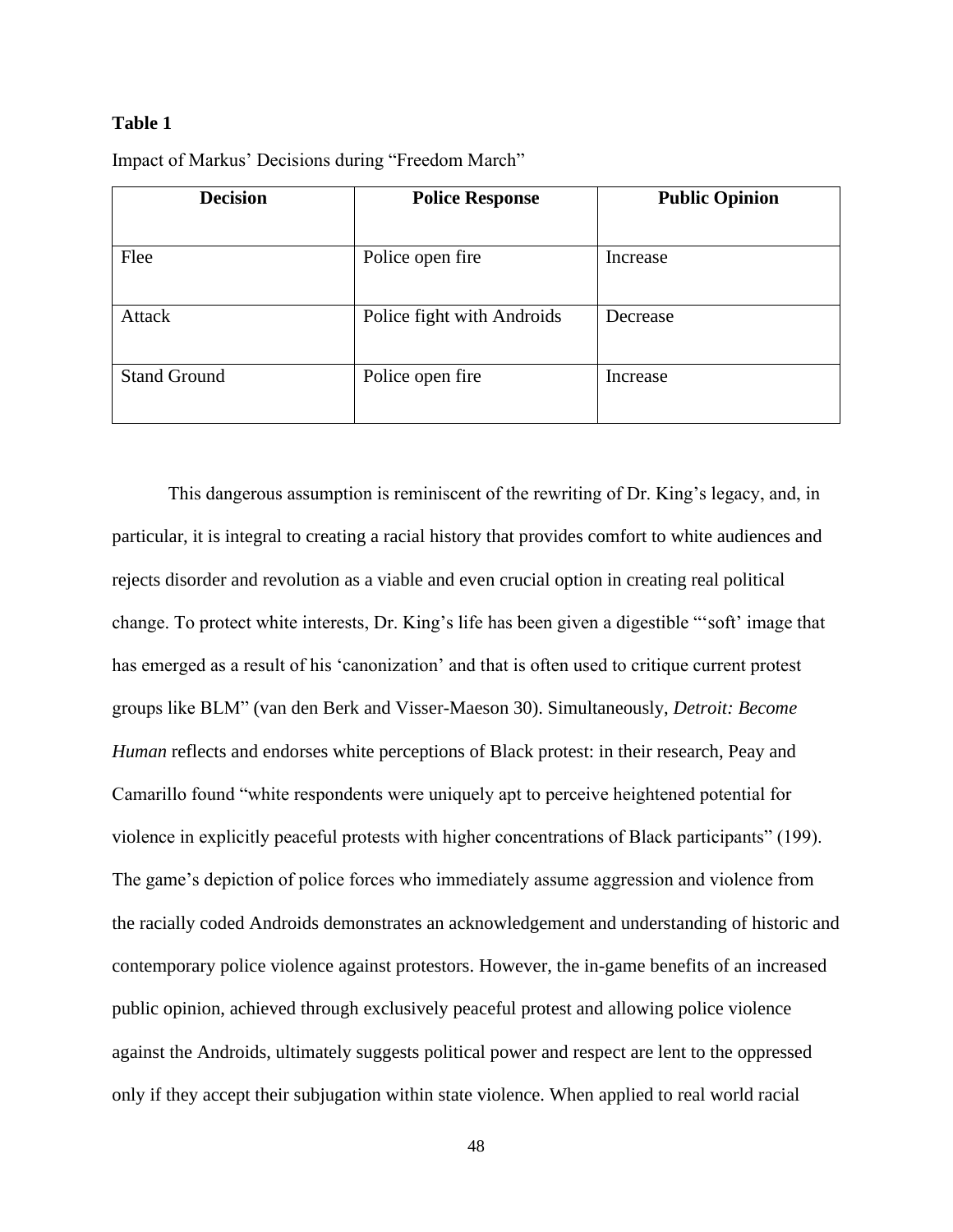**Table 1**

Impact of Markus' Decisions during "Freedom March"

| Decision | Police Response | Public Opinion |
|---|---|---|
| Flee | Police open fire | Increase |
| Attack | Police fight with Androids | Decrease |
| Stand Ground | Police open fire | Increase |

This dangerous assumption is reminiscent of the rewriting of Dr. King's legacy, and, in particular, it is integral to creating a racial history that provides comfort to white audiences and rejects disorder and revolution as a viable and even crucial option in creating real political change. To protect white interests, Dr. King's life has been given a digestible "'soft' image that has emerged as a result of his 'canonization' and that is often used to critique current protest groups like BLM" (van den Berk and Visser-Maeson 30). Simultaneously, *Detroit: Become Human* reflects and endorses white perceptions of Black protest: in their research, Peay and Camarillo found "white respondents were uniquely apt to perceive heightened potential for violence in explicitly peaceful protests with higher concentrations of Black participants" (199). The game's depiction of police forces who immediately assume aggression and violence from the racially coded Androids demonstrates an acknowledgement and understanding of historic and contemporary police violence against protestors. However, the in-game benefits of an increased public opinion, achieved through exclusively peaceful protest and allowing police violence against the Androids, ultimately suggests political power and respect are lent to the oppressed only if they accept their subjugation within state violence. When applied to real world racial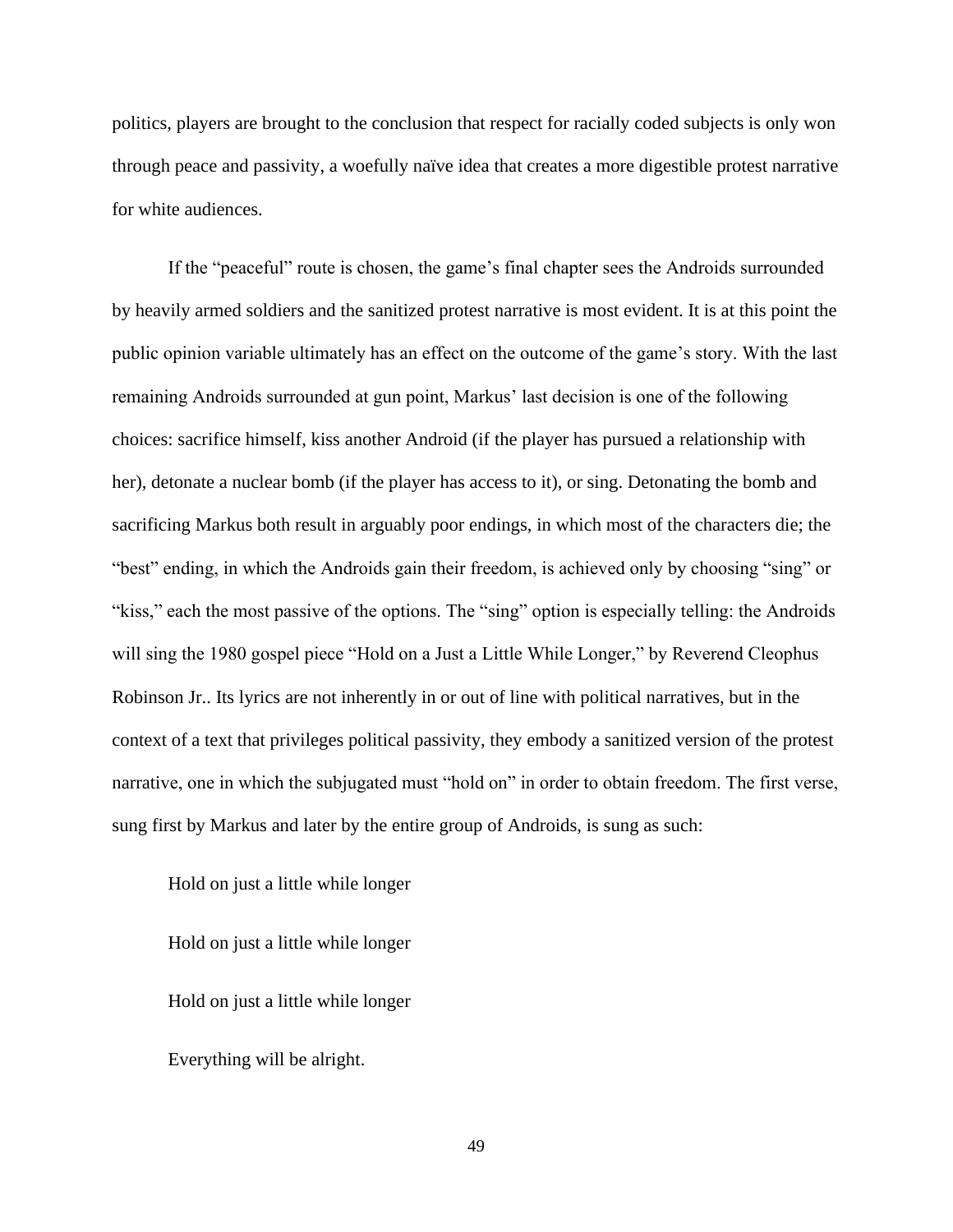politics, players are brought to the conclusion that respect for racially coded subjects is only won through peace and passivity, a woefully naïve idea that creates a more digestible protest narrative for white audiences.

If the "peaceful" route is chosen, the game's final chapter sees the Androids surrounded by heavily armed soldiers and the sanitized protest narrative is most evident. It is at this point the public opinion variable ultimately has an effect on the outcome of the game's story. With the last remaining Androids surrounded at gun point, Markus' last decision is one of the following choices: sacrifice himself, kiss another Android (if the player has pursued a relationship with her), detonate a nuclear bomb (if the player has access to it), or sing. Detonating the bomb and sacrificing Markus both result in arguably poor endings, in which most of the characters die; the "best" ending, in which the Androids gain their freedom, is achieved only by choosing "sing" or "kiss," each the most passive of the options. The "sing" option is especially telling: the Androids will sing the 1980 gospel piece "Hold on a Just a Little While Longer," by Reverend Cleophus Robinson Jr.. Its lyrics are not inherently in or out of line with political narratives, but in the context of a text that privileges political passivity, they embody a sanitized version of the protest narrative, one in which the subjugated must "hold on" in order to obtain freedom. The first verse, sung first by Markus and later by the entire group of Androids, is sung as such:

> Hold on just a little while longer
>
> Hold on just a little while longer
>
> Hold on just a little while longer
>
> Everything will be alright.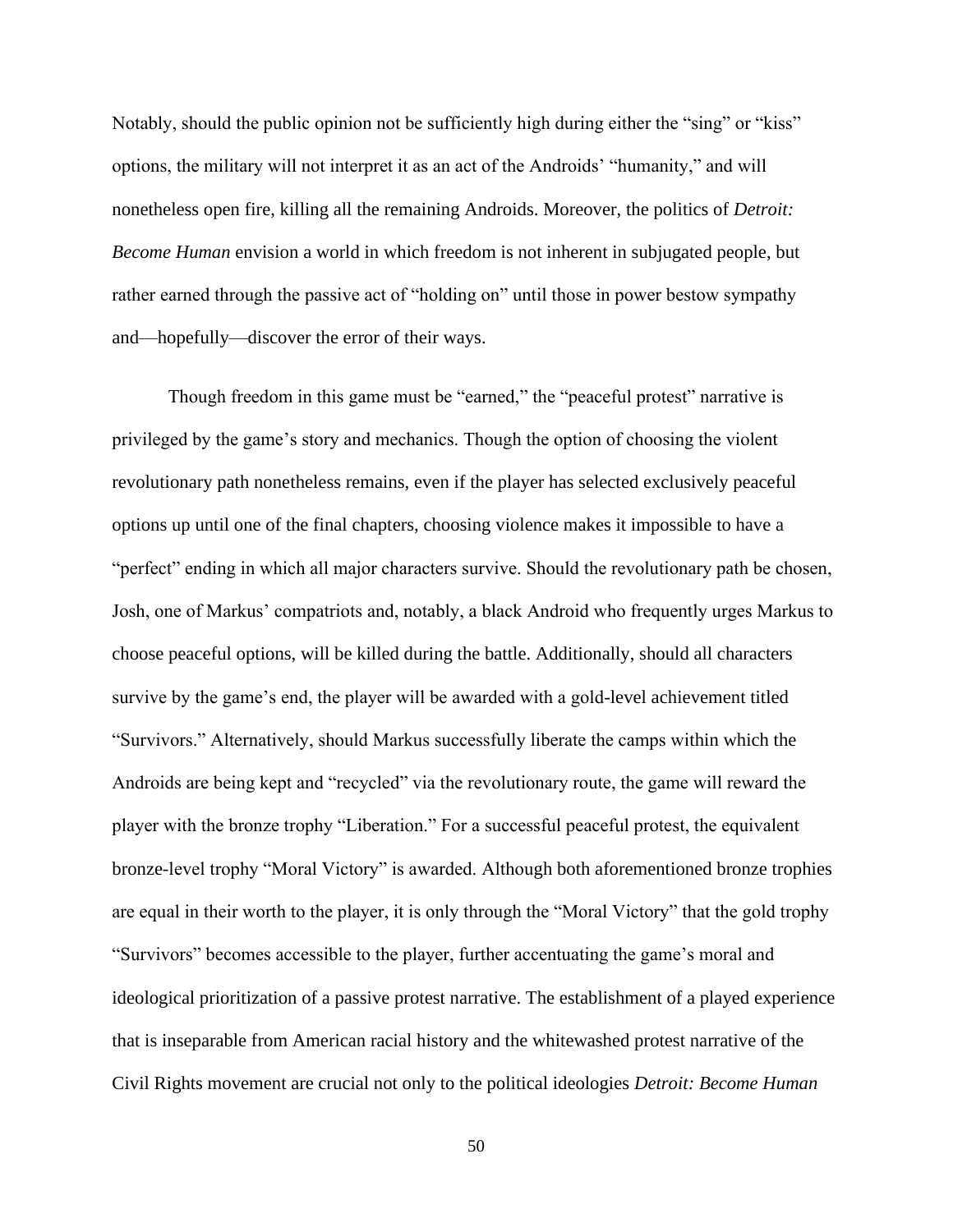Notably, should the public opinion not be sufficiently high during either the "sing" or "kiss" options, the military will not interpret it as an act of the Androids' "humanity," and will nonetheless open fire, killing all the remaining Androids. Moreover, the politics of *Detroit: Become Human* envision a world in which freedom is not inherent in subjugated people, but rather earned through the passive act of "holding on" until those in power bestow sympathy and—hopefully—discover the error of their ways.

Though freedom in this game must be "earned," the "peaceful protest" narrative is privileged by the game's story and mechanics. Though the option of choosing the violent revolutionary path nonetheless remains, even if the player has selected exclusively peaceful options up until one of the final chapters, choosing violence makes it impossible to have a "perfect" ending in which all major characters survive. Should the revolutionary path be chosen, Josh, one of Markus' compatriots and, notably, a black Android who frequently urges Markus to choose peaceful options, will be killed during the battle. Additionally, should all characters survive by the game's end, the player will be awarded with a gold-level achievement titled "Survivors." Alternatively, should Markus successfully liberate the camps within which the Androids are being kept and "recycled" via the revolutionary route, the game will reward the player with the bronze trophy "Liberation." For a successful peaceful protest, the equivalent bronze-level trophy "Moral Victory" is awarded. Although both aforementioned bronze trophies are equal in their worth to the player, it is only through the "Moral Victory" that the gold trophy "Survivors" becomes accessible to the player, further accentuating the game's moral and ideological prioritization of a passive protest narrative. The establishment of a played experience that is inseparable from American racial history and the whitewashed protest narrative of the Civil Rights movement are crucial not only to the political ideologies *Detroit: Become Human*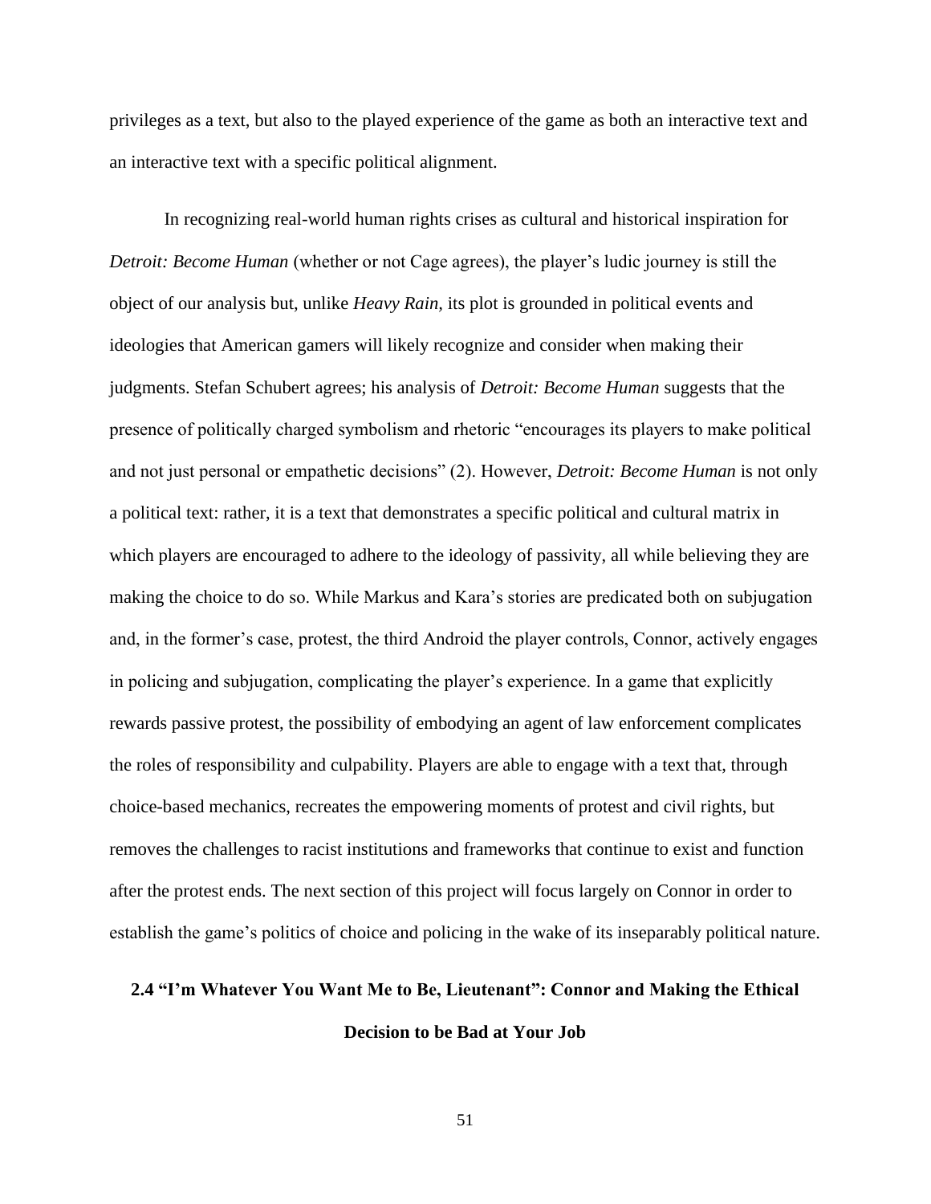privileges as a text, but also to the played experience of the game as both an interactive text and an interactive text with a specific political alignment.

In recognizing real-world human rights crises as cultural and historical inspiration for *Detroit: Become Human* (whether or not Cage agrees), the player's ludic journey is still the object of our analysis but, unlike *Heavy Rain,* its plot is grounded in political events and ideologies that American gamers will likely recognize and consider when making their judgments. Stefan Schubert agrees; his analysis of *Detroit: Become Human* suggests that the presence of politically charged symbolism and rhetoric "encourages its players to make political and not just personal or empathetic decisions" (2). However, *Detroit: Become Human* is not only a political text: rather, it is a text that demonstrates a specific political and cultural matrix in which players are encouraged to adhere to the ideology of passivity, all while believing they are making the choice to do so. While Markus and Kara's stories are predicated both on subjugation and, in the former's case, protest, the third Android the player controls, Connor, actively engages in policing and subjugation, complicating the player's experience. In a game that explicitly rewards passive protest, the possibility of embodying an agent of law enforcement complicates the roles of responsibility and culpability. Players are able to engage with a text that, through choice-based mechanics, recreates the empowering moments of protest and civil rights, but removes the challenges to racist institutions and frameworks that continue to exist and function after the protest ends. The next section of this project will focus largely on Connor in order to establish the game's politics of choice and policing in the wake of its inseparably political nature.

## 2.4 "I'm Whatever You Want Me to Be, Lieutenant": Connor and Making the Ethical Decision to be Bad at Your Job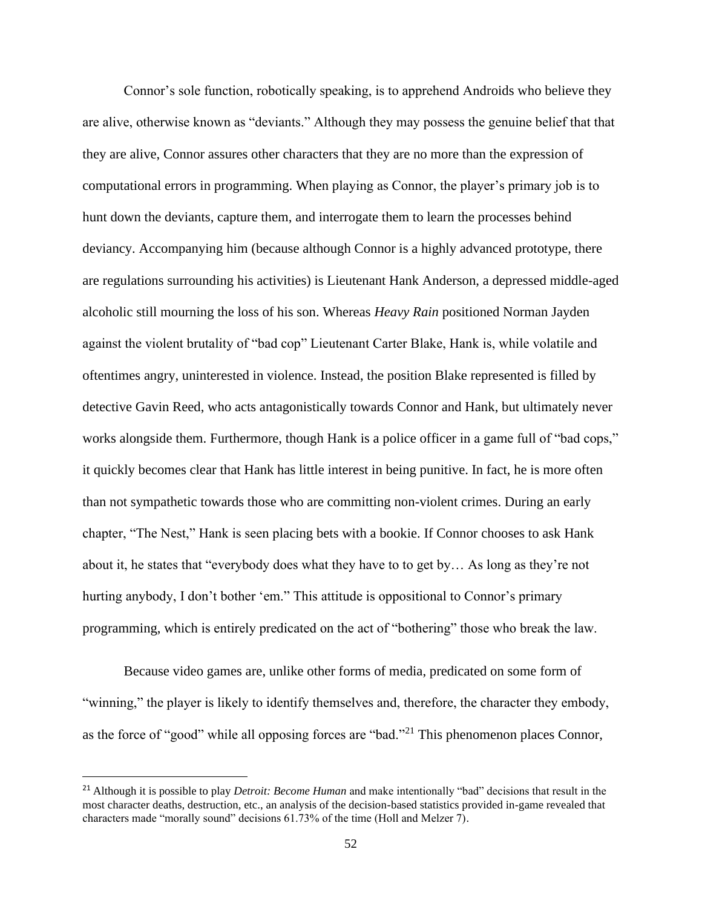Connor's sole function, robotically speaking, is to apprehend Androids who believe they are alive, otherwise known as "deviants." Although they may possess the genuine belief that that they are alive, Connor assures other characters that they are no more than the expression of computational errors in programming. When playing as Connor, the player's primary job is to hunt down the deviants, capture them, and interrogate them to learn the processes behind deviancy. Accompanying him (because although Connor is a highly advanced prototype, there are regulations surrounding his activities) is Lieutenant Hank Anderson, a depressed middle-aged alcoholic still mourning the loss of his son. Whereas *Heavy Rain* positioned Norman Jayden against the violent brutality of "bad cop" Lieutenant Carter Blake, Hank is, while volatile and oftentimes angry, uninterested in violence. Instead, the position Blake represented is filled by detective Gavin Reed, who acts antagonistically towards Connor and Hank, but ultimately never works alongside them. Furthermore, though Hank is a police officer in a game full of "bad cops," it quickly becomes clear that Hank has little interest in being punitive. In fact, he is more often than not sympathetic towards those who are committing non-violent crimes. During an early chapter, "The Nest," Hank is seen placing bets with a bookie. If Connor chooses to ask Hank about it, he states that "everybody does what they have to to get by… As long as they're not hurting anybody, I don't bother 'em." This attitude is oppositional to Connor's primary programming, which is entirely predicated on the act of "bothering" those who break the law.

Because video games are, unlike other forms of media, predicated on some form of "winning," the player is likely to identify themselves and, therefore, the character they embody, as the force of "good" while all opposing forces are "bad."[21] This phenomenon places Connor,

---

[21] Although it is possible to play *Detroit: Become Human* and make intentionally "bad" decisions that result in the most character deaths, destruction, etc., an analysis of the decision-based statistics provided in-game revealed that characters made "morally sound" decisions 61.73% of the time (Holl and Melzer 7).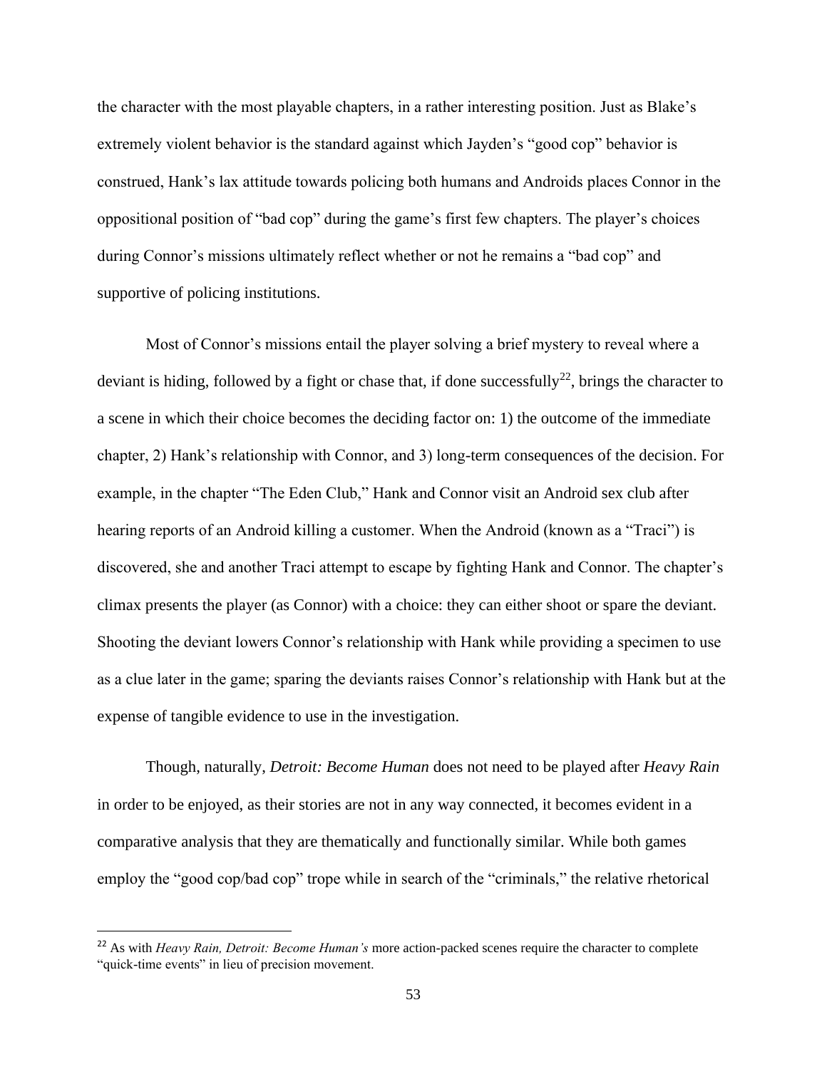the character with the most playable chapters, in a rather interesting position. Just as Blake's extremely violent behavior is the standard against which Jayden's "good cop" behavior is construed, Hank's lax attitude towards policing both humans and Androids places Connor in the oppositional position of "bad cop" during the game's first few chapters. The player's choices during Connor's missions ultimately reflect whether or not he remains a "bad cop" and supportive of policing institutions.

Most of Connor's missions entail the player solving a brief mystery to reveal where a deviant is hiding, followed by a fight or chase that, if done successfully[22], brings the character to a scene in which their choice becomes the deciding factor on: 1) the outcome of the immediate chapter, 2) Hank's relationship with Connor, and 3) long-term consequences of the decision. For example, in the chapter "The Eden Club," Hank and Connor visit an Android sex club after hearing reports of an Android killing a customer. When the Android (known as a "Traci") is discovered, she and another Traci attempt to escape by fighting Hank and Connor. The chapter's climax presents the player (as Connor) with a choice: they can either shoot or spare the deviant. Shooting the deviant lowers Connor's relationship with Hank while providing a specimen to use as a clue later in the game; sparing the deviants raises Connor's relationship with Hank but at the expense of tangible evidence to use in the investigation.

Though, naturally, *Detroit: Become Human* does not need to be played after *Heavy Rain* in order to be enjoyed, as their stories are not in any way connected, it becomes evident in a comparative analysis that they are thematically and functionally similar. While both games employ the "good cop/bad cop" trope while in search of the "criminals," the relative rhetorical

[22] As with *Heavy Rain, Detroit: Become Human's* more action-packed scenes require the character to complete "quick-time events" in lieu of precision movement.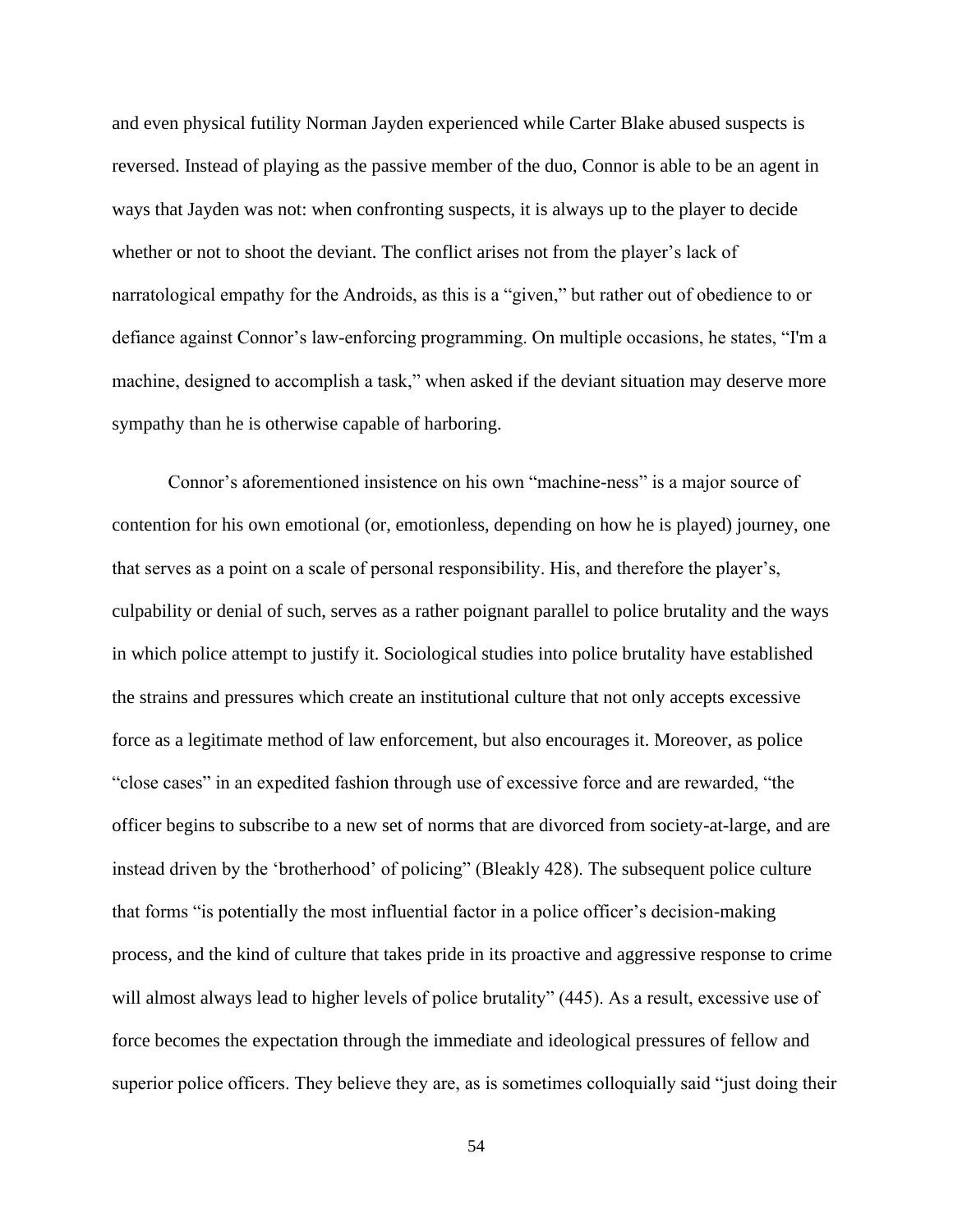and even physical futility Norman Jayden experienced while Carter Blake abused suspects is reversed. Instead of playing as the passive member of the duo, Connor is able to be an agent in ways that Jayden was not: when confronting suspects, it is always up to the player to decide whether or not to shoot the deviant. The conflict arises not from the player's lack of narratological empathy for the Androids, as this is a "given," but rather out of obedience to or defiance against Connor's law-enforcing programming. On multiple occasions, he states, "I'm a machine, designed to accomplish a task," when asked if the deviant situation may deserve more sympathy than he is otherwise capable of harboring.

Connor's aforementioned insistence on his own "machine-ness" is a major source of contention for his own emotional (or, emotionless, depending on how he is played) journey, one that serves as a point on a scale of personal responsibility. His, and therefore the player's, culpability or denial of such, serves as a rather poignant parallel to police brutality and the ways in which police attempt to justify it. Sociological studies into police brutality have established the strains and pressures which create an institutional culture that not only accepts excessive force as a legitimate method of law enforcement, but also encourages it. Moreover, as police "close cases" in an expedited fashion through use of excessive force and are rewarded, "the officer begins to subscribe to a new set of norms that are divorced from society-at-large, and are instead driven by the 'brotherhood' of policing" (Bleakly 428). The subsequent police culture that forms "is potentially the most influential factor in a police officer's decision-making process, and the kind of culture that takes pride in its proactive and aggressive response to crime will almost always lead to higher levels of police brutality" (445). As a result, excessive use of force becomes the expectation through the immediate and ideological pressures of fellow and superior police officers. They believe they are, as is sometimes colloquially said "just doing their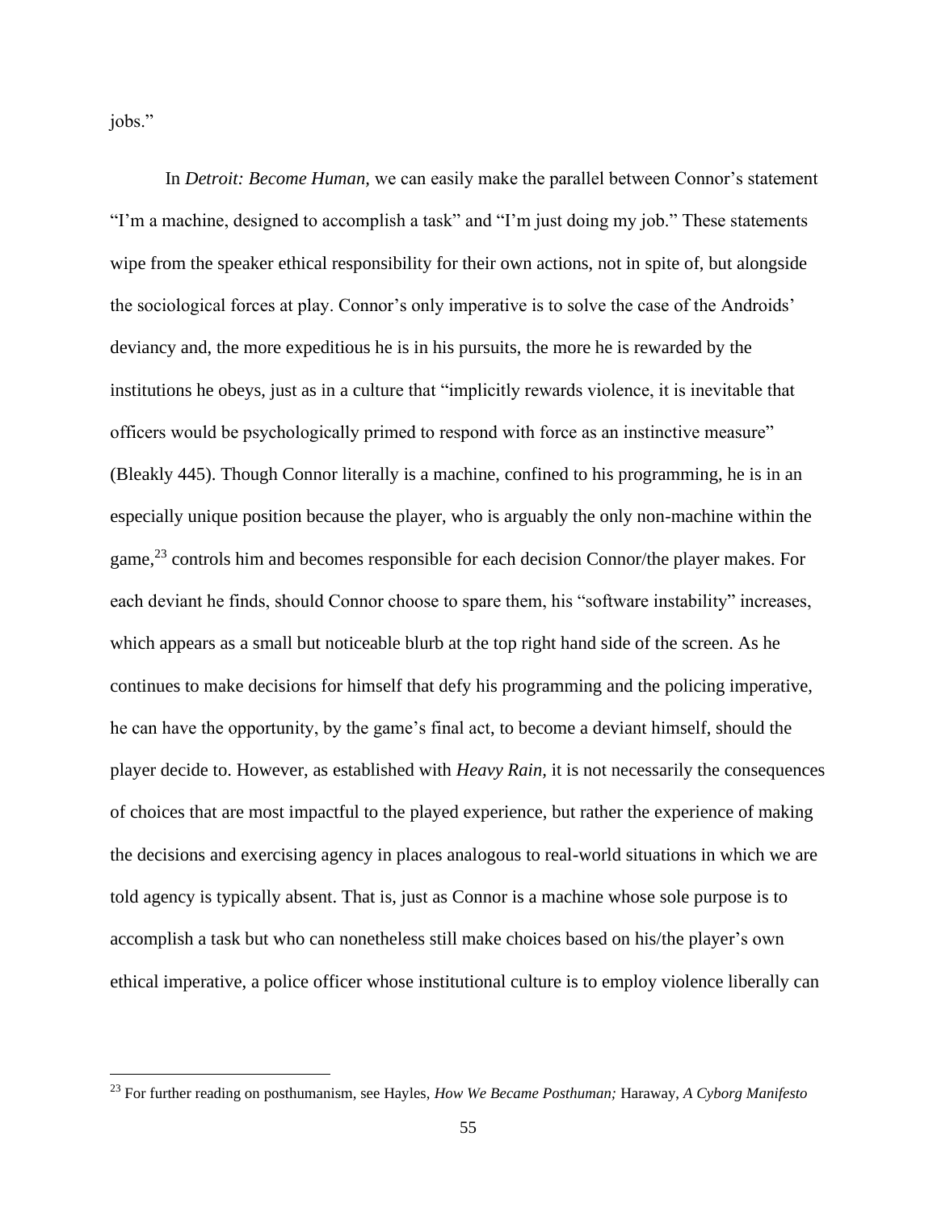jobs."

In *Detroit: Become Human,* we can easily make the parallel between Connor's statement "I'm a machine, designed to accomplish a task" and "I'm just doing my job." These statements wipe from the speaker ethical responsibility for their own actions, not in spite of, but alongside the sociological forces at play. Connor's only imperative is to solve the case of the Androids' deviancy and, the more expeditious he is in his pursuits, the more he is rewarded by the institutions he obeys, just as in a culture that "implicitly rewards violence, it is inevitable that officers would be psychologically primed to respond with force as an instinctive measure" (Bleakly 445). Though Connor literally is a machine, confined to his programming, he is in an especially unique position because the player, who is arguably the only non-machine within the game,[23] controls him and becomes responsible for each decision Connor/the player makes. For each deviant he finds, should Connor choose to spare them, his "software instability" increases, which appears as a small but noticeable blurb at the top right hand side of the screen. As he continues to make decisions for himself that defy his programming and the policing imperative, he can have the opportunity, by the game's final act, to become a deviant himself, should the player decide to. However, as established with *Heavy Rain*, it is not necessarily the consequences of choices that are most impactful to the played experience, but rather the experience of making the decisions and exercising agency in places analogous to real-world situations in which we are told agency is typically absent. That is, just as Connor is a machine whose sole purpose is to accomplish a task but who can nonetheless still make choices based on his/the player's own ethical imperative, a police officer whose institutional culture is to employ violence liberally can

[23] For further reading on posthumanism, see Hayles, *How We Became Posthuman;* Haraway, *A Cyborg Manifesto*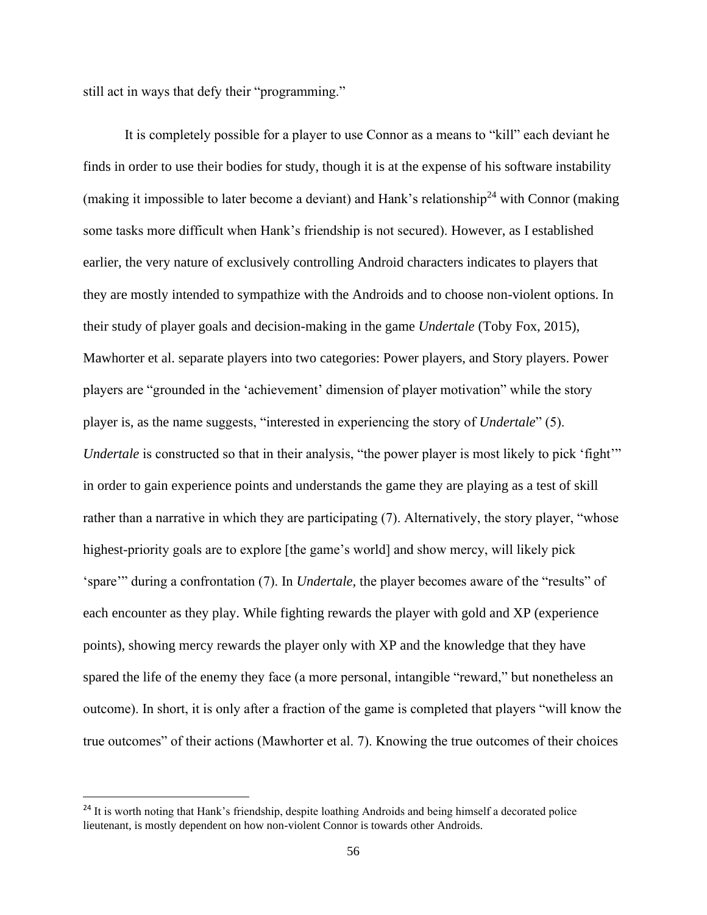still act in ways that defy their "programming."

It is completely possible for a player to use Connor as a means to "kill" each deviant he finds in order to use their bodies for study, though it is at the expense of his software instability (making it impossible to later become a deviant) and Hank's relationship[24] with Connor (making some tasks more difficult when Hank's friendship is not secured). However, as I established earlier, the very nature of exclusively controlling Android characters indicates to players that they are mostly intended to sympathize with the Androids and to choose non-violent options. In their study of player goals and decision-making in the game *Undertale* (Toby Fox, 2015), Mawhorter et al. separate players into two categories: Power players, and Story players. Power players are "grounded in the 'achievement' dimension of player motivation" while the story player is, as the name suggests, "interested in experiencing the story of *Undertale*" (5). *Undertale* is constructed so that in their analysis, "the power player is most likely to pick 'fight'" in order to gain experience points and understands the game they are playing as a test of skill rather than a narrative in which they are participating (7). Alternatively, the story player, "whose highest-priority goals are to explore [the game's world] and show mercy, will likely pick 'spare'" during a confrontation (7). In *Undertale,* the player becomes aware of the "results" of each encounter as they play. While fighting rewards the player with gold and XP (experience points), showing mercy rewards the player only with XP and the knowledge that they have spared the life of the enemy they face (a more personal, intangible "reward," but nonetheless an outcome). In short, it is only after a fraction of the game is completed that players "will know the true outcomes" of their actions (Mawhorter et al. 7). Knowing the true outcomes of their choices

[24] It is worth noting that Hank's friendship, despite loathing Androids and being himself a decorated police lieutenant, is mostly dependent on how non-violent Connor is towards other Androids.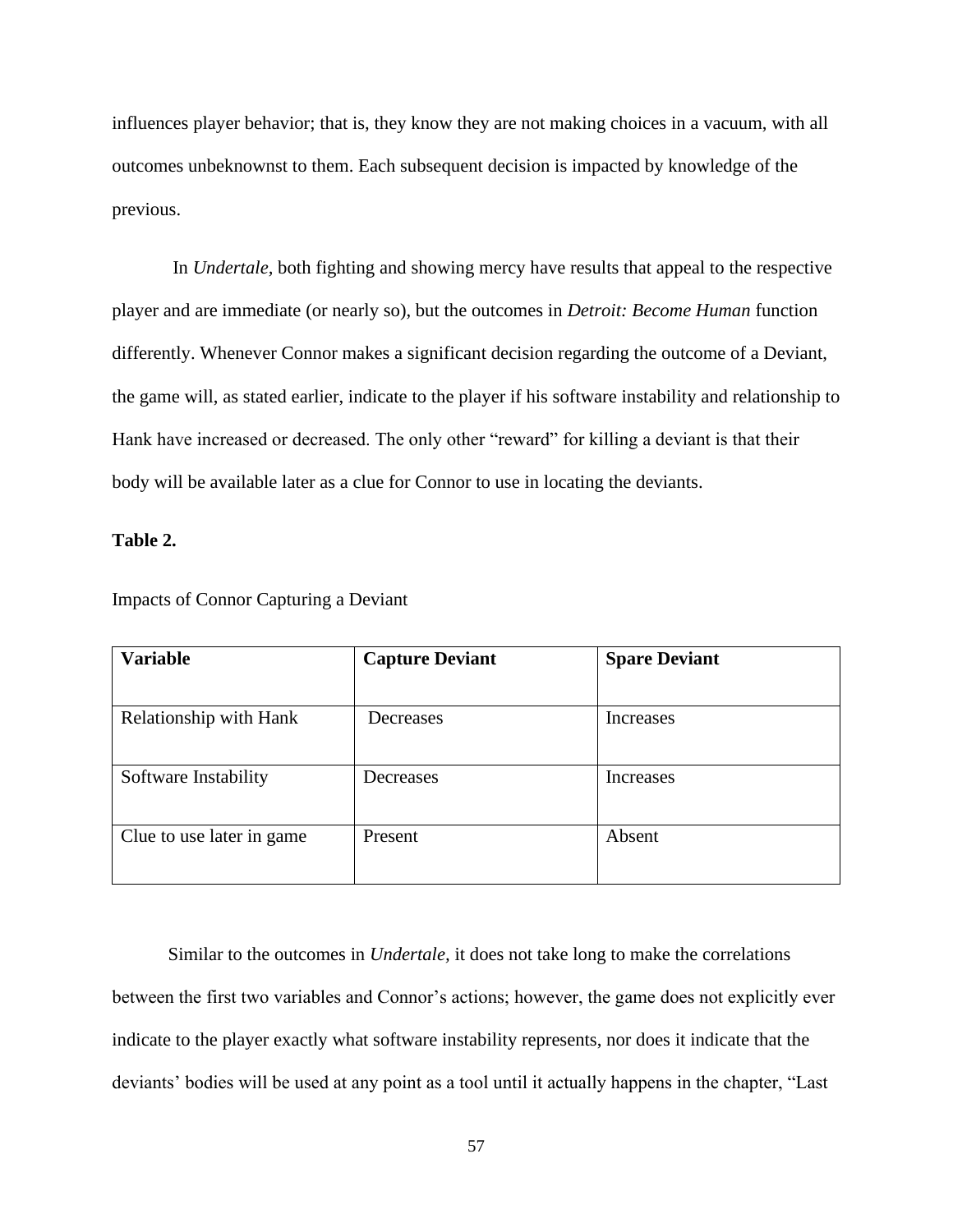influences player behavior; that is, they know they are not making choices in a vacuum, with all outcomes unbeknownst to them. Each subsequent decision is impacted by knowledge of the previous.

In *Undertale,* both fighting and showing mercy have results that appeal to the respective player and are immediate (or nearly so), but the outcomes in *Detroit: Become Human* function differently. Whenever Connor makes a significant decision regarding the outcome of a Deviant, the game will, as stated earlier, indicate to the player if his software instability and relationship to Hank have increased or decreased. The only other "reward" for killing a deviant is that their body will be available later as a clue for Connor to use in locating the deviants.

**Table 2.**

Impacts of Connor Capturing a Deviant

| **Variable** | **Capture Deviant** | **Spare Deviant** |
|---|---|---|
| Relationship with Hank | Decreases | Increases |
| Software Instability | Decreases | Increases |
| Clue to use later in game | Present | Absent |

Similar to the outcomes in *Undertale,* it does not take long to make the correlations between the first two variables and Connor's actions; however, the game does not explicitly ever indicate to the player exactly what software instability represents, nor does it indicate that the deviants' bodies will be used at any point as a tool until it actually happens in the chapter, "Last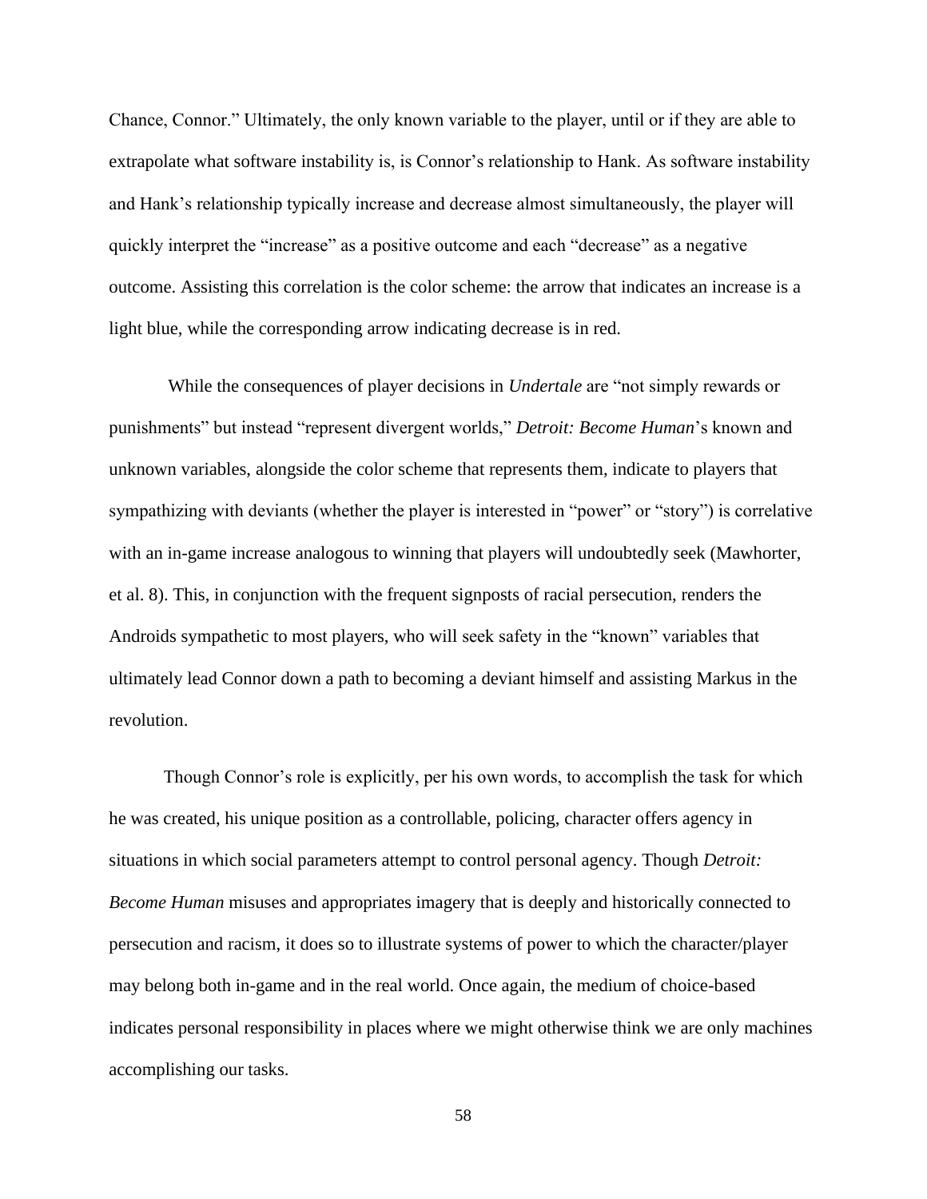Chance, Connor." Ultimately, the only known variable to the player, until or if they are able to extrapolate what software instability is, is Connor's relationship to Hank. As software instability and Hank's relationship typically increase and decrease almost simultaneously, the player will quickly interpret the "increase" as a positive outcome and each "decrease" as a negative outcome. Assisting this correlation is the color scheme: the arrow that indicates an increase is a light blue, while the corresponding arrow indicating decrease is in red.

While the consequences of player decisions in *Undertale* are "not simply rewards or punishments" but instead "represent divergent worlds," *Detroit: Become Human*'s known and unknown variables, alongside the color scheme that represents them, indicate to players that sympathizing with deviants (whether the player is interested in "power" or "story") is correlative with an in-game increase analogous to winning that players will undoubtedly seek (Mawhorter, et al. 8). This, in conjunction with the frequent signposts of racial persecution, renders the Androids sympathetic to most players, who will seek safety in the "known" variables that ultimately lead Connor down a path to becoming a deviant himself and assisting Markus in the revolution.

Though Connor's role is explicitly, per his own words, to accomplish the task for which he was created, his unique position as a controllable, policing, character offers agency in situations in which social parameters attempt to control personal agency. Though *Detroit: Become Human* misuses and appropriates imagery that is deeply and historically connected to persecution and racism, it does so to illustrate systems of power to which the character/player may belong both in-game and in the real world. Once again, the medium of choice-based indicates personal responsibility in places where we might otherwise think we are only machines accomplishing our tasks.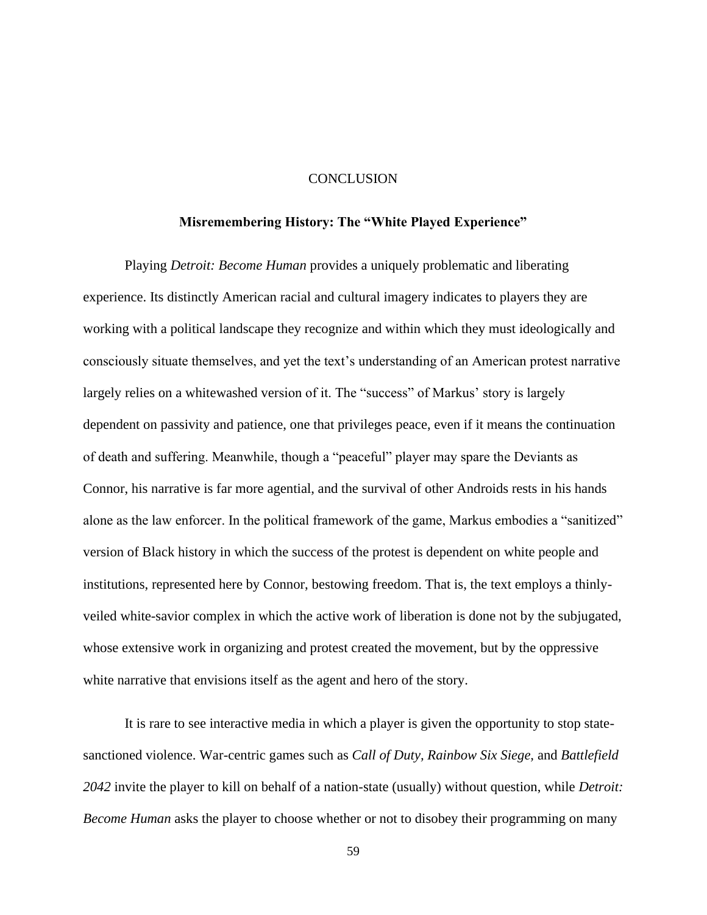# CONCLUSION

## Misremembering History: The "White Played Experience"

Playing *Detroit: Become Human* provides a uniquely problematic and liberating experience. Its distinctly American racial and cultural imagery indicates to players they are working with a political landscape they recognize and within which they must ideologically and consciously situate themselves, and yet the text's understanding of an American protest narrative largely relies on a whitewashed version of it. The "success" of Markus' story is largely dependent on passivity and patience, one that privileges peace, even if it means the continuation of death and suffering. Meanwhile, though a "peaceful" player may spare the Deviants as Connor, his narrative is far more agential, and the survival of other Androids rests in his hands alone as the law enforcer. In the political framework of the game, Markus embodies a "sanitized" version of Black history in which the success of the protest is dependent on white people and institutions, represented here by Connor, bestowing freedom. That is, the text employs a thinly-veiled white-savior complex in which the active work of liberation is done not by the subjugated, whose extensive work in organizing and protest created the movement, but by the oppressive white narrative that envisions itself as the agent and hero of the story.

It is rare to see interactive media in which a player is given the opportunity to stop state-sanctioned violence. War-centric games such as *Call of Duty, Rainbow Six Siege,* and *Battlefield 2042* invite the player to kill on behalf of a nation-state (usually) without question, while *Detroit: Become Human* asks the player to choose whether or not to disobey their programming on many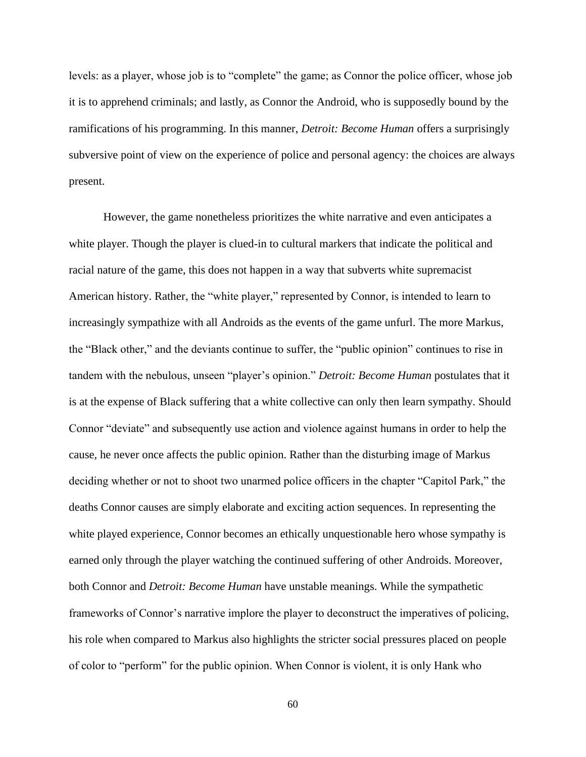levels: as a player, whose job is to "complete" the game; as Connor the police officer, whose job it is to apprehend criminals; and lastly, as Connor the Android, who is supposedly bound by the ramifications of his programming. In this manner, *Detroit: Become Human* offers a surprisingly subversive point of view on the experience of police and personal agency: the choices are always present.

However, the game nonetheless prioritizes the white narrative and even anticipates a white player. Though the player is clued-in to cultural markers that indicate the political and racial nature of the game, this does not happen in a way that subverts white supremacist American history. Rather, the "white player," represented by Connor, is intended to learn to increasingly sympathize with all Androids as the events of the game unfurl. The more Markus, the "Black other," and the deviants continue to suffer, the "public opinion" continues to rise in tandem with the nebulous, unseen "player's opinion." *Detroit: Become Human* postulates that it is at the expense of Black suffering that a white collective can only then learn sympathy. Should Connor "deviate" and subsequently use action and violence against humans in order to help the cause, he never once affects the public opinion. Rather than the disturbing image of Markus deciding whether or not to shoot two unarmed police officers in the chapter "Capitol Park," the deaths Connor causes are simply elaborate and exciting action sequences. In representing the white played experience, Connor becomes an ethically unquestionable hero whose sympathy is earned only through the player watching the continued suffering of other Androids. Moreover, both Connor and *Detroit: Become Human* have unstable meanings. While the sympathetic frameworks of Connor's narrative implore the player to deconstruct the imperatives of policing, his role when compared to Markus also highlights the stricter social pressures placed on people of color to "perform" for the public opinion. When Connor is violent, it is only Hank who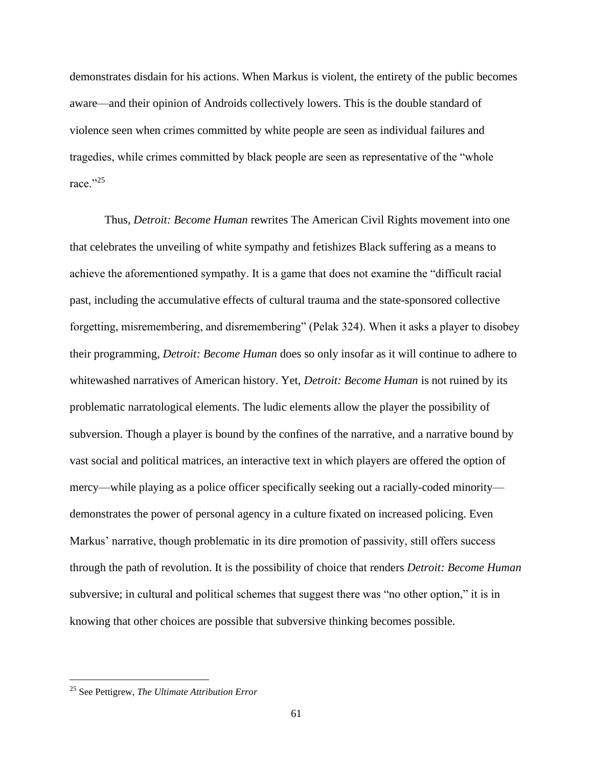demonstrates disdain for his actions. When Markus is violent, the entirety of the public becomes aware—and their opinion of Androids collectively lowers. This is the double standard of violence seen when crimes committed by white people are seen as individual failures and tragedies, while crimes committed by black people are seen as representative of the "whole race."[25]

Thus, *Detroit: Become Human* rewrites The American Civil Rights movement into one that celebrates the unveiling of white sympathy and fetishizes Black suffering as a means to achieve the aforementioned sympathy. It is a game that does not examine the "difficult racial past, including the accumulative effects of cultural trauma and the state-sponsored collective forgetting, misremembering, and disremembering" (Pelak 324). When it asks a player to disobey their programming, *Detroit: Become Human* does so only insofar as it will continue to adhere to whitewashed narratives of American history. Yet, *Detroit: Become Human* is not ruined by its problematic narratological elements. The ludic elements allow the player the possibility of subversion. Though a player is bound by the confines of the narrative, and a narrative bound by vast social and political matrices, an interactive text in which players are offered the option of mercy—while playing as a police officer specifically seeking out a racially-coded minority—demonstrates the power of personal agency in a culture fixated on increased policing. Even Markus' narrative, though problematic in its dire promotion of passivity, still offers success through the path of revolution. It is the possibility of choice that renders *Detroit: Become Human* subversive; in cultural and political schemes that suggest there was "no other option," it is in knowing that other choices are possible that subversive thinking becomes possible.

---

[25] See Pettigrew, *The Ultimate Attribution Error*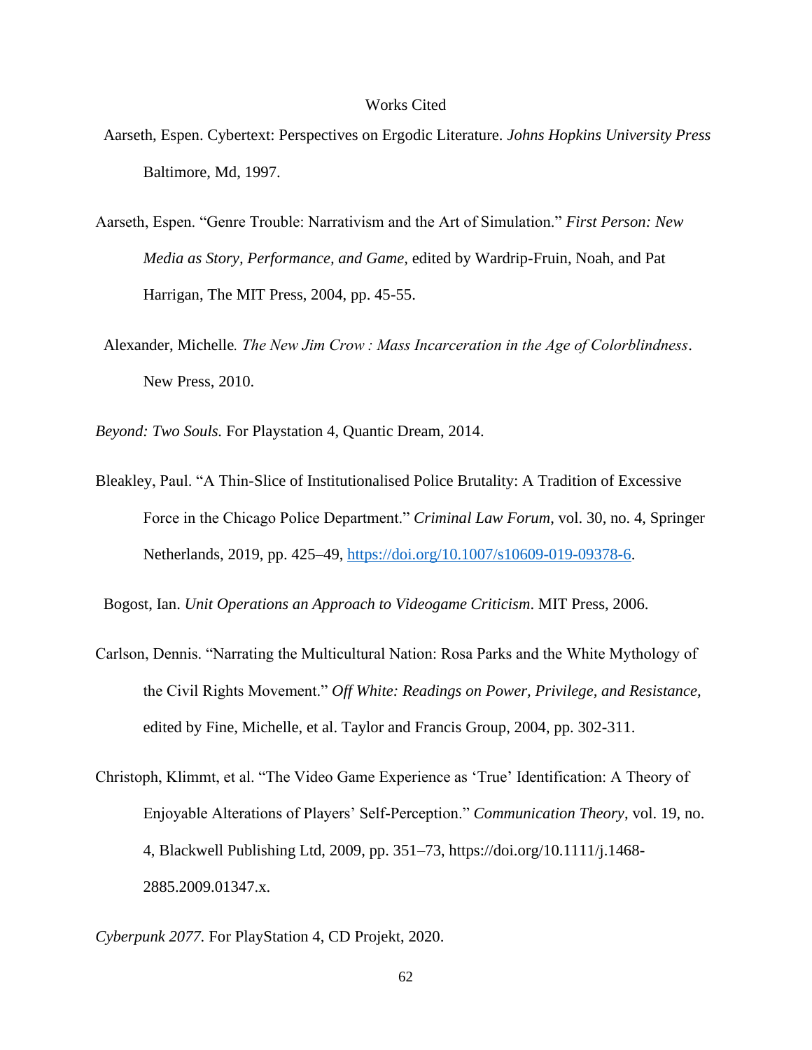# Works Cited

Aarseth, Espen. Cybertext: Perspectives on Ergodic Literature. *Johns Hopkins University Press* Baltimore, Md, 1997.

Aarseth, Espen. "Genre Trouble: Narrativism and the Art of Simulation." *First Person: New Media as Story, Performance, and Game,* edited by Wardrip-Fruin, Noah, and Pat Harrigan, The MIT Press, 2004, pp. 45-55.

Alexander, Michelle*. The New Jim Crow : Mass Incarceration in the Age of Colorblindness*. New Press, 2010.

*Beyond: Two Souls.* For Playstation 4, Quantic Dream, 2014.

Bleakley, Paul. "A Thin-Slice of Institutionalised Police Brutality: A Tradition of Excessive Force in the Chicago Police Department." *Criminal Law Forum*, vol. 30, no. 4, Springer Netherlands, 2019, pp. 425–49, https://doi.org/10.1007/s10609-019-09378-6.

Bogost, Ian. *Unit Operations an Approach to Videogame Criticism*. MIT Press, 2006.

Carlson, Dennis. "Narrating the Multicultural Nation: Rosa Parks and the White Mythology of the Civil Rights Movement." *Off White: Readings on Power, Privilege, and Resistance,* edited by Fine, Michelle, et al. Taylor and Francis Group, 2004, pp. 302-311.

Christoph, Klimmt, et al. "The Video Game Experience as 'True' Identification: A Theory of Enjoyable Alterations of Players' Self-Perception." *Communication Theory*, vol. 19, no. 4, Blackwell Publishing Ltd, 2009, pp. 351–73, https://doi.org/10.1111/j.1468-2885.2009.01347.x.

*Cyberpunk 2077*. For PlayStation 4, CD Projekt, 2020.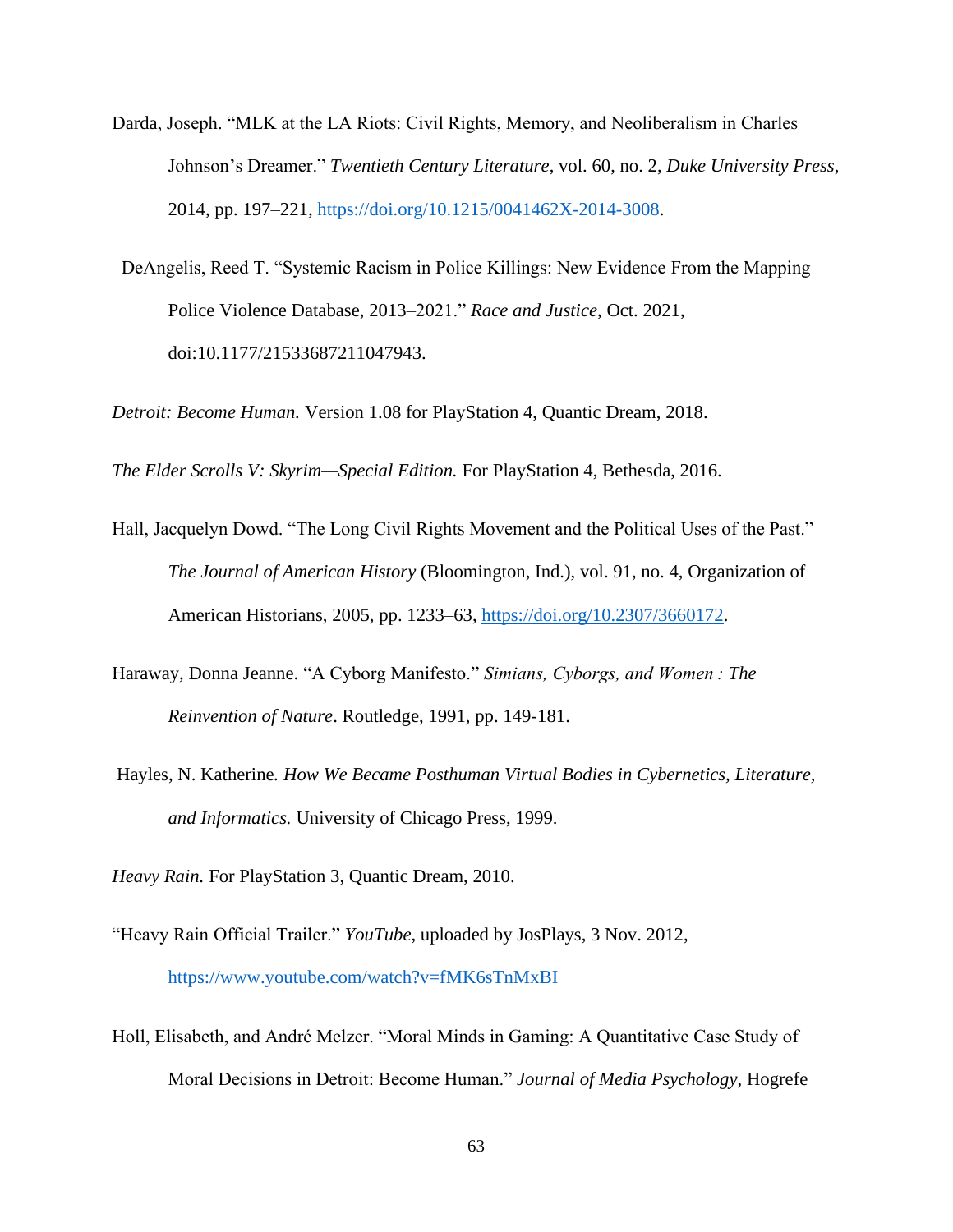Darda, Joseph. "MLK at the LA Riots: Civil Rights, Memory, and Neoliberalism in Charles Johnson's Dreamer." *Twentieth Century Literature*, vol. 60, no. 2, *Duke University Press*, 2014, pp. 197–221, https://doi.org/10.1215/0041462X-2014-3008.

DeAngelis, Reed T. "Systemic Racism in Police Killings: New Evidence From the Mapping Police Violence Database, 2013–2021." *Race and Justice*, Oct. 2021, doi:10.1177/21533687211047943.

*Detroit: Become Human.* Version 1.08 for PlayStation 4, Quantic Dream, 2018.

*The Elder Scrolls V: Skyrim—Special Edition.* For PlayStation 4, Bethesda, 2016.

Hall, Jacquelyn Dowd. "The Long Civil Rights Movement and the Political Uses of the Past." *The Journal of American History* (Bloomington, Ind.), vol. 91, no. 4, Organization of American Historians, 2005, pp. 1233–63, https://doi.org/10.2307/3660172.

Haraway, Donna Jeanne. "A Cyborg Manifesto." *Simians, Cyborgs, and Women : The Reinvention of Nature*. Routledge, 1991, pp. 149-181.

Hayles, N. Katherine. *How We Became Posthuman Virtual Bodies in Cybernetics, Literature, and Informatics.* University of Chicago Press, 1999.

*Heavy Rain.* For PlayStation 3, Quantic Dream, 2010.

"Heavy Rain Official Trailer." *YouTube,* uploaded by JosPlays, 3 Nov. 2012, https://www.youtube.com/watch?v=fMK6sTnMxBI

Holl, Elisabeth, and André Melzer. "Moral Minds in Gaming: A Quantitative Case Study of Moral Decisions in Detroit: Become Human." *Journal of Media Psychology*, Hogrefe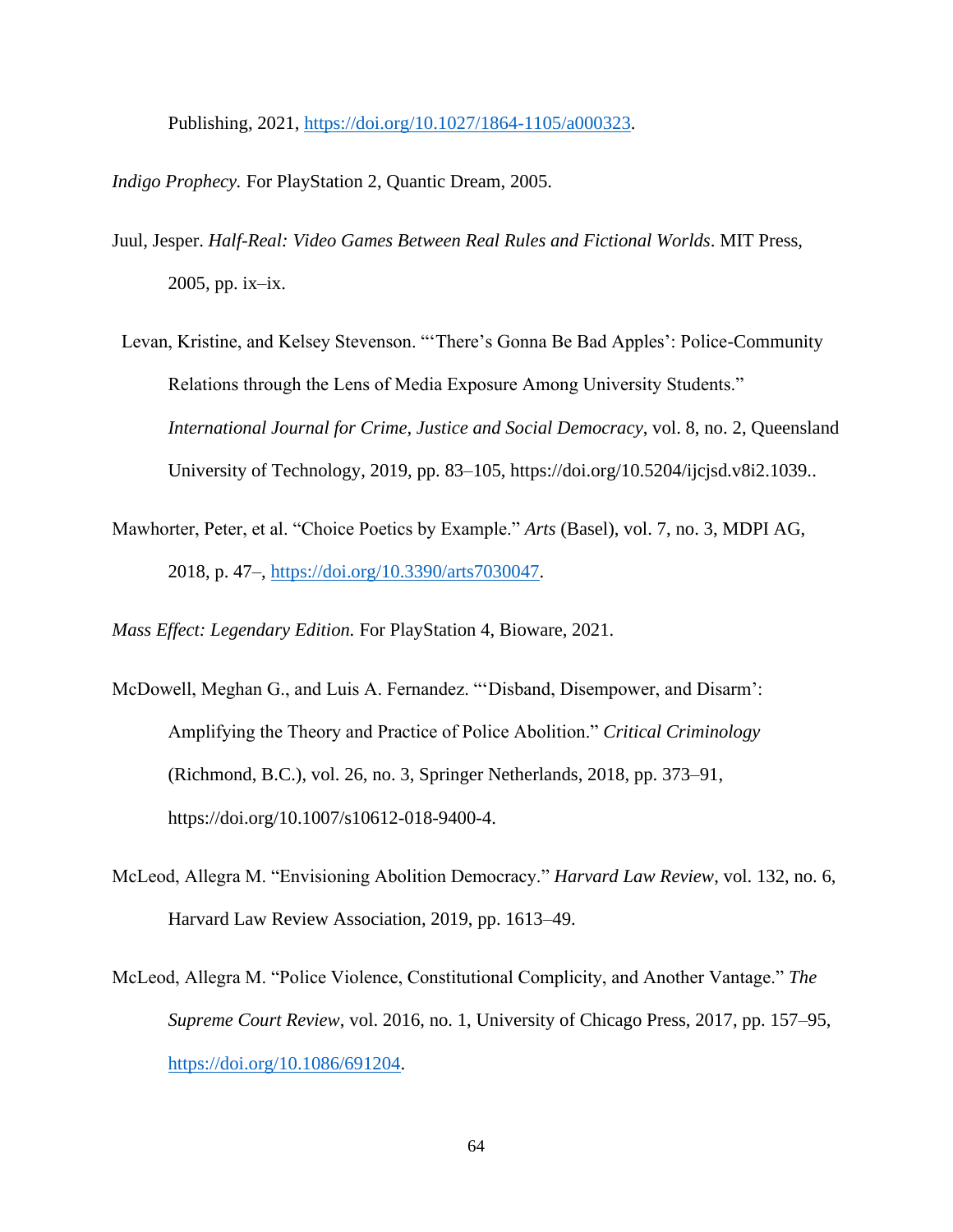Publishing, 2021, https://doi.org/10.1027/1864-1105/a000323.

*Indigo Prophecy.* For PlayStation 2, Quantic Dream, 2005.

Juul, Jesper. *Half-Real: Video Games Between Real Rules and Fictional Worlds*. MIT Press, 2005, pp. ix–ix.

Levan, Kristine, and Kelsey Stevenson. "'There's Gonna Be Bad Apples': Police-Community Relations through the Lens of Media Exposure Among University Students." *International Journal for Crime, Justice and Social Democracy*, vol. 8, no. 2, Queensland University of Technology, 2019, pp. 83–105, https://doi.org/10.5204/ijcjsd.v8i2.1039..

Mawhorter, Peter, et al. "Choice Poetics by Example." *Arts* (Basel), vol. 7, no. 3, MDPI AG, 2018, p. 47–, https://doi.org/10.3390/arts7030047.

*Mass Effect: Legendary Edition.* For PlayStation 4, Bioware, 2021.

McDowell, Meghan G., and Luis A. Fernandez. "'Disband, Disempower, and Disarm': Amplifying the Theory and Practice of Police Abolition." *Critical Criminology* (Richmond, B.C.), vol. 26, no. 3, Springer Netherlands, 2018, pp. 373–91, https://doi.org/10.1007/s10612-018-9400-4.

McLeod, Allegra M. "Envisioning Abolition Democracy." *Harvard Law Review*, vol. 132, no. 6, Harvard Law Review Association, 2019, pp. 1613–49.

McLeod, Allegra M. "Police Violence, Constitutional Complicity, and Another Vantage." *The Supreme Court Review*, vol. 2016, no. 1, University of Chicago Press, 2017, pp. 157–95, https://doi.org/10.1086/691204.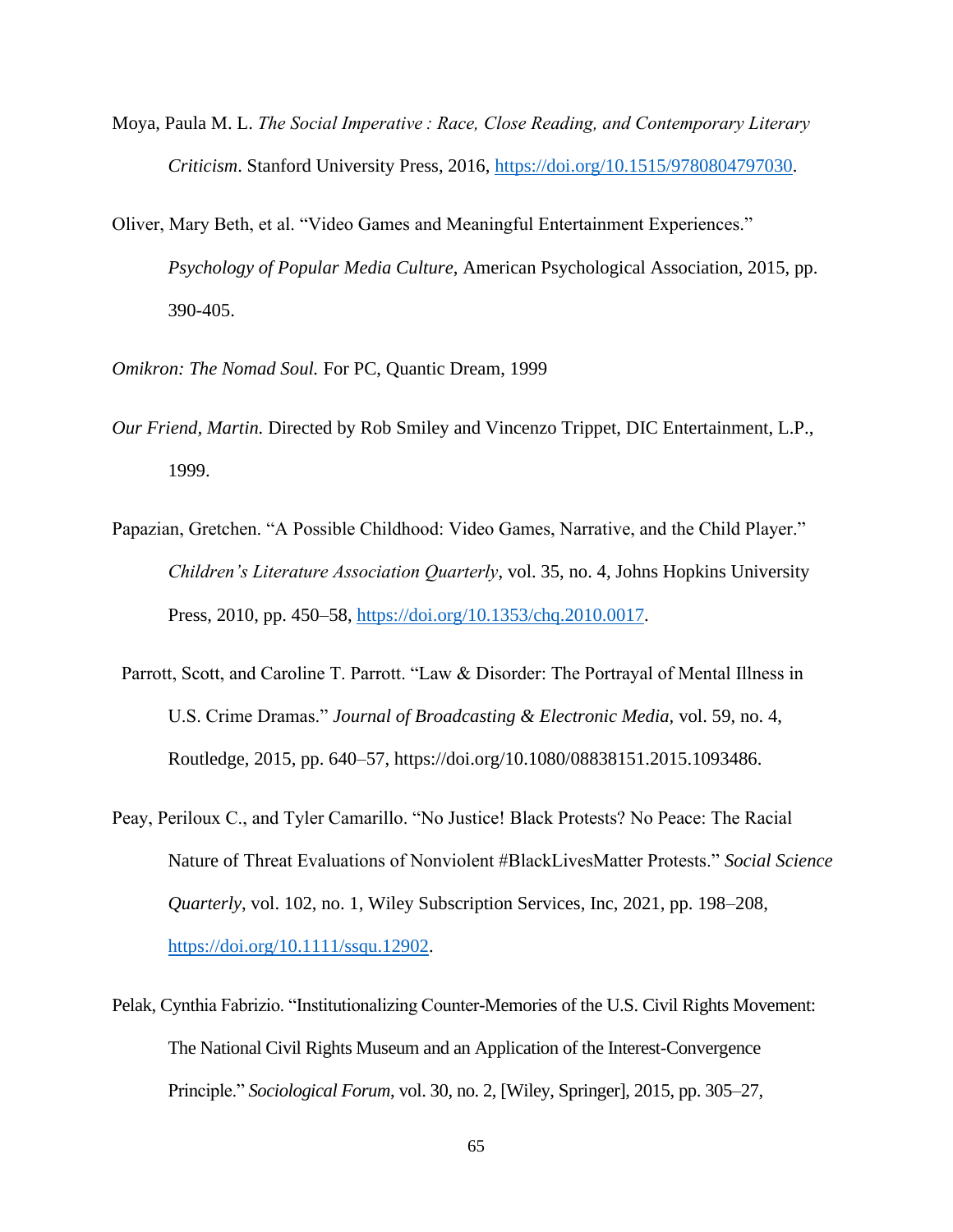Moya, Paula M. L. *The Social Imperative : Race, Close Reading, and Contemporary Literary Criticism*. Stanford University Press, 2016, https://doi.org/10.1515/9780804797030.

Oliver, Mary Beth, et al. "Video Games and Meaningful Entertainment Experiences." *Psychology of Popular Media Culture*, American Psychological Association, 2015, pp. 390-405.

*Omikron: The Nomad Soul.* For PC, Quantic Dream, 1999

*Our Friend, Martin.* Directed by Rob Smiley and Vincenzo Trippet, DIC Entertainment, L.P., 1999.

Papazian, Gretchen. "A Possible Childhood: Video Games, Narrative, and the Child Player." *Children's Literature Association Quarterly*, vol. 35, no. 4, Johns Hopkins University Press, 2010, pp. 450–58, https://doi.org/10.1353/chq.2010.0017.

Parrott, Scott, and Caroline T. Parrott. "Law & Disorder: The Portrayal of Mental Illness in U.S. Crime Dramas." *Journal of Broadcasting & Electronic Media*, vol. 59, no. 4, Routledge, 2015, pp. 640–57, https://doi.org/10.1080/08838151.2015.1093486.

Peay, Periloux C., and Tyler Camarillo. "No Justice! Black Protests? No Peace: The Racial Nature of Threat Evaluations of Nonviolent #BlackLivesMatter Protests." *Social Science Quarterly*, vol. 102, no. 1, Wiley Subscription Services, Inc, 2021, pp. 198–208, https://doi.org/10.1111/ssqu.12902.

Pelak, Cynthia Fabrizio. "Institutionalizing Counter-Memories of the U.S. Civil Rights Movement: The National Civil Rights Museum and an Application of the Interest-Convergence Principle." *Sociological Forum*, vol. 30, no. 2, [Wiley, Springer], 2015, pp. 305–27,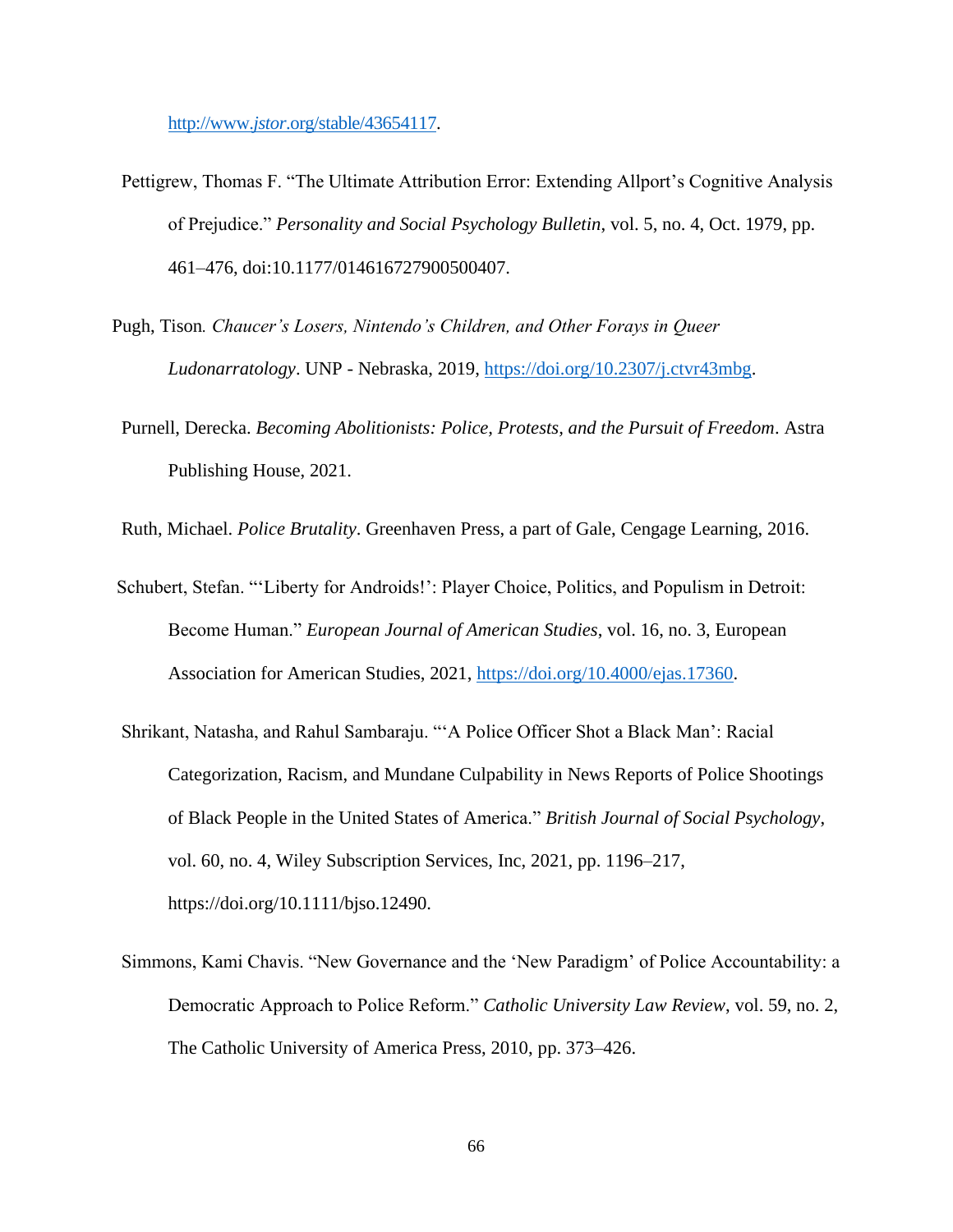http://www.jstor.org/stable/43654117.

Pettigrew, Thomas F. "The Ultimate Attribution Error: Extending Allport's Cognitive Analysis of Prejudice." *Personality and Social Psychology Bulletin*, vol. 5, no. 4, Oct. 1979, pp. 461–476, doi:10.1177/014616727900500407.

Pugh, Tison. *Chaucer's Losers, Nintendo's Children, and Other Forays in Queer Ludonarratology*. UNP - Nebraska, 2019, https://doi.org/10.2307/j.ctvr43mbg.

Purnell, Derecka. *Becoming Abolitionists: Police, Protests, and the Pursuit of Freedom*. Astra Publishing House, 2021.

Ruth, Michael. *Police Brutality*. Greenhaven Press, a part of Gale, Cengage Learning, 2016.

Schubert, Stefan. "'Liberty for Androids!': Player Choice, Politics, and Populism in Detroit: Become Human." *European Journal of American Studies*, vol. 16, no. 3, European Association for American Studies, 2021, https://doi.org/10.4000/ejas.17360.

Shrikant, Natasha, and Rahul Sambaraju. "'A Police Officer Shot a Black Man': Racial Categorization, Racism, and Mundane Culpability in News Reports of Police Shootings of Black People in the United States of America." *British Journal of Social Psychology*, vol. 60, no. 4, Wiley Subscription Services, Inc, 2021, pp. 1196–217, https://doi.org/10.1111/bjso.12490.

Simmons, Kami Chavis. "New Governance and the 'New Paradigm' of Police Accountability: a Democratic Approach to Police Reform." *Catholic University Law Review*, vol. 59, no. 2, The Catholic University of America Press, 2010, pp. 373–426.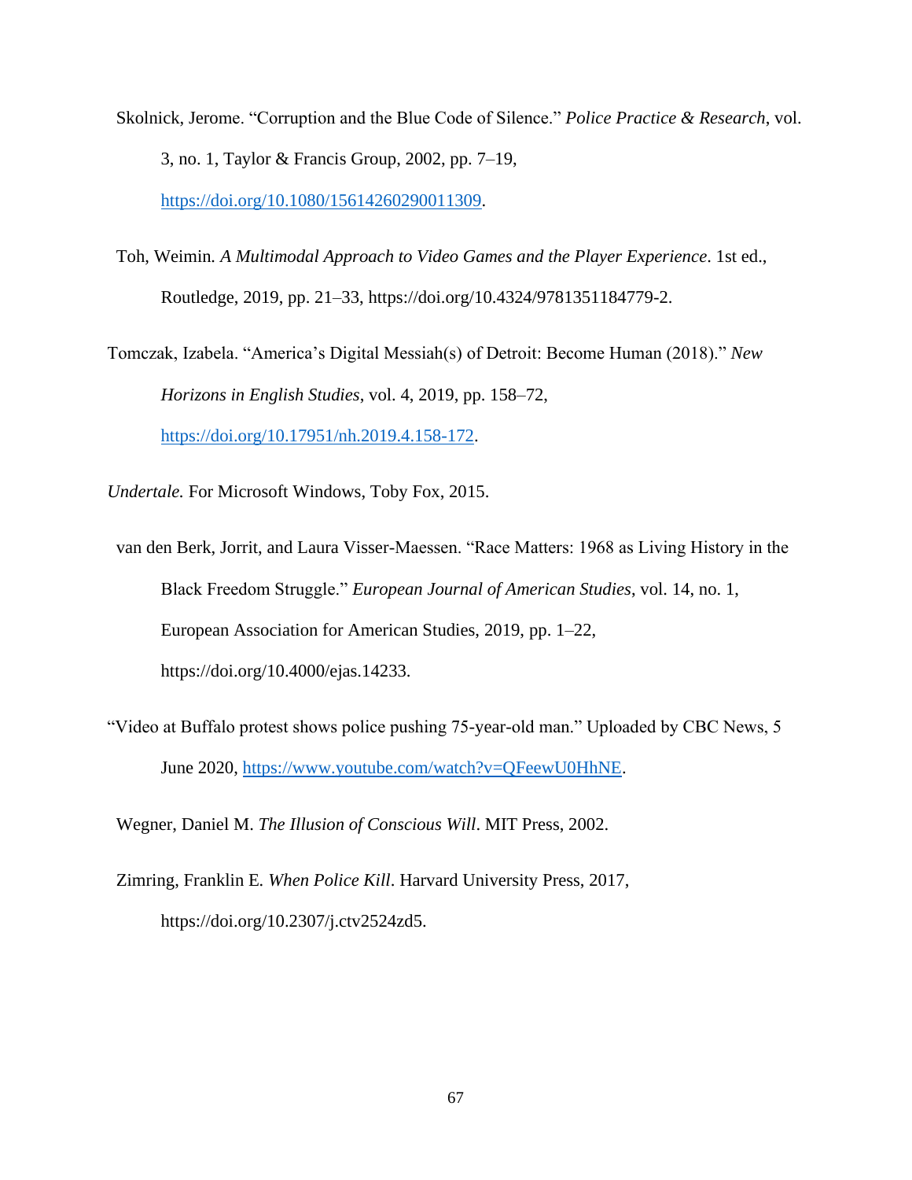Skolnick, Jerome. "Corruption and the Blue Code of Silence." *Police Practice & Research*, vol. 3, no. 1, Taylor & Francis Group, 2002, pp. 7–19, https://doi.org/10.1080/15614260290011309.

Toh, Weimin. *A Multimodal Approach to Video Games and the Player Experience*. 1st ed., Routledge, 2019, pp. 21–33, https://doi.org/10.4324/9781351184779-2.

Tomczak, Izabela. "America's Digital Messiah(s) of Detroit: Become Human (2018)." *New Horizons in English Studies*, vol. 4, 2019, pp. 158–72, https://doi.org/10.17951/nh.2019.4.158-172.

*Undertale.* For Microsoft Windows, Toby Fox, 2015.

van den Berk, Jorrit, and Laura Visser-Maessen. "Race Matters: 1968 as Living History in the Black Freedom Struggle." *European Journal of American Studies*, vol. 14, no. 1, European Association for American Studies, 2019, pp. 1–22, https://doi.org/10.4000/ejas.14233.

"Video at Buffalo protest shows police pushing 75-year-old man." Uploaded by CBC News, 5 June 2020, https://www.youtube.com/watch?v=QFeewU0HhNE.

Wegner, Daniel M. *The Illusion of Conscious Will*. MIT Press, 2002.

Zimring, Franklin E. *When Police Kill*. Harvard University Press, 2017, https://doi.org/10.2307/j.ctv2524zd5.